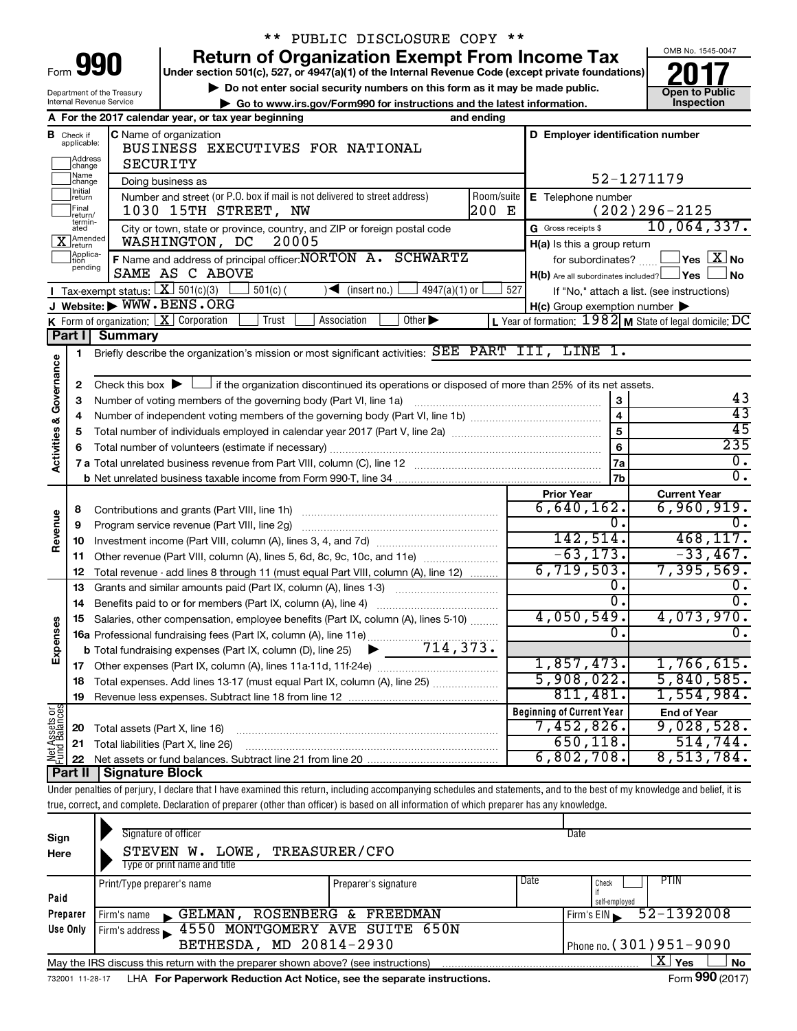** PUBLIC DISCLOSURE COPY **

# Form 990 — Return of Organization Exempt From Income Tax — 2017

Under section 501(c), 527, or 4947(a)(1) of the Internal Revenue Code (except private foundations)

▶ Do not enter social security numbers on this form as it may be made public.

▶ Go to www.irs.gov/Form990 for instructions and the latest information.

Department of the Treasury
Internal Revenue Service

OMB No. 1545-0047

**Open to Public Inspection**

**A** For the 2017 calendar year, or tax year beginning and ending

**B** Check if applicable: Address change; Name change; Initial return; Final return/terminated; [X] Amended return; Application pending

**C** Name of organization: BUSINESS EXECUTIVES FOR NATIONAL SECURITY

Doing business as

Number and street (or P.O. box if mail is not delivered to street address): 1030 15TH STREET, NW — Room/suite: 200 E

City or town, state or province, country, and ZIP or foreign postal code: WASHINGTON, DC 20005

**D** Employer identification number: 52-1271179

**E** Telephone number: (202)296-2125

**G** Gross receipts $ 10,064,337.

**F** Name and address of principal officer: NORTON A. SCHWARTZ, SAME AS C ABOVE

**H(a)** Is this a group return for subordinates? [ ] Yes [X] No

**H(b)** Are all subordinates included? [ ] Yes [ ] No — If "No," attach a list. (see instructions)

**H(c)** Group exemption number ▶

**I** Tax-exempt status: [X] 501(c)(3) [ ] 501(c) ( ) ◀ (insert no.) [ ] 4947(a)(1) or [ ] 527

**J** Website: ▶ WWW.BENS.ORG

**K** Form of organization: [X] Corporation [ ] Trust [ ] Association [ ] Other ▶

**L** Year of formation: 1982 **M** State of legal domicile: DC

## Part I Summary

**Activities & Governance**

1 Briefly describe the organization's mission or most significant activities: SEE PART III, LINE 1.

2 Check this box ▶ [ ] if the organization discontinued its operations or disposed of more than 25% of its net assets.

| | Line | Value |
|---|---|---|
| 3 Number of voting members of the governing body (Part VI, line 1a) | 3 | 43 |
| 4 Number of independent voting members of the governing body (Part VI, line 1b) | 4 | 43 |
| 5 Total number of individuals employed in calendar year 2017 (Part V, line 2a) | 5 | 45 |
| 6 Total number of volunteers (estimate if necessary) | 6 | 235 |
| 7a Total unrelated business revenue from Part VIII, column (C), line 12 | 7a | 0. |
| b Net unrelated business taxable income from Form 990-T, line 34 | 7b | 0. |

| | | Prior Year | Current Year |
|---|---|---|---|
| **Revenue** | 8 Contributions and grants (Part VIII, line 1h) | 6,640,162. | 6,960,919. |
| | 9 Program service revenue (Part VIII, line 2g) | 0. | 0. |
| | 10 Investment income (Part VIII, column (A), lines 3, 4, and 7d) | 142,514. | 468,117. |
| | 11 Other revenue (Part VIII, column (A), lines 5, 6d, 8c, 9c, 10c, and 11e) | -63,173. | -33,467. |
| | 12 Total revenue - add lines 8 through 11 (must equal Part VIII, column (A), line 12) | 6,719,503. | 7,395,569. |
| **Expenses** | 13 Grants and similar amounts paid (Part IX, column (A), lines 1-3) | 0. | 0. |
| | 14 Benefits paid to or for members (Part IX, column (A), line 4) | 0. | 0. |
| | 15 Salaries, other compensation, employee benefits (Part IX, column (A), lines 5-10) | 4,050,549. | 4,073,970. |
| | 16a Professional fundraising fees (Part IX, column (A), line 11e) | 0. | 0. |
| | b Total fundraising expenses (Part IX, column (D), line 25) ▶ 714,373. | | |
| | 17 Other expenses (Part IX, column (A), lines 11a-11d, 11f-24e) | 1,857,473. | 1,766,615. |
| | 18 Total expenses. Add lines 13-17 (must equal Part IX, column (A), line 25) | 5,908,022. | 5,840,585. |
| | 19 Revenue less expenses. Subtract line 18 from line 12 | 811,481. | 1,554,984. |

| | | Beginning of Current Year | End of Year |
|---|---|---|---|
| **Net Assets or Fund Balances** | 20 Total assets (Part X, line 16) | 7,452,826. | 9,028,528. |
| | 21 Total liabilities (Part X, line 26) | 650,118. | 514,744. |
| | 22 Net assets or fund balances. Subtract line 21 from line 20 | 6,802,708. | 8,513,784. |

## Part II Signature Block

Under penalties of perjury, I declare that I have examined this return, including accompanying schedules and statements, and to the best of my knowledge and belief, it is true, correct, and complete. Declaration of preparer (other than officer) is based on all information of which preparer has any knowledge.

**Sign Here**

Signature of officer — Date

STEVEN W. LOWE, TREASURER/CFO

Type or print name and title

**Paid Preparer Use Only**

| Print/Type preparer's name | Preparer's signature | Date | Check if self-employed | PTIN |
|---|---|---|---|---|
| | | | | |

Firm's name ▶ GELMAN, ROSENBERG & FREEDMAN — Firm's EIN ▶ 52-1392008

Firm's address ▶ 4550 MONTGOMERY AVE SUITE 650N, BETHESDA, MD 20814-2930 — Phone no. (301)951-9090

May the IRS discuss this return with the preparer shown above? (see instructions) [X] Yes [ ] No

732001 11-28-17 LHA For Paperwork Reduction Act Notice, see the separate instructions. Form 990 (2017)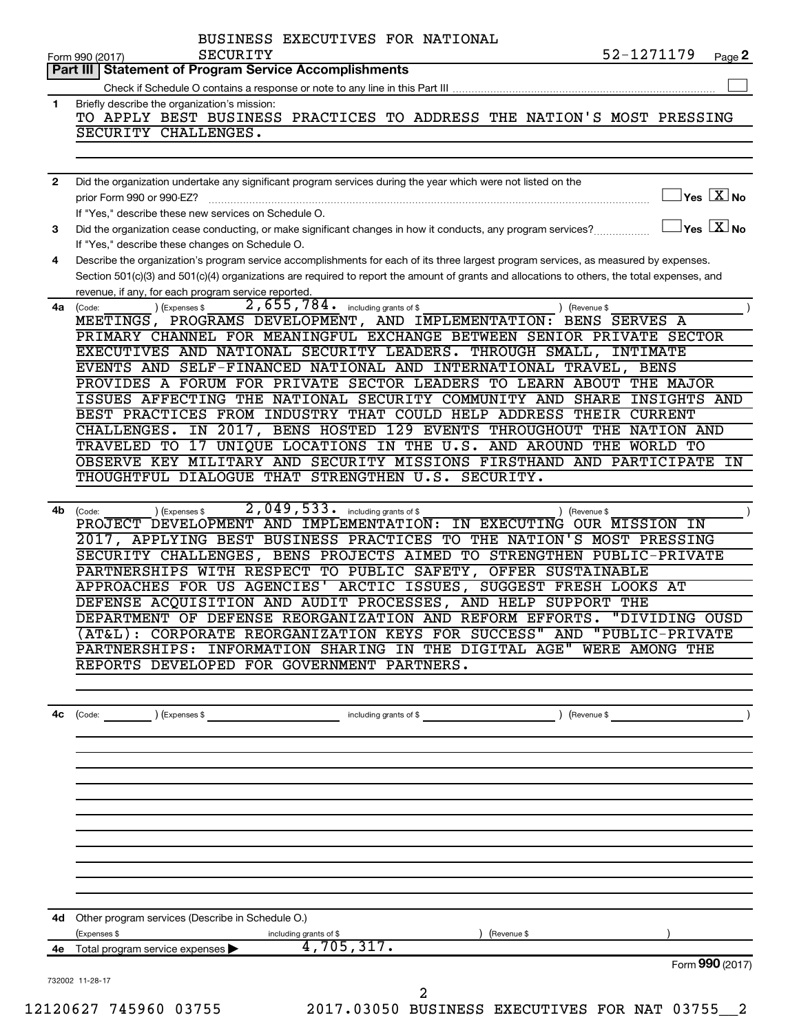BUSINESS EXECUTIVES FOR NATIONAL SECURITY

Form 990 (2017) 52-1271179 Page 2

## Part III | Statement of Program Service Accomplishments

Check if Schedule O contains a response or note to any line in this Part III ☐

**1** Briefly describe the organization's mission:

TO APPLY BEST BUSINESS PRACTICES TO ADDRESS THE NATION'S MOST PRESSING SECURITY CHALLENGES.

**2** Did the organization undertake any significant program services during the year which were not listed on the prior Form 990 or 990-EZ? ☐ Yes ☒ No

If "Yes," describe these new services on Schedule O.

**3** Did the organization cease conducting, or make significant changes in how it conducts, any program services? ☐ Yes ☒ No

If "Yes," describe these changes on Schedule O.

**4** Describe the organization's program service accomplishments for each of its three largest program services, as measured by expenses. Section 501(c)(3) and 501(c)(4) organizations are required to report the amount of grants and allocations to others, the total expenses, and revenue, if any, for each program service reported.

**4a** (Code: ) (Expenses $ 2,655,784. including grants of $ ) (Revenue $ )

MEETINGS, PROGRAMS DEVELOPMENT, AND IMPLEMENTATION: BENS SERVES A PRIMARY CHANNEL FOR MEANINGFUL EXCHANGE BETWEEN SENIOR PRIVATE SECTOR EXECUTIVES AND NATIONAL SECURITY LEADERS. THROUGH SMALL, INTIMATE EVENTS AND SELF-FINANCED NATIONAL AND INTERNATIONAL TRAVEL, BENS PROVIDES A FORUM FOR PRIVATE SECTOR LEADERS TO LEARN ABOUT THE MAJOR ISSUES AFFECTING THE NATIONAL SECURITY COMMUNITY AND SHARE INSIGHTS AND BEST PRACTICES FROM INDUSTRY THAT COULD HELP ADDRESS THEIR CURRENT CHALLENGES. IN 2017, BENS HOSTED 129 EVENTS THROUGHOUT THE NATION AND TRAVELED TO 17 UNIQUE LOCATIONS IN THE U.S. AND AROUND THE WORLD TO OBSERVE KEY MILITARY AND SECURITY MISSIONS FIRSTHAND AND PARTICIPATE IN THOUGHTFUL DIALOGUE THAT STRENGTHEN U.S. SECURITY.

**4b** (Code: ) (Expenses $ 2,049,533. including grants of $ ) (Revenue $ )

PROJECT DEVELOPMENT AND IMPLEMENTATION: IN EXECUTING OUR MISSION IN 2017, APPLYING BEST BUSINESS PRACTICES TO THE NATION'S MOST PRESSING SECURITY CHALLENGES, BENS PROJECTS AIMED TO STRENGTHEN PUBLIC-PRIVATE PARTNERSHIPS WITH RESPECT TO PUBLIC SAFETY, OFFER SUSTAINABLE APPROACHES FOR US AGENCIES' ARCTIC ISSUES, SUGGEST FRESH LOOKS AT DEFENSE ACQUISITION AND AUDIT PROCESSES, AND HELP SUPPORT THE DEPARTMENT OF DEFENSE REORGANIZATION AND REFORM EFFORTS. "DIVIDING OUSD (AT&L): CORPORATE REORGANIZATION KEYS FOR SUCCESS" AND "PUBLIC-PRIVATE PARTNERSHIPS: INFORMATION SHARING IN THE DIGITAL AGE" WERE AMONG THE REPORTS DEVELOPED FOR GOVERNMENT PARTNERS.

**4c** (Code: ) (Expenses $ including grants of $ ) (Revenue $ )

**4d** Other program services (Describe in Schedule O.)

(Expenses $ including grants of $ ) (Revenue $ )

**4e** Total program service expenses ▶ 4,705,317.

Form **990** (2017)

732002 11-28-17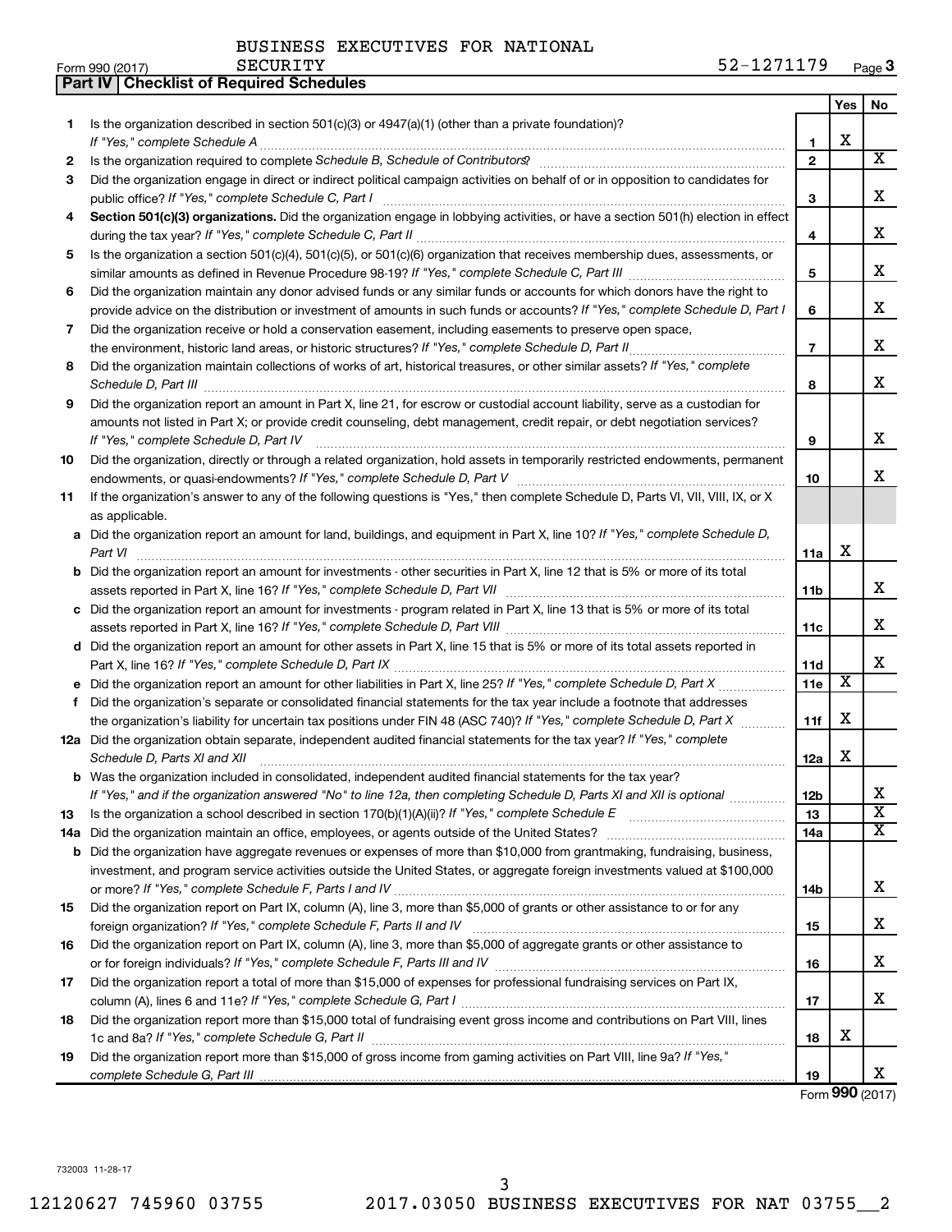BUSINESS EXECUTIVES FOR NATIONAL SECURITY

Form 990 (2017) 52-1271179 Page 3

**Part IV | Checklist of Required Schedules**

| | | | Yes | No |
|---|---|---|---|---|
| 1 | Is the organization described in section 501(c)(3) or 4947(a)(1) (other than a private foundation)? *If "Yes," complete Schedule A* | 1 | X | |
| 2 | Is the organization required to complete *Schedule B, Schedule of Contributors*? | 2 | | X |
| 3 | Did the organization engage in direct or indirect political campaign activities on behalf of or in opposition to candidates for public office? *If "Yes," complete Schedule C, Part I* | 3 | | X |
| 4 | **Section 501(c)(3) organizations.** Did the organization engage in lobbying activities, or have a section 501(h) election in effect during the tax year? *If "Yes," complete Schedule C, Part II* | 4 | | X |
| 5 | Is the organization a section 501(c)(4), 501(c)(5), or 501(c)(6) organization that receives membership dues, assessments, or similar amounts as defined in Revenue Procedure 98-19? *If "Yes," complete Schedule C, Part III* | 5 | | X |
| 6 | Did the organization maintain any donor advised funds or any similar funds or accounts for which donors have the right to provide advice on the distribution or investment of amounts in such funds or accounts? *If "Yes," complete Schedule D, Part I* | 6 | | X |
| 7 | Did the organization receive or hold a conservation easement, including easements to preserve open space, the environment, historic land areas, or historic structures? *If "Yes," complete Schedule D, Part II* | 7 | | X |
| 8 | Did the organization maintain collections of works of art, historical treasures, or other similar assets? *If "Yes," complete Schedule D, Part III* | 8 | | X |
| 9 | Did the organization report an amount in Part X, line 21, for escrow or custodial account liability, serve as a custodian for amounts not listed in Part X; or provide credit counseling, debt management, credit repair, or debt negotiation services? *If "Yes," complete Schedule D, Part IV* | 9 | | X |
| 10 | Did the organization, directly or through a related organization, hold assets in temporarily restricted endowments, permanent endowments, or quasi-endowments? *If "Yes," complete Schedule D, Part V* | 10 | | X |
| 11 | If the organization's answer to any of the following questions is "Yes," then complete Schedule D, Parts VI, VII, VIII, IX, or X as applicable. | | | |
| a | Did the organization report an amount for land, buildings, and equipment in Part X, line 10? *If "Yes," complete Schedule D, Part VI* | 11a | X | |
| b | Did the organization report an amount for investments - other securities in Part X, line 12 that is 5% or more of its total assets reported in Part X, line 16? *If "Yes," complete Schedule D, Part VII* | 11b | | X |
| c | Did the organization report an amount for investments - program related in Part X, line 13 that is 5% or more of its total assets reported in Part X, line 16? *If "Yes," complete Schedule D, Part VIII* | 11c | | X |
| d | Did the organization report an amount for other assets in Part X, line 15 that is 5% or more of its total assets reported in Part X, line 16? *If "Yes," complete Schedule D, Part IX* | 11d | | X |
| e | Did the organization report an amount for other liabilities in Part X, line 25? *If "Yes," complete Schedule D, Part X* | 11e | X | |
| f | Did the organization's separate or consolidated financial statements for the tax year include a footnote that addresses the organization's liability for uncertain tax positions under FIN 48 (ASC 740)? *If "Yes," complete Schedule D, Part X* | 11f | X | |
| 12a | Did the organization obtain separate, independent audited financial statements for the tax year? *If "Yes," complete Schedule D, Parts XI and XII* | 12a | X | |
| b | Was the organization included in consolidated, independent audited financial statements for the tax year? *If "Yes," and if the organization answered "No" to line 12a, then completing Schedule D, Parts XI and XII is optional* | 12b | | X |
| 13 | Is the organization a school described in section 170(b)(1)(A)(ii)? *If "Yes," complete Schedule E* | 13 | | X |
| 14a | Did the organization maintain an office, employees, or agents outside of the United States? | 14a | | X |
| b | Did the organization have aggregate revenues or expenses of more than $10,000 from grantmaking, fundraising, business, investment, and program service activities outside the United States, or aggregate foreign investments valued at $100,000 or more? *If "Yes," complete Schedule F, Parts I and IV* | 14b | | X |
| 15 | Did the organization report on Part IX, column (A), line 3, more than $5,000 of grants or other assistance to or for any foreign organization? *If "Yes," complete Schedule F, Parts II and IV* | 15 | | X |
| 16 | Did the organization report on Part IX, column (A), line 3, more than $5,000 of aggregate grants or other assistance to or for foreign individuals? *If "Yes," complete Schedule F, Parts III and IV* | 16 | | X |
| 17 | Did the organization report a total of more than $15,000 of expenses for professional fundraising services on Part IX, column (A), lines 6 and 11e? *If "Yes," complete Schedule G, Part I* | 17 | | X |
| 18 | Did the organization report more than $15,000 total of fundraising event gross income and contributions on Part VIII, lines 1c and 8a? *If "Yes," complete Schedule G, Part II* | 18 | X | |
| 19 | Did the organization report more than $15,000 of gross income from gaming activities on Part VIII, line 9a? *If "Yes," complete Schedule G, Part III* | 19 | | X |

Form **990** (2017)

732003 11-28-17

12120627 745960 03755 2017.03050 BUSINESS EXECUTIVES FOR NAT 03755__2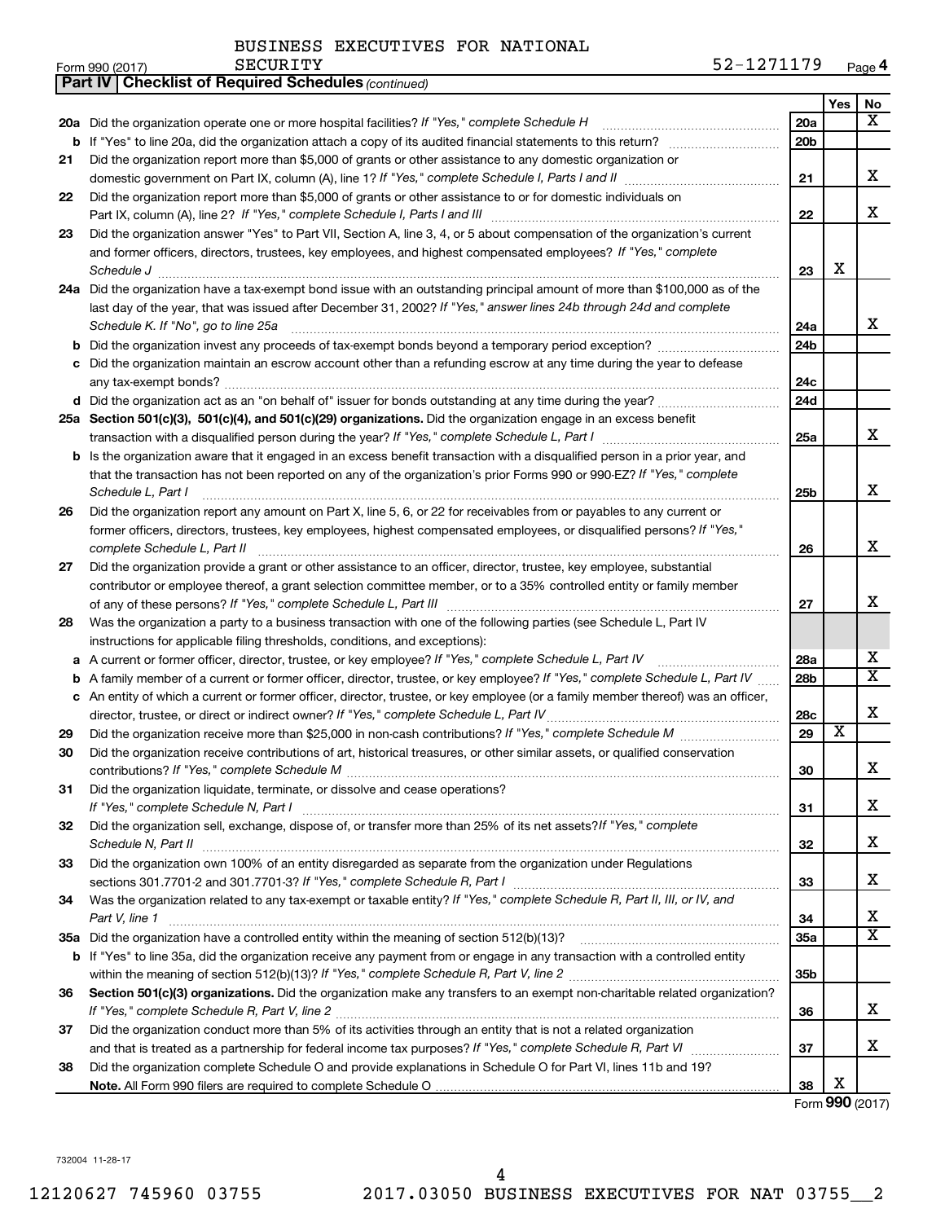BUSINESS EXECUTIVES FOR NATIONAL SECURITY

Form 990 (2017) 52-1271179 Page 4

**Part IV | Checklist of Required Schedules** *(continued)*

| | | | Yes | No |
|---|---|---|---|---|
| **20a** | Did the organization operate one or more hospital facilities? *If "Yes," complete Schedule H* | 20a | | X |
| **b** | If "Yes" to line 20a, did the organization attach a copy of its audited financial statements to this return? | 20b | | |
| **21** | Did the organization report more than $5,000 of grants or other assistance to any domestic organization or domestic government on Part IX, column (A), line 1? *If "Yes," complete Schedule I, Parts I and II* | 21 | | X |
| **22** | Did the organization report more than $5,000 of grants or other assistance to or for domestic individuals on Part IX, column (A), line 2? *If "Yes," complete Schedule I, Parts I and III* | 22 | | X |
| **23** | Did the organization answer "Yes" to Part VII, Section A, line 3, 4, or 5 about compensation of the organization's current and former officers, directors, trustees, key employees, and highest compensated employees? *If "Yes," complete Schedule J* | 23 | X | |
| **24a** | Did the organization have a tax-exempt bond issue with an outstanding principal amount of more than $100,000 as of the last day of the year, that was issued after December 31, 2002? *If "Yes," answer lines 24b through 24d and complete Schedule K. If "No", go to line 25a* | 24a | | X |
| **b** | Did the organization invest any proceeds of tax-exempt bonds beyond a temporary period exception? | 24b | | |
| **c** | Did the organization maintain an escrow account other than a refunding escrow at any time during the year to defease any tax-exempt bonds? | 24c | | |
| **d** | Did the organization act as an "on behalf of" issuer for bonds outstanding at any time during the year? | 24d | | |
| **25a** | **Section 501(c)(3), 501(c)(4), and 501(c)(29) organizations.** Did the organization engage in an excess benefit transaction with a disqualified person during the year? *If "Yes," complete Schedule L, Part I* | 25a | | X |
| **b** | Is the organization aware that it engaged in an excess benefit transaction with a disqualified person in a prior year, and that the transaction has not been reported on any of the organization's prior Forms 990 or 990-EZ? *If "Yes," complete Schedule L, Part I* | 25b | | X |
| **26** | Did the organization report any amount on Part X, line 5, 6, or 22 for receivables from or payables to any current or former officers, directors, trustees, key employees, highest compensated employees, or disqualified persons? *If "Yes," complete Schedule L, Part II* | 26 | | X |
| **27** | Did the organization provide a grant or other assistance to an officer, director, trustee, key employee, substantial contributor or employee thereof, a grant selection committee member, or to a 35% controlled entity or family member of any of these persons? *If "Yes," complete Schedule L, Part III* | 27 | | X |
| **28** | Was the organization a party to a business transaction with one of the following parties (see Schedule L, Part IV instructions for applicable filing thresholds, conditions, and exceptions): | | | |
| **a** | A current or former officer, director, trustee, or key employee? *If "Yes," complete Schedule L, Part IV* | 28a | | X |
| **b** | A family member of a current or former officer, director, trustee, or key employee? *If "Yes," complete Schedule L, Part IV* | 28b | | X |
| **c** | An entity of which a current or former officer, director, trustee, or key employee (or a family member thereof) was an officer, director, trustee, or direct or indirect owner? *If "Yes," complete Schedule L, Part IV* | 28c | | X |
| **29** | Did the organization receive more than $25,000 in non-cash contributions? *If "Yes," complete Schedule M* | 29 | X | |
| **30** | Did the organization receive contributions of art, historical treasures, or other similar assets, or qualified conservation contributions? *If "Yes," complete Schedule M* | 30 | | X |
| **31** | Did the organization liquidate, terminate, or dissolve and cease operations? *If "Yes," complete Schedule N, Part I* | 31 | | X |
| **32** | Did the organization sell, exchange, dispose of, or transfer more than 25% of its net assets? *If "Yes," complete Schedule N, Part II* | 32 | | X |
| **33** | Did the organization own 100% of an entity disregarded as separate from the organization under Regulations sections 301.7701-2 and 301.7701-3? *If "Yes," complete Schedule R, Part I* | 33 | | X |
| **34** | Was the organization related to any tax-exempt or taxable entity? *If "Yes," complete Schedule R, Part II, III, or IV, and Part V, line 1* | 34 | | X |
| **35a** | Did the organization have a controlled entity within the meaning of section 512(b)(13)? | 35a | | X |
| **b** | If "Yes" to line 35a, did the organization receive any payment from or engage in any transaction with a controlled entity within the meaning of section 512(b)(13)? *If "Yes," complete Schedule R, Part V, line 2* | 35b | | |
| **36** | **Section 501(c)(3) organizations.** Did the organization make any transfers to an exempt non-charitable related organization? *If "Yes," complete Schedule R, Part V, line 2* | 36 | | X |
| **37** | Did the organization conduct more than 5% of its activities through an entity that is not a related organization and that is treated as a partnership for federal income tax purposes? *If "Yes," complete Schedule R, Part VI* | 37 | | X |
| **38** | Did the organization complete Schedule O and provide explanations in Schedule O for Part VI, lines 11b and 19? **Note.** All Form 990 filers are required to complete Schedule O | 38 | X | |

Form **990** (2017)

732004 11-28-17

12120627 745960 03755 2017.03050 BUSINESS EXECUTIVES FOR NAT 03755__2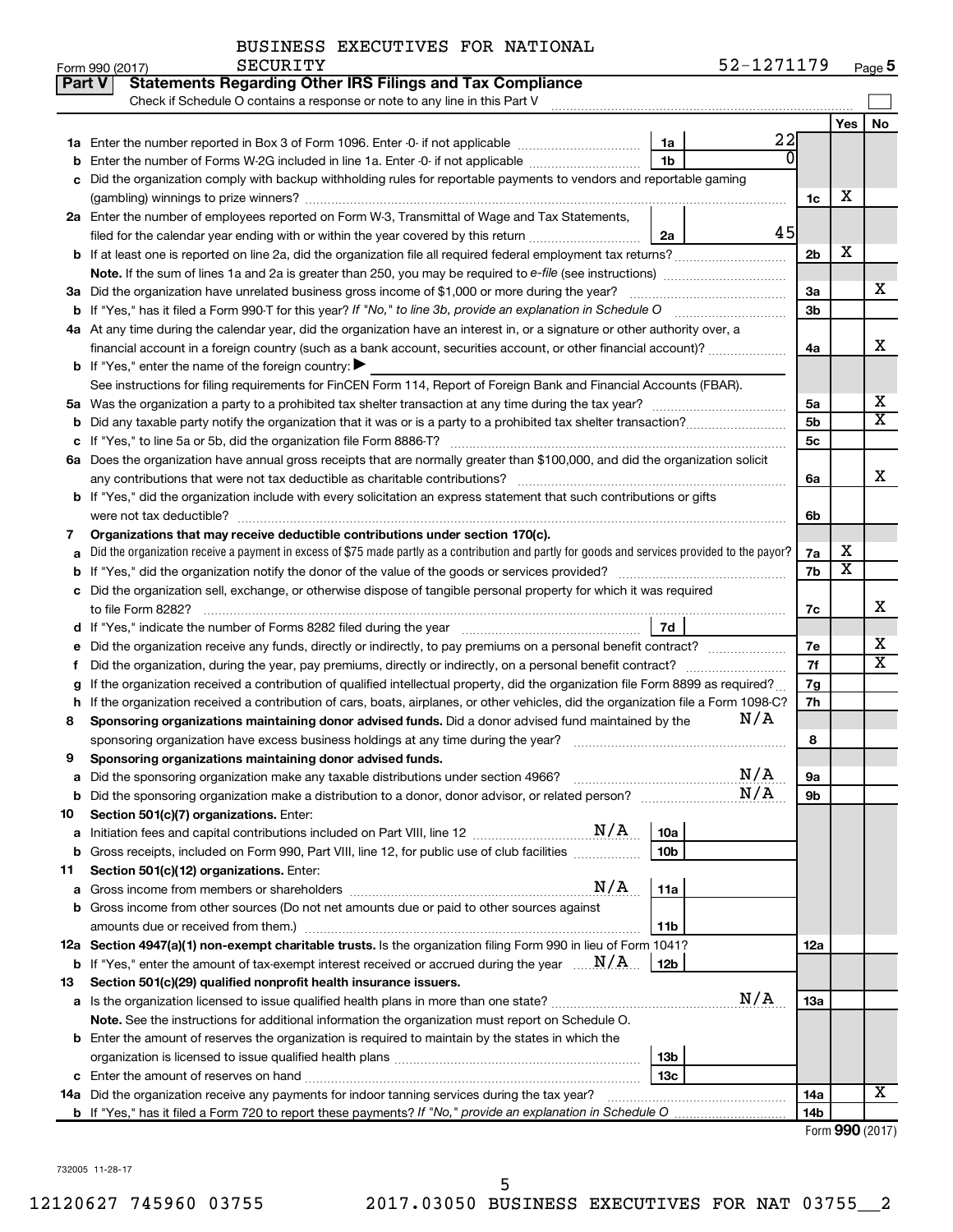BUSINESS EXECUTIVES FOR NATIONAL SECURITY

Form 990 (2017) SECURITY 52-1271179 Page 5

## Part V Statements Regarding Other IRS Filings and Tax Compliance

Check if Schedule O contains a response or note to any line in this Part V

| | | | | | Yes | No |
|---|---|---|---|---|---|---|
| 1a | Enter the number reported in Box 3 of Form 1096. Enter -0- if not applicable | 1a | 22 | | | |
| b | Enter the number of Forms W-2G included in line 1a. Enter -0- if not applicable | 1b | 0 | | | |
| c | Did the organization comply with backup withholding rules for reportable payments to vendors and reportable gaming (gambling) winnings to prize winners? | | | 1c | X | |
| 2a | Enter the number of employees reported on Form W-3, Transmittal of Wage and Tax Statements, filed for the calendar year ending with or within the year covered by this return | 2a | 45 | | | |
| b | If at least one is reported on line 2a, did the organization file all required federal employment tax returns? | | | 2b | X | |
| | **Note.** If the sum of lines 1a and 2a is greater than 250, you may be required to *e-file* (see instructions) | | | | | |
| 3a | Did the organization have unrelated business gross income of $1,000 or more during the year? | | | 3a | | X |
| b | If "Yes," has it filed a Form 990-T for this year? *If "No," to line 3b, provide an explanation in Schedule O* | | | 3b | | |
| 4a | At any time during the calendar year, did the organization have an interest in, or a signature or other authority over, a financial account in a foreign country (such as a bank account, securities account, or other financial account)? | | | 4a | | X |
| b | If "Yes," enter the name of the foreign country: ▶ | | | | | |
| | See instructions for filing requirements for FinCEN Form 114, Report of Foreign Bank and Financial Accounts (FBAR). | | | | | |
| 5a | Was the organization a party to a prohibited tax shelter transaction at any time during the tax year? | | | 5a | | X |
| b | Did any taxable party notify the organization that it was or is a party to a prohibited tax shelter transaction? | | | 5b | | X |
| c | If "Yes," to line 5a or 5b, did the organization file Form 8886-T? | | | 5c | | |
| 6a | Does the organization have annual gross receipts that are normally greater than $100,000, and did the organization solicit any contributions that were not tax deductible as charitable contributions? | | | 6a | | X |
| b | If "Yes," did the organization include with every solicitation an express statement that such contributions or gifts were not tax deductible? | | | 6b | | |
| 7 | **Organizations that may receive deductible contributions under section 170(c).** | | | | | |
| a | Did the organization receive a payment in excess of $75 made partly as a contribution and partly for goods and services provided to the payor? | | | 7a | X | |
| b | If "Yes," did the organization notify the donor of the value of the goods or services provided? | | | 7b | X | |
| c | Did the organization sell, exchange, or otherwise dispose of tangible personal property for which it was required to file Form 8282? | | | 7c | | X |
| d | If "Yes," indicate the number of Forms 8282 filed during the year | 7d | | | | |
| e | Did the organization receive any funds, directly or indirectly, to pay premiums on a personal benefit contract? | | | 7e | | X |
| f | Did the organization, during the year, pay premiums, directly or indirectly, on a personal benefit contract? | | | 7f | | X |
| g | If the organization received a contribution of qualified intellectual property, did the organization file Form 8899 as required? | | | 7g | | |
| h | If the organization received a contribution of cars, boats, airplanes, or other vehicles, did the organization file a Form 1098-C? | | | 7h | | |
| 8 | **Sponsoring organizations maintaining donor advised funds.** Did a donor advised fund maintained by the sponsoring organization have excess business holdings at any time during the year? N/A | | | 8 | | |
| 9 | **Sponsoring organizations maintaining donor advised funds.** | | | | | |
| a | Did the sponsoring organization make any taxable distributions under section 4966? N/A | | | 9a | | |
| b | Did the sponsoring organization make a distribution to a donor, donor advisor, or related person? N/A | | | 9b | | |
| 10 | **Section 501(c)(7) organizations.** Enter: | | | | | |
| a | Initiation fees and capital contributions included on Part VIII, line 12 N/A | 10a | | | | |
| b | Gross receipts, included on Form 990, Part VIII, line 12, for public use of club facilities | 10b | | | | |
| 11 | **Section 501(c)(12) organizations.** Enter: | | | | | |
| a | Gross income from members or shareholders N/A | 11a | | | | |
| b | Gross income from other sources (Do not net amounts due or paid to other sources against amounts due or received from them.) | 11b | | | | |
| 12a | **Section 4947(a)(1) non-exempt charitable trusts.** Is the organization filing Form 990 in lieu of Form 1041? | | | 12a | | |
| b | If "Yes," enter the amount of tax-exempt interest received or accrued during the year N/A | 12b | | | | |
| 13 | **Section 501(c)(29) qualified nonprofit health insurance issuers.** | | | | | |
| a | Is the organization licensed to issue qualified health plans in more than one state? N/A | | | 13a | | |
| | **Note.** See the instructions for additional information the organization must report on Schedule O. | | | | | |
| b | Enter the amount of reserves the organization is required to maintain by the states in which the organization is licensed to issue qualified health plans | 13b | | | | |
| c | Enter the amount of reserves on hand | 13c | | | | |
| 14a | Did the organization receive any payments for indoor tanning services during the tax year? | | | 14a | | X |
| b | If "Yes," has it filed a Form 720 to report these payments? *If "No," provide an explanation in Schedule O* | | | 14b | | |

Form **990** (2017)

732005 11-28-17

12120627 745960 03755 2017.03050 BUSINESS EXECUTIVES FOR NAT 03755__2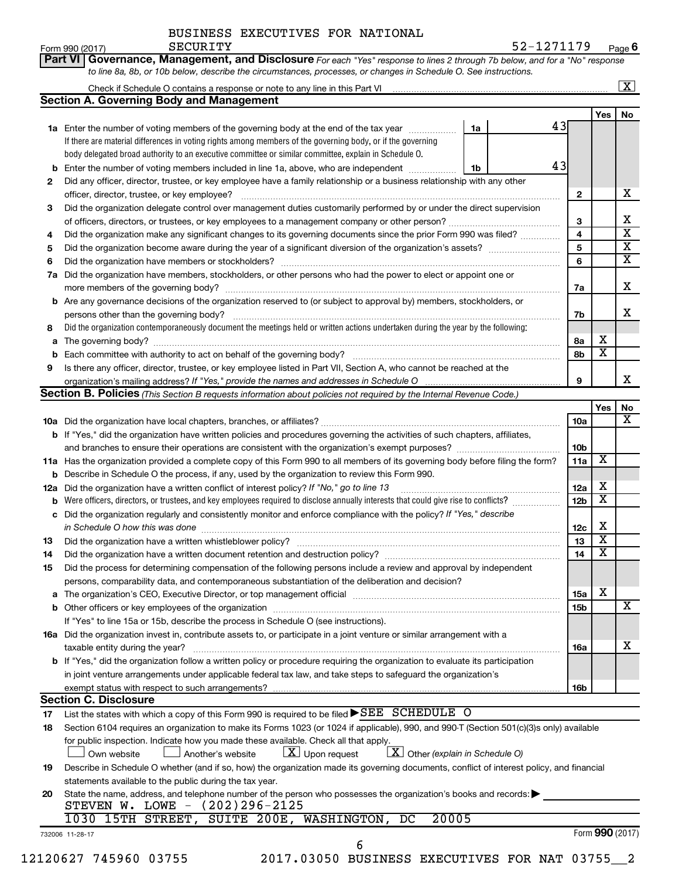BUSINESS EXECUTIVES FOR NATIONAL SECURITY

Form 990 (2017) 52-1271179 Page 6

**Part VI Governance, Management, and Disclosure** *For each "Yes" response to lines 2 through 7b below, and for a "No" response to line 8a, 8b, or 10b below, describe the circumstances, processes, or changes in Schedule O. See instructions.*

Check if Schedule O contains a response or note to any line in this Part VI ..... [X]

## Section A. Governing Body and Management

| | | | | Yes | No |
|---|---|---|---|---|---|
| **1a** | Enter the number of voting members of the governing body at the end of the tax year ..... **1a** 43. If there are material differences in voting rights among members of the governing body, or if the governing body delegated broad authority to an executive committee or similar committee, explain in Schedule O. | | | | |
| **b** | Enter the number of voting members included in line 1a, above, who are independent ..... **1b** 43 | | | | |
| **2** | Did any officer, director, trustee, or key employee have a family relationship or a business relationship with any other officer, director, trustee, or key employee? | 2 | | | X |
| **3** | Did the organization delegate control over management duties customarily performed by or under the direct supervision of officers, directors, or trustees, or key employees to a management company or other person? | 3 | | | X |
| **4** | Did the organization make any significant changes to its governing documents since the prior Form 990 was filed? | 4 | | | X |
| **5** | Did the organization become aware during the year of a significant diversion of the organization's assets? | 5 | | | X |
| **6** | Did the organization have members or stockholders? | 6 | | | X |
| **7a** | Did the organization have members, stockholders, or other persons who had the power to elect or appoint one or more members of the governing body? | 7a | | | X |
| **b** | Are any governance decisions of the organization reserved to (or subject to approval by) members, stockholders, or persons other than the governing body? | 7b | | | X |
| **8** | Did the organization contemporaneously document the meetings held or written actions undertaken during the year by the following: | | | | |
| **a** | The governing body? | 8a | | X | |
| **b** | Each committee with authority to act on behalf of the governing body? | 8b | | X | |
| **9** | Is there any officer, director, trustee, or key employee listed in Part VII, Section A, who cannot be reached at the organization's mailing address? *If "Yes," provide the names and addresses in Schedule O* | 9 | | | X |

## Section B. Policies *(This Section B requests information about policies not required by the Internal Revenue Code.)*

| | | | Yes | No |
|---|---|---|---|---|
| **10a** | Did the organization have local chapters, branches, or affiliates? | 10a | | X |
| **b** | If "Yes," did the organization have written policies and procedures governing the activities of such chapters, affiliates, and branches to ensure their operations are consistent with the organization's exempt purposes? | 10b | | |
| **11a** | Has the organization provided a complete copy of this Form 990 to all members of its governing body before filing the form? | 11a | X | |
| **b** | Describe in Schedule O the process, if any, used by the organization to review this Form 990. | | | |
| **12a** | Did the organization have a written conflict of interest policy? *If "No," go to line 13* | 12a | X | |
| **b** | Were officers, directors, or trustees, and key employees required to disclose annually interests that could give rise to conflicts? | 12b | X | |
| **c** | Did the organization regularly and consistently monitor and enforce compliance with the policy? *If "Yes," describe in Schedule O how this was done* | 12c | X | |
| **13** | Did the organization have a written whistleblower policy? | 13 | X | |
| **14** | Did the organization have a written document retention and destruction policy? | 14 | X | |
| **15** | Did the process for determining compensation of the following persons include a review and approval by independent persons, comparability data, and contemporaneous substantiation of the deliberation and decision? | | | |
| **a** | The organization's CEO, Executive Director, or top management official | 15a | X | |
| **b** | Other officers or key employees of the organization | 15b | | X |
| | If "Yes" to line 15a or 15b, describe the process in Schedule O (see instructions). | | | |
| **16a** | Did the organization invest in, contribute assets to, or participate in a joint venture or similar arrangement with a taxable entity during the year? | 16a | | X |
| **b** | If "Yes," did the organization follow a written policy or procedure requiring the organization to evaluate its participation in joint venture arrangements under applicable federal tax law, and take steps to safeguard the organization's exempt status with respect to such arrangements? | 16b | | |

## Section C. Disclosure

**17** List the states with which a copy of this Form 990 is required to be filed ▶ SEE SCHEDULE O

**18** Section 6104 requires an organization to make its Forms 1023 (or 1024 if applicable), 990, and 990-T (Section 501(c)(3)s only) available for public inspection. Indicate how you made these available. Check all that apply.

[ ] Own website [ ] Another's website [X] Upon request [X] Other *(explain in Schedule O)*

**19** Describe in Schedule O whether (and if so, how) the organization made its governing documents, conflict of interest policy, and financial statements available to the public during the tax year.

**20** State the name, address, and telephone number of the person who possesses the organization's books and records: ▶

STEVEN W. LOWE - (202)296-2125

1030 15TH STREET, SUITE 200E, WASHINGTON, DC 20005

732006 11-28-17 Form **990** (2017)

12120627 745960 03755 2017.03050 BUSINESS EXECUTIVES FOR NAT 03755__2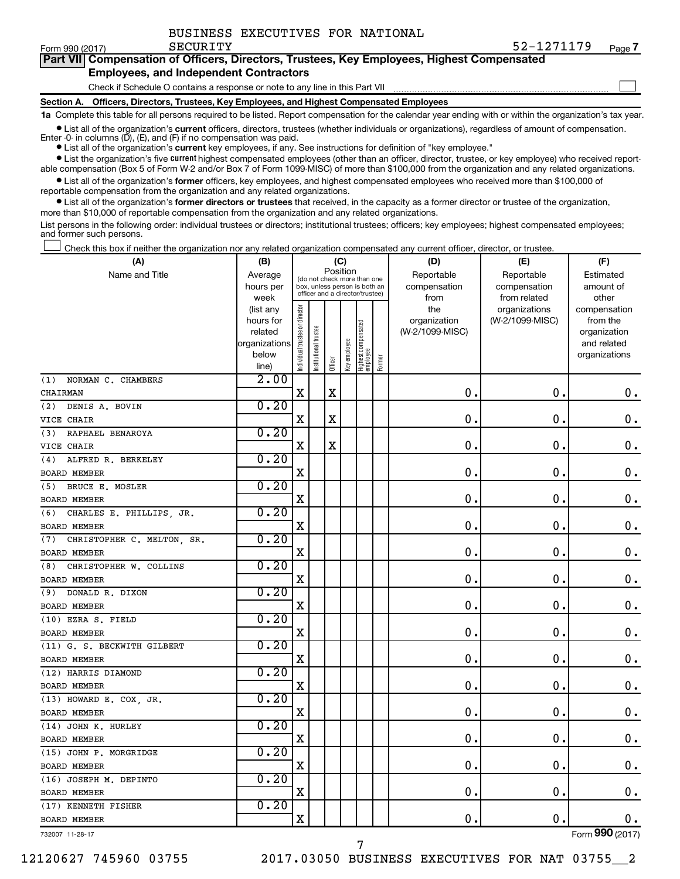BUSINESS EXECUTIVES FOR NATIONAL SECURITY

Form 990 (2017) 52-1271179 Page 7

## Part VII Compensation of Officers, Directors, Trustees, Key Employees, Highest Compensated Employees, and Independent Contractors

Check if Schedule O contains a response or note to any line in this Part VII

### Section A. Officers, Directors, Trustees, Key Employees, and Highest Compensated Employees

**1a** Complete this table for all persons required to be listed. Report compensation for the calendar year ending with or within the organization's tax year.

- List all of the organization's **current** officers, directors, trustees (whether individuals or organizations), regardless of amount of compensation. Enter -0- in columns (D), (E), and (F) if no compensation was paid.
- List all of the organization's **current** key employees, if any. See instructions for definition of "key employee."
- List the organization's five **current** highest compensated employees (other than an officer, director, trustee, or key employee) who received reportable compensation (Box 5 of Form W-2 and/or Box 7 of Form 1099-MISC) of more than $100,000 from the organization and any related organizations.
- List all of the organization's **former** officers, key employees, and highest compensated employees who received more than $100,000 of reportable compensation from the organization and any related organizations.
- List all of the organization's **former directors or trustees** that received, in the capacity as a former director or trustee of the organization, more than $10,000 of reportable compensation from the organization and any related organizations.

List persons in the following order: individual trustees or directors; institutional trustees; officers; key employees; highest compensated employees; and former such persons.

Check this box if neither the organization nor any related organization compensated any current officer, director, or trustee.

| (A) Name and Title | (B) Average hours per week (list any hours for related organizations below line) | (C) Position: Individual trustee or director | Institutional trustee | Officer | Key employee | Highest compensated employee | Former | (D) Reportable compensation from the organization (W-2/1099-MISC) | (E) Reportable compensation from related organizations (W-2/1099-MISC) | (F) Estimated amount of other compensation from the organization and related organizations |
|---|---|---|---|---|---|---|---|---|---|---|
| (1) NORMAN C. CHAMBERS<br>CHAIRMAN | 2.00 | X | | X | | | | 0. | 0. | 0. |
| (2) DENIS A. BOVIN<br>VICE CHAIR | 0.20 | X | | X | | | | 0. | 0. | 0. |
| (3) RAPHAEL BENAROYA<br>VICE CHAIR | 0.20 | X | | X | | | | 0. | 0. | 0. |
| (4) ALFRED R. BERKELEY<br>BOARD MEMBER | 0.20 | X | | | | | | 0. | 0. | 0. |
| (5) BRUCE E. MOSLER<br>BOARD MEMBER | 0.20 | X | | | | | | 0. | 0. | 0. |
| (6) CHARLES E. PHILLIPS, JR.<br>BOARD MEMBER | 0.20 | X | | | | | | 0. | 0. | 0. |
| (7) CHRISTOPHER C. MELTON, SR.<br>BOARD MEMBER | 0.20 | X | | | | | | 0. | 0. | 0. |
| (8) CHRISTOPHER W. COLLINS<br>BOARD MEMBER | 0.20 | X | | | | | | 0. | 0. | 0. |
| (9) DONALD R. DIXON<br>BOARD MEMBER | 0.20 | X | | | | | | 0. | 0. | 0. |
| (10) EZRA S. FIELD<br>BOARD MEMBER | 0.20 | X | | | | | | 0. | 0. | 0. |
| (11) G. S. BECKWITH GILBERT<br>BOARD MEMBER | 0.20 | X | | | | | | 0. | 0. | 0. |
| (12) HARRIS DIAMOND<br>BOARD MEMBER | 0.20 | X | | | | | | 0. | 0. | 0. |
| (13) HOWARD E. COX, JR.<br>BOARD MEMBER | 0.20 | X | | | | | | 0. | 0. | 0. |
| (14) JOHN K. HURLEY<br>BOARD MEMBER | 0.20 | X | | | | | | 0. | 0. | 0. |
| (15) JOHN P. MORGRIDGE<br>BOARD MEMBER | 0.20 | X | | | | | | 0. | 0. | 0. |
| (16) JOSEPH M. DEPINTO<br>BOARD MEMBER | 0.20 | X | | | | | | 0. | 0. | 0. |
| (17) KENNETH FISHER<br>BOARD MEMBER | 0.20 | X | | | | | | 0. | 0. | 0. |

732007 11-28-17 Form 990 (2017)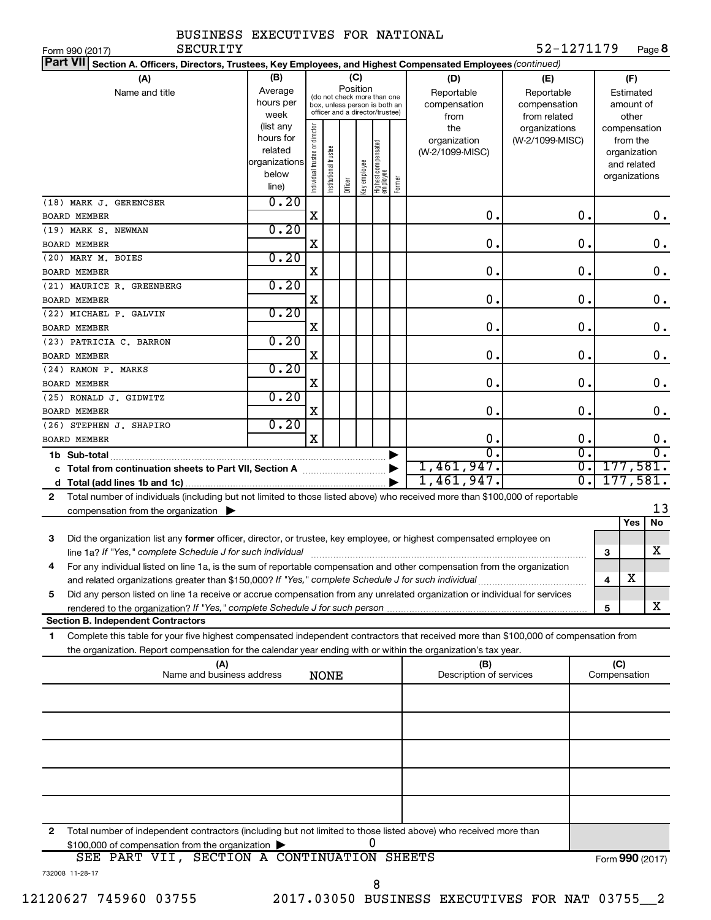BUSINESS EXECUTIVES FOR NATIONAL SECURITY

Form 990 (2017) SECURITY 52-1271179 Page **8**

**Part VII** **Section A. Officers, Directors, Trustees, Key Employees, and Highest Compensated Employees** *(continued)*

| (A) Name and title | (B) Average hours per week (list any hours for related organizations below line) | (C) Position: Individual trustee or director | Institutional trustee | Officer | Key employee | Highest compensated employee | Former | (D) Reportable compensation from the organization (W-2/1099-MISC) | (E) Reportable compensation from related organizations (W-2/1099-MISC) | (F) Estimated amount of other compensation from the organization and related organizations |
|---|---|---|---|---|---|---|---|---|---|---|
| (18) MARK J. GERENCSER BOARD MEMBER | 0.20 | X | | | | | | 0. | 0. | 0. |
| (19) MARK S. NEWMAN BOARD MEMBER | 0.20 | X | | | | | | 0. | 0. | 0. |
| (20) MARY M. BOIES BOARD MEMBER | 0.20 | X | | | | | | 0. | 0. | 0. |
| (21) MAURICE R. GREENBERG BOARD MEMBER | 0.20 | X | | | | | | 0. | 0. | 0. |
| (22) MICHAEL P. GALVIN BOARD MEMBER | 0.20 | X | | | | | | 0. | 0. | 0. |
| (23) PATRICIA C. BARRON BOARD MEMBER | 0.20 | X | | | | | | 0. | 0. | 0. |
| (24) RAMON P. MARKS BOARD MEMBER | 0.20 | X | | | | | | 0. | 0. | 0. |
| (25) RONALD J. GIDWITZ BOARD MEMBER | 0.20 | X | | | | | | 0. | 0. | 0. |
| (26) STEPHEN J. SHAPIRO BOARD MEMBER | 0.20 | X | | | | | | 0. | 0. | 0. |
| **1b Sub-total** | | | | | | | | 0. | 0. | 0. |
| **c Total from continuation sheets to Part VII, Section A** | | | | | | | | 1,461,947. | 0. | 177,581. |
| **d Total (add lines 1b and 1c)** | | | | | | | | 1,461,947. | 0. | 177,581. |

**2** Total number of individuals (including but not limited to those listed above) who received more than $100,000 of reportable compensation from the organization ▶ 13

| | | | Yes | No |
|---|---|---|---|---|
| **3** | Did the organization list any **former** officer, director, or trustee, key employee, or highest compensated employee on line 1a? *If "Yes," complete Schedule J for such individual* | 3 | | X |
| **4** | For any individual listed on line 1a, is the sum of reportable compensation and other compensation from the organization and related organizations greater than $150,000? *If "Yes," complete Schedule J for such individual* | 4 | X | |
| **5** | Did any person listed on line 1a receive or accrue compensation from any unrelated organization or individual for services rendered to the organization? *If "Yes," complete Schedule J for such person* | 5 | | X |

**Section B. Independent Contractors**

**1** Complete this table for your five highest compensated independent contractors that received more than $100,000 of compensation from the organization. Report compensation for the calendar year ending with or within the organization's tax year.

| (A) Name and business address | (B) Description of services | (C) Compensation |
|---|---|---|
| NONE | | |
| | | |
| | | |
| | | |
| | | |

**2** Total number of independent contractors (including but not limited to those listed above) who received more than $100,000 of compensation from the organization ▶ 0

SEE PART VII, SECTION A CONTINUATION SHEETS

Form **990** (2017)

732008 11-28-17

12120627 745960 03755 2017.03050 BUSINESS EXECUTIVES FOR NAT 03755__2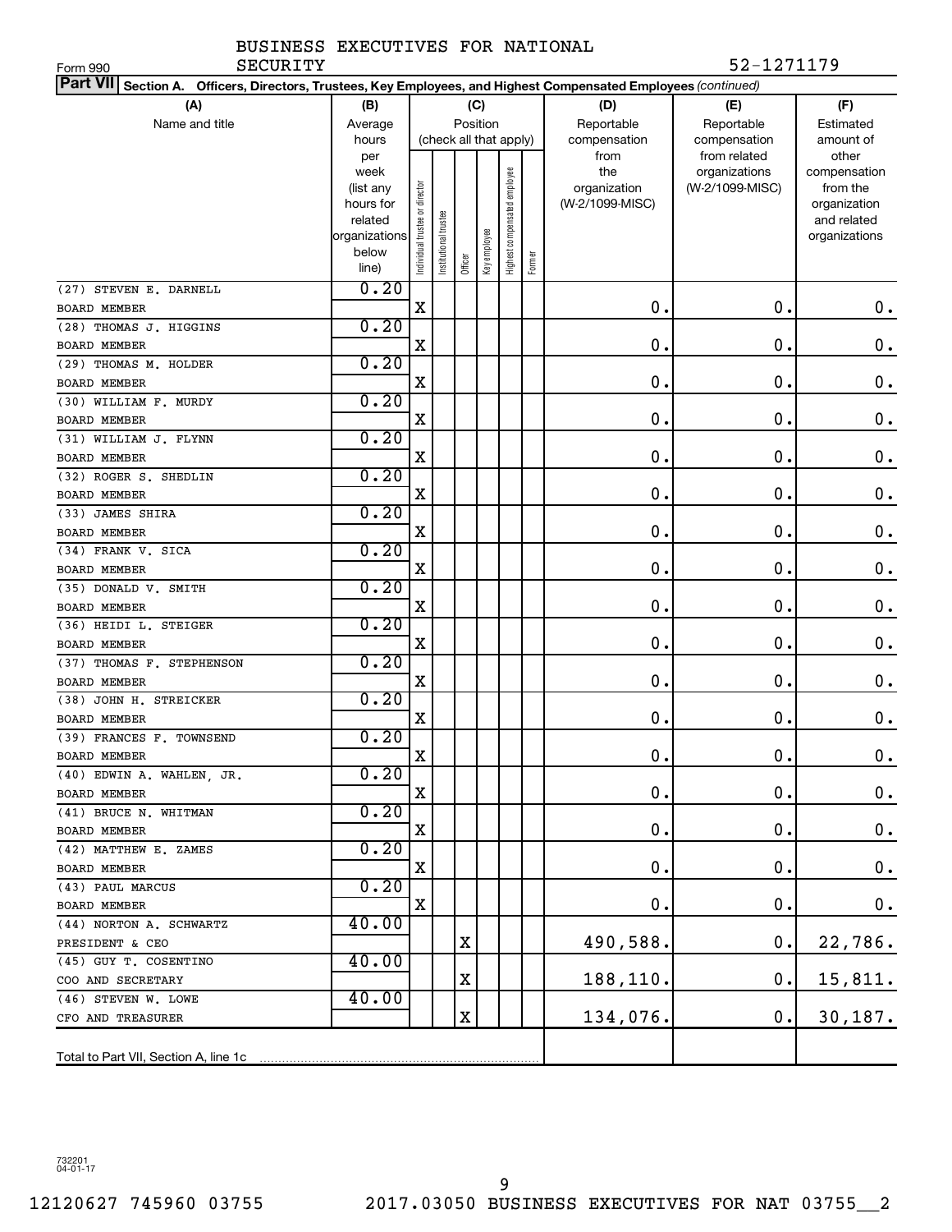Form 990

BUSINESS EXECUTIVES FOR NATIONAL SECURITY

52-1271179

**Part VII** Section A. Officers, Directors, Trustees, Key Employees, and Highest Compensated Employees *(continued)*

| (A) Name and title | (B) Average hours per week (list any hours for related organizations below line) | (C) Position (check all that apply): Individual trustee or director | Institutional trustee | Officer | Key employee | Highest compensated employee | Former | (D) Reportable compensation from the organization (W-2/1099-MISC) | (E) Reportable compensation from related organizations (W-2/1099-MISC) | (F) Estimated amount of other compensation from the organization and related organizations |
|---|---|---|---|---|---|---|---|---|---|---|
| (27) STEVEN E. DARNELL<br>BOARD MEMBER | 0.20 | X | | | | | | 0. | 0. | 0. |
| (28) THOMAS J. HIGGINS<br>BOARD MEMBER | 0.20 | X | | | | | | 0. | 0. | 0. |
| (29) THOMAS M. HOLDER<br>BOARD MEMBER | 0.20 | X | | | | | | 0. | 0. | 0. |
| (30) WILLIAM F. MURDY<br>BOARD MEMBER | 0.20 | X | | | | | | 0. | 0. | 0. |
| (31) WILLIAM J. FLYNN<br>BOARD MEMBER | 0.20 | X | | | | | | 0. | 0. | 0. |
| (32) ROGER S. SHEDLIN<br>BOARD MEMBER | 0.20 | X | | | | | | 0. | 0. | 0. |
| (33) JAMES SHIRA<br>BOARD MEMBER | 0.20 | X | | | | | | 0. | 0. | 0. |
| (34) FRANK V. SICA<br>BOARD MEMBER | 0.20 | X | | | | | | 0. | 0. | 0. |
| (35) DONALD V. SMITH<br>BOARD MEMBER | 0.20 | X | | | | | | 0. | 0. | 0. |
| (36) HEIDI L. STEIGER<br>BOARD MEMBER | 0.20 | X | | | | | | 0. | 0. | 0. |
| (37) THOMAS F. STEPHENSON<br>BOARD MEMBER | 0.20 | X | | | | | | 0. | 0. | 0. |
| (38) JOHN H. STREICKER<br>BOARD MEMBER | 0.20 | X | | | | | | 0. | 0. | 0. |
| (39) FRANCES F. TOWNSEND<br>BOARD MEMBER | 0.20 | X | | | | | | 0. | 0. | 0. |
| (40) EDWIN A. WAHLEN, JR.<br>BOARD MEMBER | 0.20 | X | | | | | | 0. | 0. | 0. |
| (41) BRUCE N. WHITMAN<br>BOARD MEMBER | 0.20 | X | | | | | | 0. | 0. | 0. |
| (42) MATTHEW E. ZAMES<br>BOARD MEMBER | 0.20 | X | | | | | | 0. | 0. | 0. |
| (43) PAUL MARCUS<br>BOARD MEMBER | 0.20 | X | | | | | | 0. | 0. | 0. |
| (44) NORTON A. SCHWARTZ<br>PRESIDENT & CEO | 40.00 | | | X | | | | 490,588. | 0. | 22,786. |
| (45) GUY T. COSENTINO<br>COO AND SECRETARY | 40.00 | | | X | | | | 188,110. | 0. | 15,811. |
| (46) STEVEN W. LOWE<br>CFO AND TREASURER | 40.00 | | | X | | | | 134,076. | 0. | 30,187. |
| Total to Part VII, Section A, line 1c | | | | | | | | | | |

732201 04-01-17

12120627 745960 03755 2017.03050 BUSINESS EXECUTIVES FOR NAT 03755__2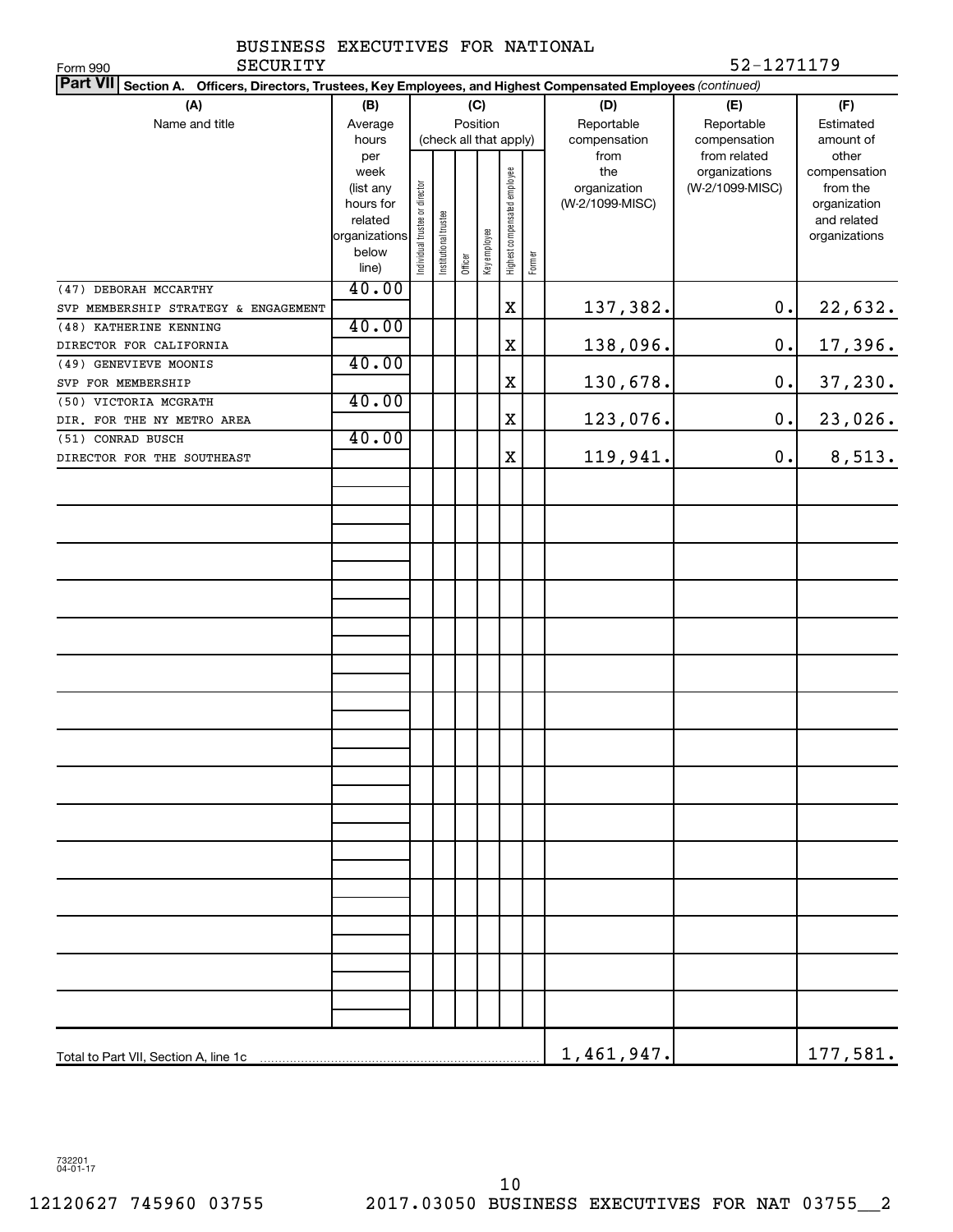BUSINESS EXECUTIVES FOR NATIONAL SECURITY

Form 990

52-1271179

**Part VII** **Section A. Officers, Directors, Trustees, Key Employees, and Highest Compensated Employees** *(continued)*

| (A) Name and title | (B) Average hours per week (list any hours for related organizations below line) | (C) Position (check all that apply): Individual trustee or director | Institutional trustee | Officer | Key employee | Highest compensated employee | Former | (D) Reportable compensation from the organization (W-2/1099-MISC) | (E) Reportable compensation from related organizations (W-2/1099-MISC) | (F) Estimated amount of other compensation from the organization and related organizations |
|---|---|---|---|---|---|---|---|---|---|---|
| (47) DEBORAH MCCARTHY<br>SVP MEMBERSHIP STRATEGY & ENGAGEMENT | 40.00 | | | | | X | | 137,382. | 0. | 22,632. |
| (48) KATHERINE KENNING<br>DIRECTOR FOR CALIFORNIA | 40.00 | | | | | X | | 138,096. | 0. | 17,396. |
| (49) GENEVIEVE MOONIS<br>SVP FOR MEMBERSHIP | 40.00 | | | | | X | | 130,678. | 0. | 37,230. |
| (50) VICTORIA MCGRATH<br>DIR. FOR THE NY METRO AREA | 40.00 | | | | | X | | 123,076. | 0. | 23,026. |
| (51) CONRAD BUSCH<br>DIRECTOR FOR THE SOUTHEAST | 40.00 | | | | | X | | 119,941. | 0. | 8,513. |
| Total to Part VII, Section A, line 1c | | | | | | | | 1,461,947. | | 177,581. |

732201 04-01-17

12120627 745960 03755 2017.03050 BUSINESS EXECUTIVES FOR NAT 03755__2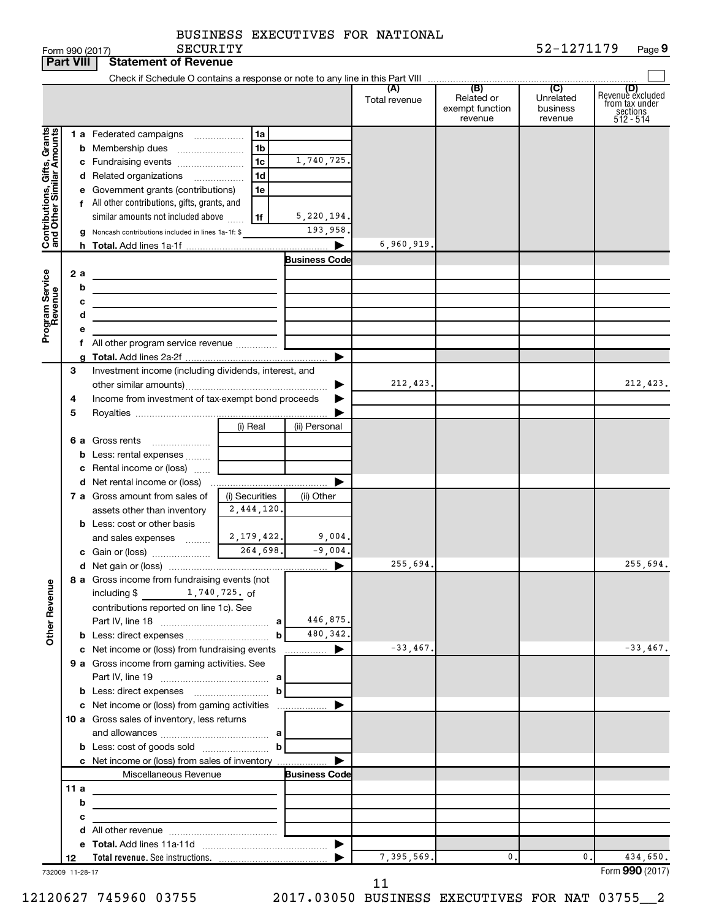Form 990 (2017) BUSINESS EXECUTIVES FOR NATIONAL SECURITY 52-1271179 Page 9

## Part VIII Statement of Revenue

Check if Schedule O contains a response or note to any line in this Part VIII

| | | | | (A) Total revenue | (B) Related or exempt function revenue | (C) Unrelated business revenue | (D) Revenue excluded from tax under sections 512 - 514 |
|---|---|---|---|---|---|---|---|
| **Contributions, Gifts, Grants and Other Similar Amounts** | 1 a Federated campaigns | 1a | | | | | |
| | b Membership dues | 1b | | | | | |
| | c Fundraising events | 1c | 1,740,725. | | | | |
| | d Related organizations | 1d | | | | | |
| | e Government grants (contributions) | 1e | | | | | |
| | f All other contributions, gifts, grants, and similar amounts not included above | 1f | 5,220,194. | | | | |
| | g Noncash contributions included in lines 1a-1f: $ | | 193,958. | | | | |
| | h **Total.** Add lines 1a-1f | | ▶ | 6,960,919. | | | |
| **Program Service Revenue** | | | Business Code | | | | |
| | 2 a | | | | | | |
| | b | | | | | | |
| | c | | | | | | |
| | d | | | | | | |
| | e | | | | | | |
| | f All other program service revenue | | | | | | |
| | g **Total.** Add lines 2a-2f | | ▶ | | | | |
| **Other Revenue** | 3 Investment income (including dividends, interest, and other similar amounts) | | ▶ | 212,423. | | | 212,423. |
| | 4 Income from investment of tax-exempt bond proceeds | | ▶ | | | | |
| | 5 Royalties | | ▶ | | | | |
| | | (i) Real | (ii) Personal | | | | |
| | 6 a Gross rents | | | | | | |
| | b Less: rental expenses | | | | | | |
| | c Rental income or (loss) | | | | | | |
| | d Net rental income or (loss) | | ▶ | | | | |
| | | (i) Securities | (ii) Other | | | | |
| | 7 a Gross amount from sales of assets other than inventory | 2,444,120. | | | | | |
| | b Less: cost or other basis and sales expenses | 2,179,422. | 9,004. | | | | |
| | c Gain or (loss) | 264,698. | -9,004. | | | | |
| | d Net gain or (loss) | | ▶ | 255,694. | | | 255,694. |
| | 8 a Gross income from fundraising events (not including $ 1,740,725. of contributions reported on line 1c). See Part IV, line 18 | a | 446,875. | | | | |
| | b Less: direct expenses | b | 480,342. | | | | |
| | c Net income or (loss) from fundraising events | | ▶ | -33,467. | | | -33,467. |
| | 9 a Gross income from gaming activities. See Part IV, line 19 | a | | | | | |
| | b Less: direct expenses | b | | | | | |
| | c Net income or (loss) from gaming activities | | ▶ | | | | |
| | 10 a Gross sales of inventory, less returns and allowances | a | | | | | |
| | b Less: cost of goods sold | b | | | | | |
| | c Net income or (loss) from sales of inventory | | ▶ | | | | |
| | Miscellaneous Revenue | | Business Code | | | | |
| | 11 a | | | | | | |
| | b | | | | | | |
| | c | | | | | | |
| | d All other revenue | | | | | | |
| | e **Total.** Add lines 11a-11d | | ▶ | | | | |
| | 12 **Total revenue.** See instructions. | | ▶ | 7,395,569. | 0. | 0. | 434,650. |

732009 11-28-17

Form **990** (2017)

12120627 745960 03755 2017.03050 BUSINESS EXECUTIVES FOR NAT 03755__2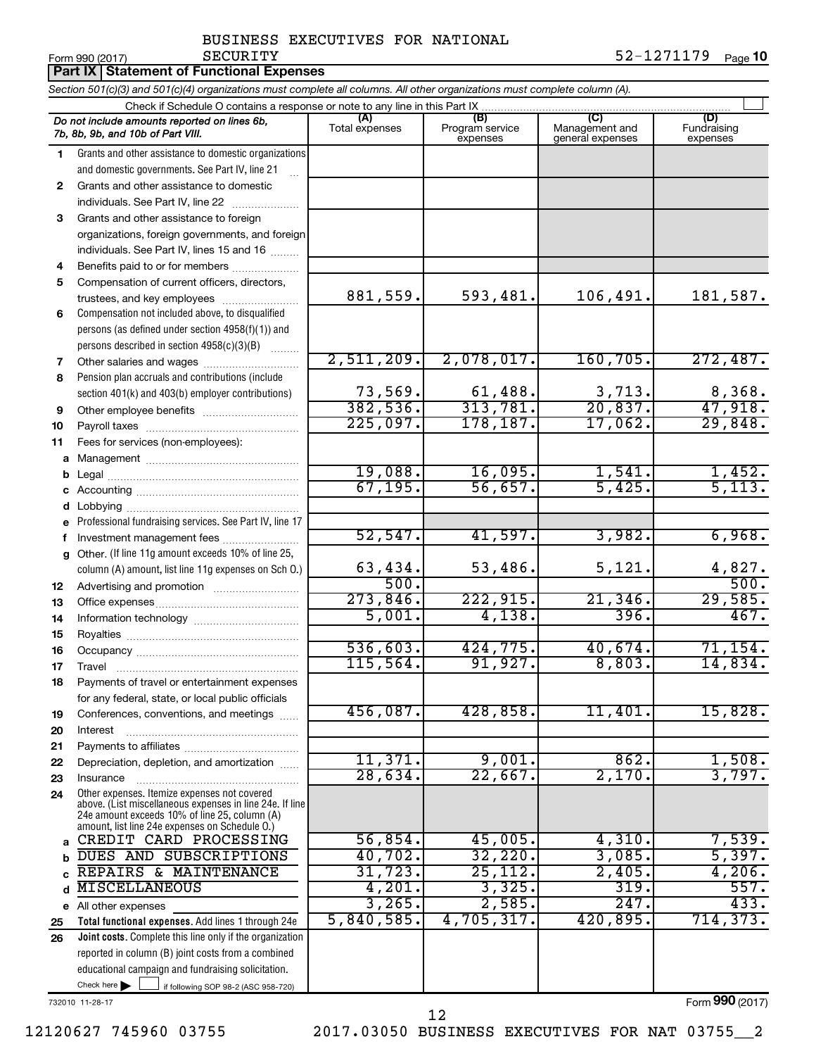Form 990 (2017) BUSINESS EXECUTIVES FOR NATIONAL SECURITY 52-1271179 Page **10**

## Part IX | Statement of Functional Expenses

*Section 501(c)(3) and 501(c)(4) organizations must complete all columns. All other organizations must complete column (A).*

Check if Schedule O contains a response or note to any line in this Part IX

| | *Do not include amounts reported on lines 6b, 7b, 8b, 9b, and 10b of Part VIII.* | (A) Total expenses | (B) Program service expenses | (C) Management and general expenses | (D) Fundraising expenses |
|---|---|---|---|---|---|
| 1 | Grants and other assistance to domestic organizations and domestic governments. See Part IV, line 21 | | | | |
| 2 | Grants and other assistance to domestic individuals. See Part IV, line 22 | | | | |
| 3 | Grants and other assistance to foreign organizations, foreign governments, and foreign individuals. See Part IV, lines 15 and 16 | | | | |
| 4 | Benefits paid to or for members | | | | |
| 5 | Compensation of current officers, directors, trustees, and key employees | 881,559. | 593,481. | 106,491. | 181,587. |
| 6 | Compensation not included above, to disqualified persons (as defined under section 4958(f)(1)) and persons described in section 4958(c)(3)(B) | | | | |
| 7 | Other salaries and wages | 2,511,209. | 2,078,017. | 160,705. | 272,487. |
| 8 | Pension plan accruals and contributions (include section 401(k) and 403(b) employer contributions) | 73,569. | 61,488. | 3,713. | 8,368. |
| 9 | Other employee benefits | 382,536. | 313,781. | 20,837. | 47,918. |
| 10 | Payroll taxes | 225,097. | 178,187. | 17,062. | 29,848. |
| 11 | Fees for services (non-employees): | | | | |
| a | Management | | | | |
| b | Legal | 19,088. | 16,095. | 1,541. | 1,452. |
| c | Accounting | 67,195. | 56,657. | 5,425. | 5,113. |
| d | Lobbying | | | | |
| e | Professional fundraising services. See Part IV, line 17 | | | | |
| f | Investment management fees | 52,547. | 41,597. | 3,982. | 6,968. |
| g | Other. (If line 11g amount exceeds 10% of line 25, column (A) amount, list line 11g expenses on Sch O.) | 63,434. | 53,486. | 5,121. | 4,827. |
| 12 | Advertising and promotion | 500. | | | 500. |
| 13 | Office expenses | 273,846. | 222,915. | 21,346. | 29,585. |
| 14 | Information technology | 5,001. | 4,138. | 396. | 467. |
| 15 | Royalties | | | | |
| 16 | Occupancy | 536,603. | 424,775. | 40,674. | 71,154. |
| 17 | Travel | 115,564. | 91,927. | 8,803. | 14,834. |
| 18 | Payments of travel or entertainment expenses for any federal, state, or local public officials | | | | |
| 19 | Conferences, conventions, and meetings | 456,087. | 428,858. | 11,401. | 15,828. |
| 20 | Interest | | | | |
| 21 | Payments to affiliates | | | | |
| 22 | Depreciation, depletion, and amortization | 11,371. | 9,001. | 862. | 1,508. |
| 23 | Insurance | 28,634. | 22,667. | 2,170. | 3,797. |
| 24 | Other expenses. Itemize expenses not covered above. (List miscellaneous expenses in line 24e. If line 24e amount exceeds 10% of line 25, column (A) amount, list line 24e expenses on Schedule O.) | | | | |
| a | CREDIT CARD PROCESSING | 56,854. | 45,005. | 4,310. | 7,539. |
| b | DUES AND SUBSCRIPTIONS | 40,702. | 32,220. | 3,085. | 5,397. |
| c | REPAIRS & MAINTENANCE | 31,723. | 25,112. | 2,405. | 4,206. |
| d | MISCELLANEOUS | 4,201. | 3,325. | 319. | 557. |
| e | All other expenses | 3,265. | 2,585. | 247. | 433. |
| 25 | **Total functional expenses.** Add lines 1 through 24e | 5,840,585. | 4,705,317. | 420,895. | 714,373. |
| 26 | **Joint costs.** Complete this line only if the organization reported in column (B) joint costs from a combined educational campaign and fundraising solicitation. Check here ☐ if following SOP 98-2 (ASC 958-720) | | | | |

732010 11-28-17

Form **990** (2017)

12120627 745960 03755 2017.03050 BUSINESS EXECUTIVES FOR NAT 03755__2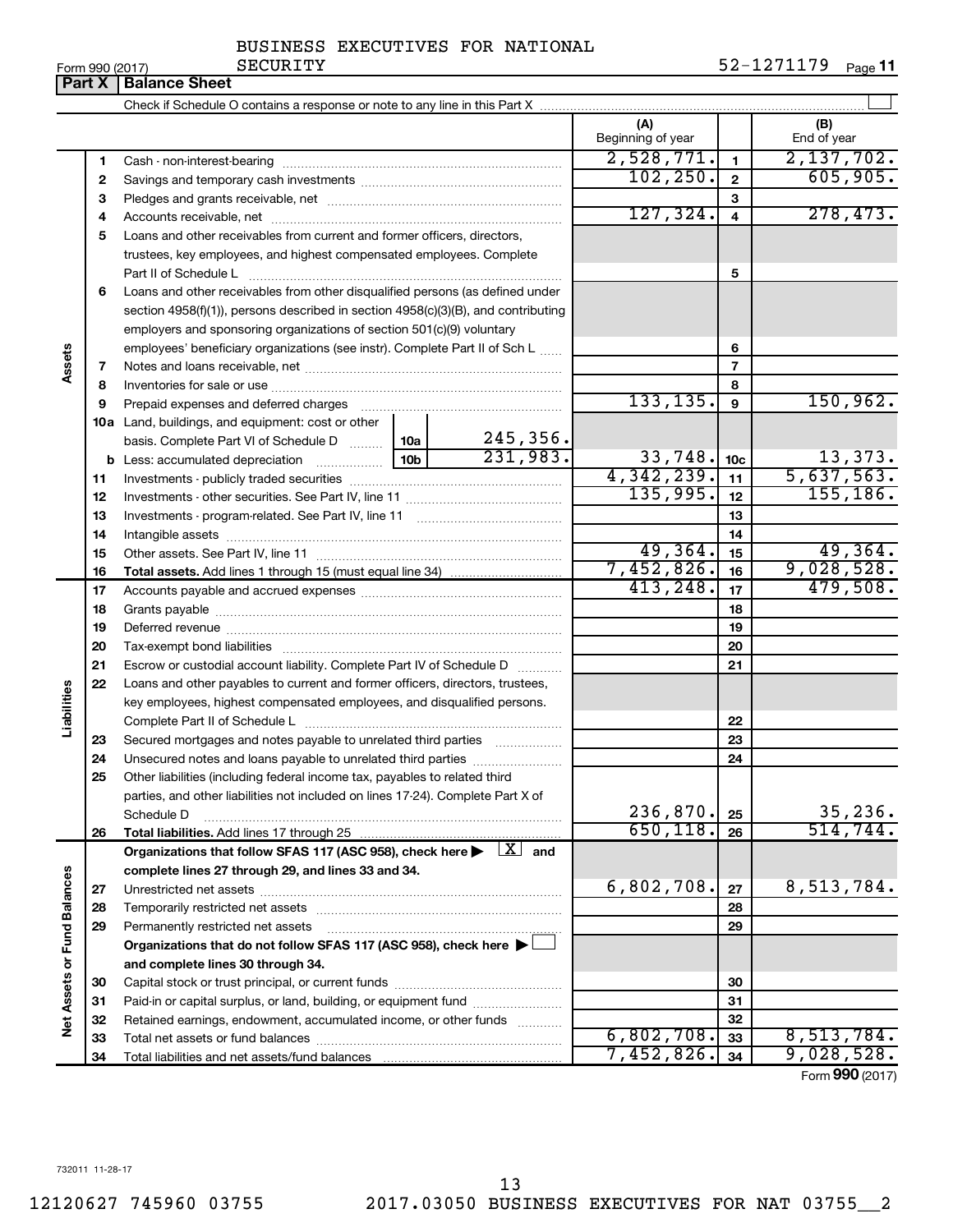BUSINESS EXECUTIVES FOR NATIONAL SECURITY

Form 990 (2017) 52-1271179 Page 11

## Part X | Balance Sheet

Check if Schedule O contains a response or note to any line in this Part X ☐

| | | | | (A) Beginning of year | | (B) End of year |
|---|---|---|---|---|---|---|
| **Assets** | 1 | Cash - non-interest-bearing | | 2,528,771. | 1 | 2,137,702. |
| | 2 | Savings and temporary cash investments | | 102,250. | 2 | 605,905. |
| | 3 | Pledges and grants receivable, net | | | 3 | |
| | 4 | Accounts receivable, net | | 127,324. | 4 | 278,473. |
| | 5 | Loans and other receivables from current and former officers, directors, trustees, key employees, and highest compensated employees. Complete Part II of Schedule L | | | 5 | |
| | 6 | Loans and other receivables from other disqualified persons (as defined under section 4958(f)(1)), persons described in section 4958(c)(3)(B), and contributing employers and sponsoring organizations of section 501(c)(9) voluntary employees' beneficiary organizations (see instr). Complete Part II of Sch L | | | 6 | |
| | 7 | Notes and loans receivable, net | | | 7 | |
| | 8 | Inventories for sale or use | | | 8 | |
| | 9 | Prepaid expenses and deferred charges | | 133,135. | 9 | 150,962. |
| | 10a | Land, buildings, and equipment: cost or other basis. Complete Part VI of Schedule D | 10a 245,356. | | | |
| | b | Less: accumulated depreciation | 10b 231,983. | 33,748. | 10c | 13,373. |
| | 11 | Investments - publicly traded securities | | 4,342,239. | 11 | 5,637,563. |
| | 12 | Investments - other securities. See Part IV, line 11 | | 135,995. | 12 | 155,186. |
| | 13 | Investments - program-related. See Part IV, line 11 | | | 13 | |
| | 14 | Intangible assets | | | 14 | |
| | 15 | Other assets. See Part IV, line 11 | | 49,364. | 15 | 49,364. |
| | 16 | **Total assets.** Add lines 1 through 15 (must equal line 34) | | 7,452,826. | 16 | 9,028,528. |
| **Liabilities** | 17 | Accounts payable and accrued expenses | | 413,248. | 17 | 479,508. |
| | 18 | Grants payable | | | 18 | |
| | 19 | Deferred revenue | | | 19 | |
| | 20 | Tax-exempt bond liabilities | | | 20 | |
| | 21 | Escrow or custodial account liability. Complete Part IV of Schedule D | | | 21 | |
| | 22 | Loans and other payables to current and former officers, directors, trustees, key employees, highest compensated employees, and disqualified persons. Complete Part II of Schedule L | | | 22 | |
| | 23 | Secured mortgages and notes payable to unrelated third parties | | | 23 | |
| | 24 | Unsecured notes and loans payable to unrelated third parties | | | 24 | |
| | 25 | Other liabilities (including federal income tax, payables to related third parties, and other liabilities not included on lines 17-24). Complete Part X of Schedule D | | 236,870. | 25 | 35,236. |
| | 26 | **Total liabilities.** Add lines 17 through 25 | | 650,118. | 26 | 514,744. |
| **Net Assets or Fund Balances** | | **Organizations that follow SFAS 117 (ASC 958), check here ▶ ☒ and complete lines 27 through 29, and lines 33 and 34.** | | | | |
| | 27 | Unrestricted net assets | | 6,802,708. | 27 | 8,513,784. |
| | 28 | Temporarily restricted net assets | | | 28 | |
| | 29 | Permanently restricted net assets | | | 29 | |
| | | **Organizations that do not follow SFAS 117 (ASC 958), check here ▶ ☐ and complete lines 30 through 34.** | | | | |
| | 30 | Capital stock or trust principal, or current funds | | | 30 | |
| | 31 | Paid-in or capital surplus, or land, building, or equipment fund | | | 31 | |
| | 32 | Retained earnings, endowment, accumulated income, or other funds | | | 32 | |
| | 33 | Total net assets or fund balances | | 6,802,708. | 33 | 8,513,784. |
| | 34 | Total liabilities and net assets/fund balances | | 7,452,826. | 34 | 9,028,528. |

Form **990** (2017)

732011 11-28-17

12120627 745960 03755 2017.03050 BUSINESS EXECUTIVES FOR NAT 03755__2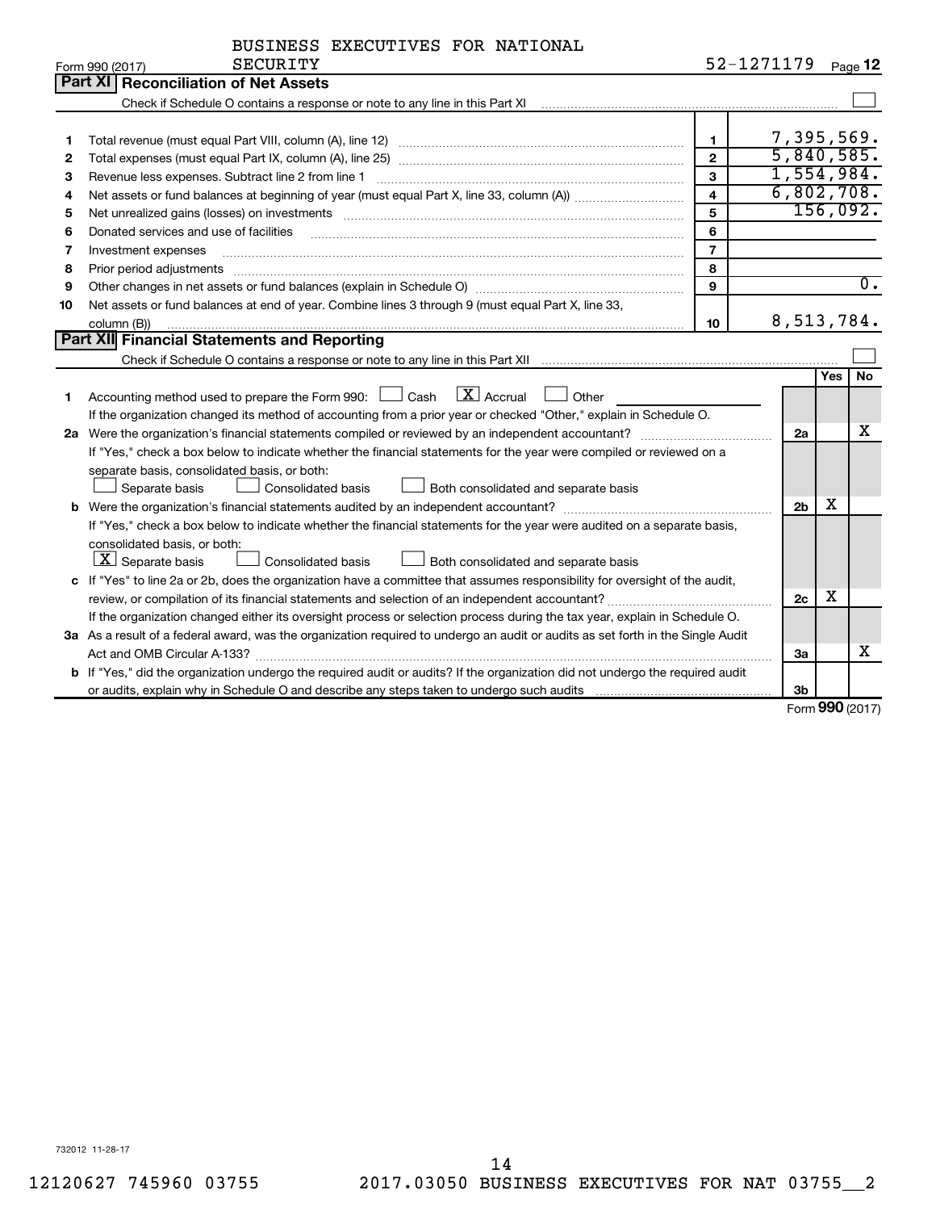Form 990 (2017) BUSINESS EXECUTIVES FOR NATIONAL SECURITY 52-1271179 Page 12

## Part XI Reconciliation of Net Assets

Check if Schedule O contains a response or note to any line in this Part XI ☐

| | | | |
|---|---|---|---|
| 1 | Total revenue (must equal Part VIII, column (A), line 12) | 1 | 7,395,569. |
| 2 | Total expenses (must equal Part IX, column (A), line 25) | 2 | 5,840,585. |
| 3 | Revenue less expenses. Subtract line 2 from line 1 | 3 | 1,554,984. |
| 4 | Net assets or fund balances at beginning of year (must equal Part X, line 33, column (A)) | 4 | 6,802,708. |
| 5 | Net unrealized gains (losses) on investments | 5 | 156,092. |
| 6 | Donated services and use of facilities | 6 | |
| 7 | Investment expenses | 7 | |
| 8 | Prior period adjustments | 8 | |
| 9 | Other changes in net assets or fund balances (explain in Schedule O) | 9 | 0. |
| 10 | Net assets or fund balances at end of year. Combine lines 3 through 9 (must equal Part X, line 33, column (B)) | 10 | 8,513,784. |

## Part XII Financial Statements and Reporting

Check if Schedule O contains a response or note to any line in this Part XII ☐

| | | | Yes | No |
|---|---|---|---|---|
| 1 | Accounting method used to prepare the Form 990: ☐ Cash ☒ Accrual ☐ Other<br>If the organization changed its method of accounting from a prior year or checked "Other," explain in Schedule O. | | | |
| 2a | Were the organization's financial statements compiled or reviewed by an independent accountant?<br>If "Yes," check a box below to indicate whether the financial statements for the year were compiled or reviewed on a separate basis, consolidated basis, or both:<br>☐ Separate basis ☐ Consolidated basis ☐ Both consolidated and separate basis | 2a | | X |
| b | Were the organization's financial statements audited by an independent accountant?<br>If "Yes," check a box below to indicate whether the financial statements for the year were audited on a separate basis, consolidated basis, or both:<br>☒ Separate basis ☐ Consolidated basis ☐ Both consolidated and separate basis | 2b | X | |
| c | If "Yes" to line 2a or 2b, does the organization have a committee that assumes responsibility for oversight of the audit, review, or compilation of its financial statements and selection of an independent accountant?<br>If the organization changed either its oversight process or selection process during the tax year, explain in Schedule O. | 2c | X | |
| 3a | As a result of a federal award, was the organization required to undergo an audit or audits as set forth in the Single Audit Act and OMB Circular A-133? | 3a | | X |
| b | If "Yes," did the organization undergo the required audit or audits? If the organization did not undergo the required audit or audits, explain why in Schedule O and describe any steps taken to undergo such audits | 3b | | |

Form 990 (2017)

732012 11-28-17

12120627 745960 03755 2017.03050 BUSINESS EXECUTIVES FOR NAT 03755__2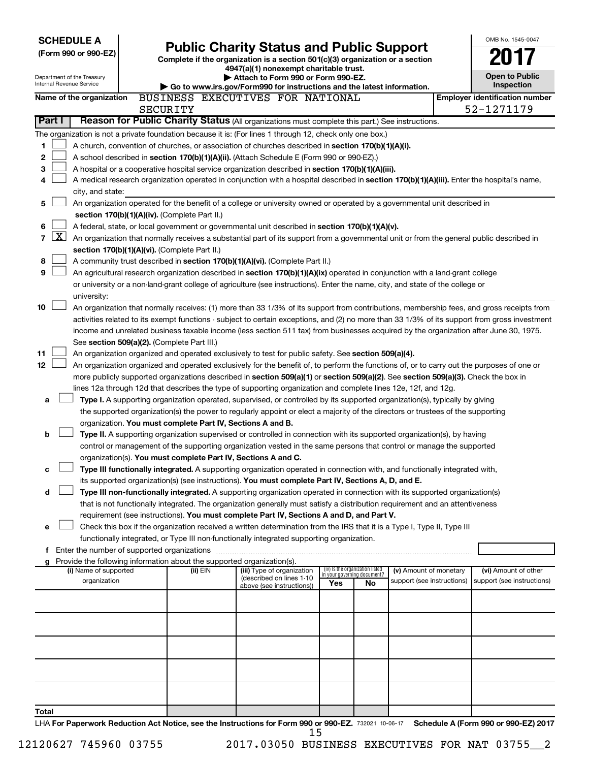**SCHEDULE A**
**(Form 990 or 990-EZ)**

Department of the Treasury
Internal Revenue Service

# Public Charity Status and Public Support

**Complete if the organization is a section 501(c)(3) organization or a section 4947(a)(1) nonexempt charitable trust.**
**▶ Attach to Form 990 or Form 990-EZ.**
**▶ Go to www.irs.gov/Form990 for instructions and the latest information.**

OMB No. 1545-0047
**2017**
**Open to Public Inspection**

**Name of the organization** BUSINESS EXECUTIVES FOR NATIONAL SECURITY

**Employer identification number** 52-1271179

**Part I** **Reason for Public Charity Status** (All organizations must complete this part.) See instructions.

The organization is not a private foundation because it is: (For lines 1 through 12, check only one box.)

1 ☐ A church, convention of churches, or association of churches described in **section 170(b)(1)(A)(i).**

2 ☐ A school described in **section 170(b)(1)(A)(ii).** (Attach Schedule E (Form 990 or 990-EZ).)

3 ☐ A hospital or a cooperative hospital service organization described in **section 170(b)(1)(A)(iii).**

4 ☐ A medical research organization operated in conjunction with a hospital described in **section 170(b)(1)(A)(iii).** Enter the hospital's name, city, and state: ______

5 ☐ An organization operated for the benefit of a college or university owned or operated by a governmental unit described in **section 170(b)(1)(A)(iv).** (Complete Part II.)

6 ☐ A federal, state, or local government or governmental unit described in **section 170(b)(1)(A)(v).**

7 ☒ An organization that normally receives a substantial part of its support from a governmental unit or from the general public described in **section 170(b)(1)(A)(vi).** (Complete Part II.)

8 ☐ A community trust described in **section 170(b)(1)(A)(vi).** (Complete Part II.)

9 ☐ An agricultural research organization described in **section 170(b)(1)(A)(ix)** operated in conjunction with a land-grant college or university or a non-land-grant college of agriculture (see instructions). Enter the name, city, and state of the college or university: ______

10 ☐ An organization that normally receives: (1) more than 33 1/3% of its support from contributions, membership fees, and gross receipts from activities related to its exempt functions - subject to certain exceptions, and (2) no more than 33 1/3% of its support from gross investment income and unrelated business taxable income (less section 511 tax) from businesses acquired by the organization after June 30, 1975. See **section 509(a)(2).** (Complete Part III.)

11 ☐ An organization organized and operated exclusively to test for public safety. See **section 509(a)(4).**

12 ☐ An organization organized and operated exclusively for the benefit of, to perform the functions of, or to carry out the purposes of one or more publicly supported organizations described in **section 509(a)(1)** or **section 509(a)(2)**. See **section 509(a)(3).** Check the box in lines 12a through 12d that describes the type of supporting organization and complete lines 12e, 12f, and 12g.

a ☐ **Type I.** A supporting organization operated, supervised, or controlled by its supported organization(s), typically by giving the supported organization(s) the power to regularly appoint or elect a majority of the directors or trustees of the supporting organization. **You must complete Part IV, Sections A and B.**

b ☐ **Type II.** A supporting organization supervised or controlled in connection with its supported organization(s), by having control or management of the supporting organization vested in the same persons that control or manage the supported organization(s). **You must complete Part IV, Sections A and C.**

c ☐ **Type III functionally integrated.** A supporting organization operated in connection with, and functionally integrated with, its supported organization(s) (see instructions). **You must complete Part IV, Sections A, D, and E.**

d ☐ **Type III non-functionally integrated.** A supporting organization operated in connection with its supported organization(s) that is not functionally integrated. The organization generally must satisfy a distribution requirement and an attentiveness requirement (see instructions). **You must complete Part IV, Sections A and D, and Part V.**

e ☐ Check this box if the organization received a written determination from the IRS that it is a Type I, Type II, Type III functionally integrated, or Type III non-functionally integrated supporting organization.

f Enter the number of supported organizations ______

g Provide the following information about the supported organization(s).

| (i) Name of supported organization | (ii) EIN | (iii) Type of organization (described on lines 1-10 above (see instructions)) | (iv) Is the organization listed in your governing document? Yes | No | (v) Amount of monetary support (see instructions) | (vi) Amount of other support (see instructions) |
|---|---|---|---|---|---|---|
| | | | | | | |
| | | | | | | |
| | | | | | | |
| | | | | | | |
| | | | | | | |
| **Total** | | | | | | |

LHA **For Paperwork Reduction Act Notice, see the Instructions for Form 990 or 990-EZ.** 732021 10-06-17 **Schedule A (Form 990 or 990-EZ) 2017**

12120627 745960 03755 2017.03050 BUSINESS EXECUTIVES FOR NAT 03755__2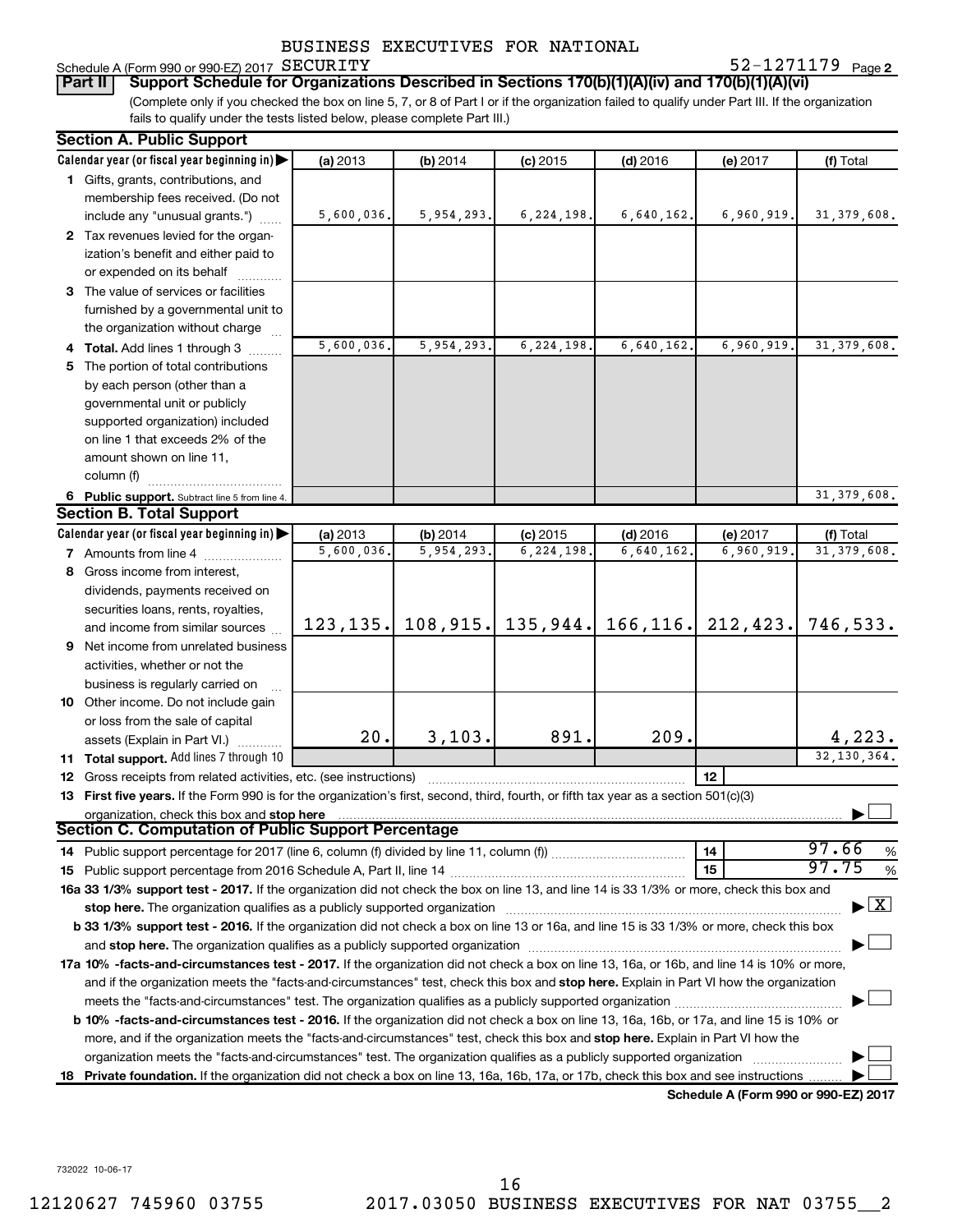BUSINESS EXECUTIVES FOR NATIONAL

Schedule A (Form 990 or 990-EZ) 2017 SECURITY 52-1271179 Page 2

**Part II** **Support Schedule for Organizations Described in Sections 170(b)(1)(A)(iv) and 170(b)(1)(A)(vi)**

(Complete only if you checked the box on line 5, 7, or 8 of Part I or if the organization failed to qualify under Part III. If the organization fails to qualify under the tests listed below, please complete Part III.)

### Section A. Public Support

| Calendar year (or fiscal year beginning in) | (a) 2013 | (b) 2014 | (c) 2015 | (d) 2016 | (e) 2017 | (f) Total |
|---|---|---|---|---|---|---|
| **1** Gifts, grants, contributions, and membership fees received. (Do not include any "unusual grants.") | 5,600,036. | 5,954,293. | 6,224,198. | 6,640,162. | 6,960,919. | 31,379,608. |
| **2** Tax revenues levied for the organization's benefit and either paid to or expended on its behalf | | | | | | |
| **3** The value of services or facilities furnished by a governmental unit to the organization without charge | | | | | | |
| **4 Total.** Add lines 1 through 3 | 5,600,036. | 5,954,293. | 6,224,198. | 6,640,162. | 6,960,919. | 31,379,608. |
| **5** The portion of total contributions by each person (other than a governmental unit or publicly supported organization) included on line 1 that exceeds 2% of the amount shown on line 11, column (f) | | | | | | |
| **6 Public support.** Subtract line 5 from line 4. | | | | | | 31,379,608. |

### Section B. Total Support

| Calendar year (or fiscal year beginning in) | (a) 2013 | (b) 2014 | (c) 2015 | (d) 2016 | (e) 2017 | (f) Total |
|---|---|---|---|---|---|---|
| **7** Amounts from line 4 | 5,600,036. | 5,954,293. | 6,224,198. | 6,640,162. | 6,960,919. | 31,379,608. |
| **8** Gross income from interest, dividends, payments received on securities loans, rents, royalties, and income from similar sources | 123,135. | 108,915. | 135,944. | 166,116. | 212,423. | 746,533. |
| **9** Net income from unrelated business activities, whether or not the business is regularly carried on | | | | | | |
| **10** Other income. Do not include gain or loss from the sale of capital assets (Explain in Part VI.) | 20. | 3,103. | 891. | 209. | | 4,223. |
| **11 Total support.** Add lines 7 through 10 | | | | | | 32,130,364. |

**12** Gross receipts from related activities, etc. (see instructions) | **12** |

**13 First five years.** If the Form 990 is for the organization's first, second, third, fourth, or fifth tax year as a section 501(c)(3) organization, check this box and **stop here** ☐

### Section C. Computation of Public Support Percentage

**14** Public support percentage for 2017 (line 6, column (f) divided by line 11, column (f)) | **14** | 97.66 %

**15** Public support percentage from 2016 Schedule A, Part II, line 14 | **15** | 97.75 %

**16a 33 1/3% support test - 2017.** If the organization did not check the box on line 13, and line 14 is 33 1/3% or more, check this box and **stop here.** The organization qualifies as a publicly supported organization ☒

**b 33 1/3% support test - 2016.** If the organization did not check a box on line 13 or 16a, and line 15 is 33 1/3% or more, check this box and **stop here.** The organization qualifies as a publicly supported organization ☐

**17a 10% -facts-and-circumstances test - 2017.** If the organization did not check a box on line 13, 16a, or 16b, and line 14 is 10% or more, and if the organization meets the "facts-and-circumstances" test, check this box and **stop here.** Explain in Part VI how the organization meets the "facts-and-circumstances" test. The organization qualifies as a publicly supported organization ☐

**b 10% -facts-and-circumstances test - 2016.** If the organization did not check a box on line 13, 16a, 16b, or 17a, and line 15 is 10% or more, and if the organization meets the "facts-and-circumstances" test, check this box and **stop here.** Explain in Part VI how the organization meets the "facts-and-circumstances" test. The organization qualifies as a publicly supported organization ☐

**18 Private foundation.** If the organization did not check a box on line 13, 16a, 16b, 17a, or 17b, check this box and see instructions ☐

**Schedule A (Form 990 or 990-EZ) 2017**

732022 10-06-17

12120627 745960 03755 2017.03050 BUSINESS EXECUTIVES FOR NAT 03755__2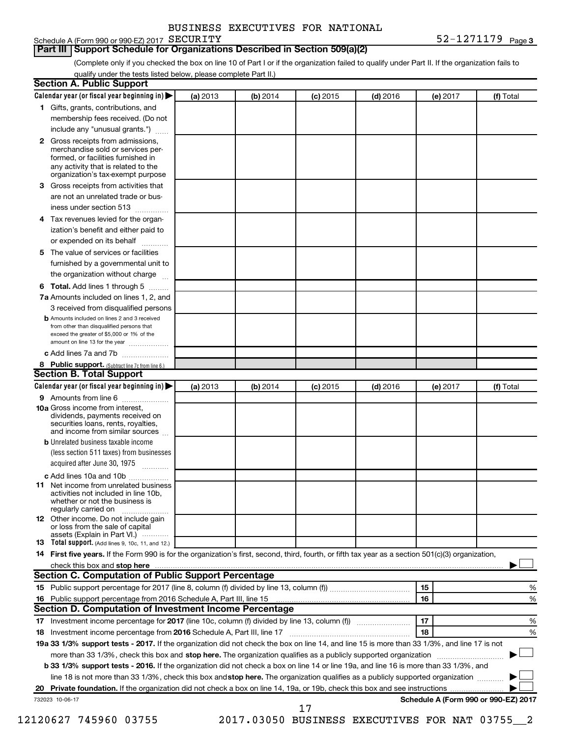BUSINESS EXECUTIVES FOR NATIONAL

Schedule A (Form 990 or 990-EZ) 2017 SECURITY 52-1271179 Page 3

**Part III | Support Schedule for Organizations Described in Section 509(a)(2)**

(Complete only if you checked the box on line 10 of Part I or if the organization failed to qualify under Part II. If the organization fails to qualify under the tests listed below, please complete Part II.)

### Section A. Public Support

| Calendar year (or fiscal year beginning in) ▶ | (a) 2013 | (b) 2014 | (c) 2015 | (d) 2016 | (e) 2017 | (f) Total |
|---|---|---|---|---|---|---|
| **1** Gifts, grants, contributions, and membership fees received. (Do not include any "unusual grants.") | | | | | | |
| **2** Gross receipts from admissions, merchandise sold or services performed, or facilities furnished in any activity that is related to the organization's tax-exempt purpose | | | | | | |
| **3** Gross receipts from activities that are not an unrelated trade or business under section 513 | | | | | | |
| **4** Tax revenues levied for the organization's benefit and either paid to or expended on its behalf | | | | | | |
| **5** The value of services or facilities furnished by a governmental unit to the organization without charge | | | | | | |
| **6 Total.** Add lines 1 through 5 | | | | | | |
| **7a** Amounts included on lines 1, 2, and 3 received from disqualified persons | | | | | | |
| **b** Amounts included on lines 2 and 3 received from other than disqualified persons that exceed the greater of $5,000 or 1% of the amount on line 13 for the year | | | | | | |
| **c** Add lines 7a and 7b | | | | | | |
| **8 Public support.** (Subtract line 7c from line 6.) | | | | | | |

### Section B. Total Support

| Calendar year (or fiscal year beginning in) ▶ | (a) 2013 | (b) 2014 | (c) 2015 | (d) 2016 | (e) 2017 | (f) Total |
|---|---|---|---|---|---|---|
| **9** Amounts from line 6 | | | | | | |
| **10a** Gross income from interest, dividends, payments received on securities loans, rents, royalties, and income from similar sources | | | | | | |
| **b** Unrelated business taxable income (less section 511 taxes) from businesses acquired after June 30, 1975 | | | | | | |
| **c** Add lines 10a and 10b | | | | | | |
| **11** Net income from unrelated business activities not included in line 10b, whether or not the business is regularly carried on | | | | | | |
| **12** Other income. Do not include gain or loss from the sale of capital assets (Explain in Part VI.) | | | | | | |
| **13 Total support.** (Add lines 9, 10c, 11, and 12.) | | | | | | |

**14 First five years.** If the Form 990 is for the organization's first, second, third, fourth, or fifth tax year as a section 501(c)(3) organization, check this box and **stop here** ▶ ☐

### Section C. Computation of Public Support Percentage

| | | |
|---|---|---|
| **15** Public support percentage for 2017 (line 8, column (f) divided by line 13, column (f)) | 15 | % |
| **16** Public support percentage from 2016 Schedule A, Part III, line 15 | 16 | % |

### Section D. Computation of Investment Income Percentage

| | | |
|---|---|---|
| **17** Investment income percentage for **2017** (line 10c, column (f) divided by line 13, column (f)) | 17 | % |
| **18** Investment income percentage from **2016** Schedule A, Part III, line 17 | 18 | % |

**19a 33 1/3% support tests - 2017.** If the organization did not check the box on line 14, and line 15 is more than 33 1/3%, and line 17 is not more than 33 1/3%, check this box and **stop here.** The organization qualifies as a publicly supported organization ▶ ☐

**b 33 1/3% support tests - 2016.** If the organization did not check a box on line 14 or line 19a, and line 16 is more than 33 1/3%, and line 18 is not more than 33 1/3%, check this box and **stop here.** The organization qualifies as a publicly supported organization ▶ ☐

**20 Private foundation.** If the organization did not check a box on line 14, 19a, or 19b, check this box and see instructions ▶ ☐

732023 10-06-17 **Schedule A (Form 990 or 990-EZ) 2017**

12120627 745960 03755 2017.03050 BUSINESS EXECUTIVES FOR NAT 03755__2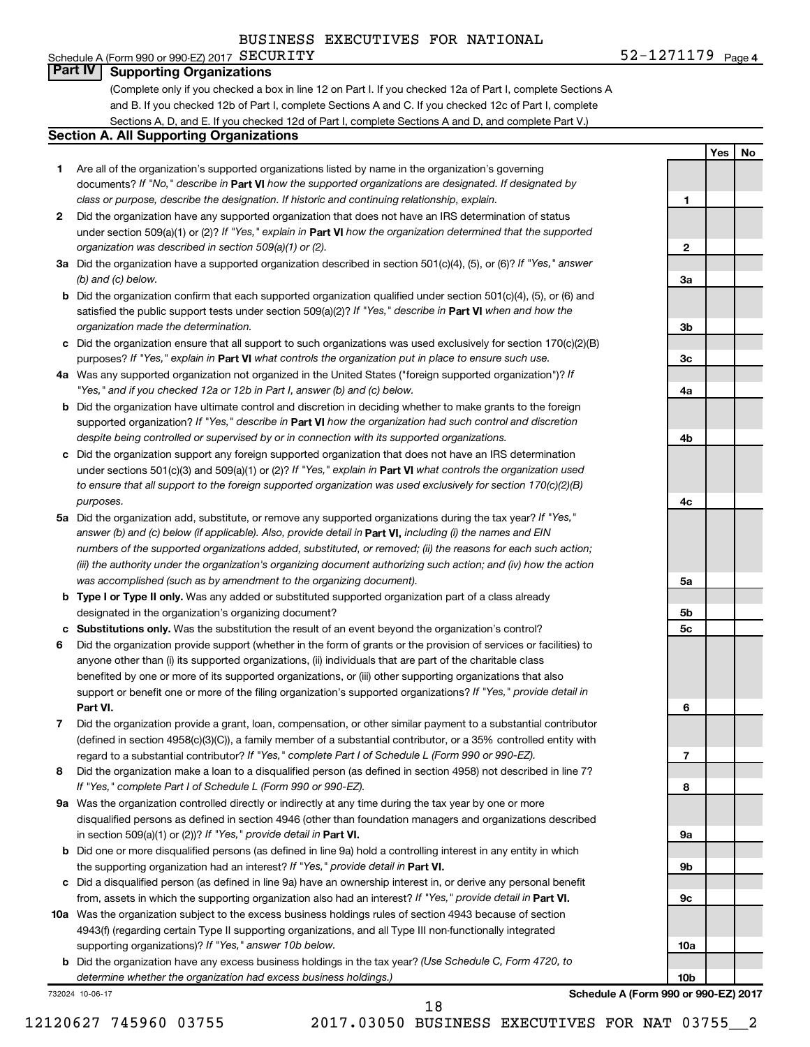BUSINESS EXECUTIVES FOR NATIONAL

Schedule A (Form 990 or 990-EZ) 2017 SECURITY 52-1271179 Page 4

## Part IV Supporting Organizations

(Complete only if you checked a box in line 12 on Part I. If you checked 12a of Part I, complete Sections A and B. If you checked 12b of Part I, complete Sections A and C. If you checked 12c of Part I, complete Sections A, D, and E. If you checked 12d of Part I, complete Sections A and D, and complete Part V.)

### Section A. All Supporting Organizations

| | | | Yes | No |
|---|---|---|---|---|
| **1** | Are all of the organization's supported organizations listed by name in the organization's governing documents? *If "No," describe in* **Part VI** *how the supported organizations are designated. If designated by class or purpose, describe the designation. If historic and continuing relationship, explain.* | 1 | | |
| **2** | Did the organization have any supported organization that does not have an IRS determination of status under section 509(a)(1) or (2)? *If "Yes," explain in* **Part VI** *how the organization determined that the supported organization was described in section 509(a)(1) or (2).* | 2 | | |
| **3a** | Did the organization have a supported organization described in section 501(c)(4), (5), or (6)? *If "Yes," answer (b) and (c) below.* | 3a | | |
| **b** | Did the organization confirm that each supported organization qualified under section 501(c)(4), (5), or (6) and satisfied the public support tests under section 509(a)(2)? *If "Yes," describe in* **Part VI** *when and how the organization made the determination.* | 3b | | |
| **c** | Did the organization ensure that all support to such organizations was used exclusively for section 170(c)(2)(B) purposes? *If "Yes," explain in* **Part VI** *what controls the organization put in place to ensure such use.* | 3c | | |
| **4a** | Was any supported organization not organized in the United States ("foreign supported organization")? *If "Yes," and if you checked 12a or 12b in Part I, answer (b) and (c) below.* | 4a | | |
| **b** | Did the organization have ultimate control and discretion in deciding whether to make grants to the foreign supported organization? *If "Yes," describe in* **Part VI** *how the organization had such control and discretion despite being controlled or supervised by or in connection with its supported organizations.* | 4b | | |
| **c** | Did the organization support any foreign supported organization that does not have an IRS determination under sections 501(c)(3) and 509(a)(1) or (2)? *If "Yes," explain in* **Part VI** *what controls the organization used to ensure that all support to the foreign supported organization was used exclusively for section 170(c)(2)(B) purposes.* | 4c | | |
| **5a** | Did the organization add, substitute, or remove any supported organizations during the tax year? *If "Yes," answer (b) and (c) below (if applicable). Also, provide detail in* **Part VI,** *including (i) the names and EIN numbers of the supported organizations added, substituted, or removed; (ii) the reasons for each such action; (iii) the authority under the organization's organizing document authorizing such action; and (iv) how the action was accomplished (such as by amendment to the organizing document).* | 5a | | |
| **b** | **Type I or Type II only.** Was any added or substituted supported organization part of a class already designated in the organization's organizing document? | 5b | | |
| **c** | **Substitutions only.** Was the substitution the result of an event beyond the organization's control? | 5c | | |
| **6** | Did the organization provide support (whether in the form of grants or the provision of services or facilities) to anyone other than (i) its supported organizations, (ii) individuals that are part of the charitable class benefited by one or more of its supported organizations, or (iii) other supporting organizations that also support or benefit one or more of the filing organization's supported organizations? *If "Yes," provide detail in* **Part VI.** | 6 | | |
| **7** | Did the organization provide a grant, loan, compensation, or other similar payment to a substantial contributor (defined in section 4958(c)(3)(C)), a family member of a substantial contributor, or a 35% controlled entity with regard to a substantial contributor? *If "Yes," complete Part I of Schedule L (Form 990 or 990-EZ).* | 7 | | |
| **8** | Did the organization make a loan to a disqualified person (as defined in section 4958) not described in line 7? *If "Yes," complete Part I of Schedule L (Form 990 or 990-EZ).* | 8 | | |
| **9a** | Was the organization controlled directly or indirectly at any time during the tax year by one or more disqualified persons as defined in section 4946 (other than foundation managers and organizations described in section 509(a)(1) or (2))? *If "Yes," provide detail in* **Part VI.** | 9a | | |
| **b** | Did one or more disqualified persons (as defined in line 9a) hold a controlling interest in any entity in which the supporting organization had an interest? *If "Yes," provide detail in* **Part VI.** | 9b | | |
| **c** | Did a disqualified person (as defined in line 9a) have an ownership interest in, or derive any personal benefit from, assets in which the supporting organization also had an interest? *If "Yes," provide detail in* **Part VI.** | 9c | | |
| **10a** | Was the organization subject to the excess business holdings rules of section 4943 because of section 4943(f) (regarding certain Type II supporting organizations, and all Type III non-functionally integrated supporting organizations)? *If "Yes," answer 10b below.* | 10a | | |
| **b** | Did the organization have any excess business holdings in the tax year? *(Use Schedule C, Form 4720, to determine whether the organization had excess business holdings.)* | 10b | | |

732024 10-06-17 **Schedule A (Form 990 or 990-EZ) 2017**

12120627 745960 03755 2017.03050 BUSINESS EXECUTIVES FOR NAT 03755__2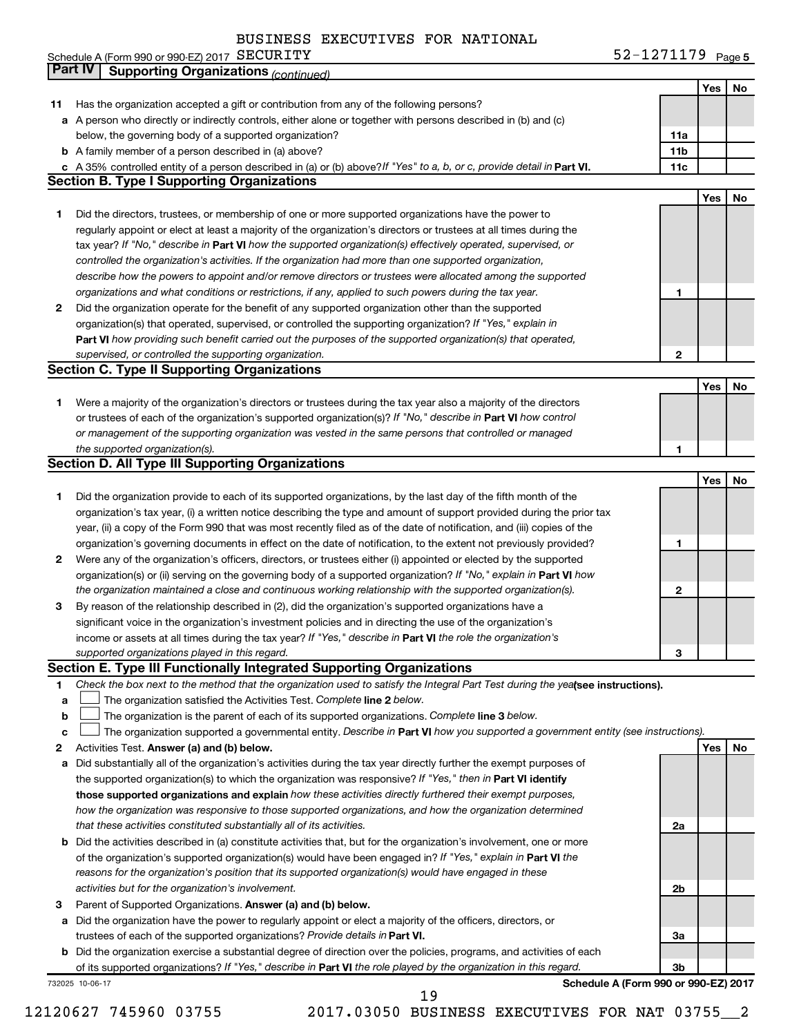BUSINESS EXECUTIVES FOR NATIONAL

Schedule A (Form 990 or 990-EZ) 2017 SECURITY 52-1271179 Page 5

## Part IV Supporting Organizations *(continued)*

| | | | Yes | No |
|---|---|---|---|---|
| **11** | Has the organization accepted a gift or contribution from any of the following persons? | | | |
| **a** | A person who directly or indirectly controls, either alone or together with persons described in (b) and (c) below, the governing body of a supported organization? | **11a** | | |
| **b** | A family member of a person described in (a) above? | **11b** | | |
| **c** | A 35% controlled entity of a person described in (a) or (b) above? *If "Yes" to a, b, or c, provide detail in* **Part VI.** | **11c** | | |

### Section B. Type I Supporting Organizations

| | | | Yes | No |
|---|---|---|---|---|
| **1** | Did the directors, trustees, or membership of one or more supported organizations have the power to regularly appoint or elect at least a majority of the organization's directors or trustees at all times during the tax year? *If "No," describe in* **Part VI** *how the supported organization(s) effectively operated, supervised, or controlled the organization's activities. If the organization had more than one supported organization, describe how the powers to appoint and/or remove directors or trustees were allocated among the supported organizations and what conditions or restrictions, if any, applied to such powers during the tax year.* | **1** | | |
| **2** | Did the organization operate for the benefit of any supported organization other than the supported organization(s) that operated, supervised, or controlled the supporting organization? *If "Yes," explain in* **Part VI** *how providing such benefit carried out the purposes of the supported organization(s) that operated, supervised, or controlled the supporting organization.* | **2** | | |

### Section C. Type II Supporting Organizations

| | | | Yes | No |
|---|---|---|---|---|
| **1** | Were a majority of the organization's directors or trustees during the tax year also a majority of the directors or trustees of each of the organization's supported organization(s)? *If "No," describe in* **Part VI** *how control or management of the supporting organization was vested in the same persons that controlled or managed the supported organization(s).* | **1** | | |

### Section D. All Type III Supporting Organizations

| | | | Yes | No |
|---|---|---|---|---|
| **1** | Did the organization provide to each of its supported organizations, by the last day of the fifth month of the organization's tax year, (i) a written notice describing the type and amount of support provided during the prior tax year, (ii) a copy of the Form 990 that was most recently filed as of the date of notification, and (iii) copies of the organization's governing documents in effect on the date of notification, to the extent not previously provided? | **1** | | |
| **2** | Were any of the organization's officers, directors, or trustees either (i) appointed or elected by the supported organization(s) or (ii) serving on the governing body of a supported organization? *If "No," explain in* **Part VI** *how the organization maintained a close and continuous working relationship with the supported organization(s).* | **2** | | |
| **3** | By reason of the relationship described in (2), did the organization's supported organizations have a significant voice in the organization's investment policies and in directing the use of the organization's income or assets at all times during the tax year? *If "Yes," describe in* **Part VI** *the role the organization's supported organizations played in this regard.* | **3** | | |

### Section E. Type III Functionally Integrated Supporting Organizations

**1** *Check the box next to the method that the organization used to satisfy the Integral Part Test during the year* **(see instructions).**

- **a** ☐ The organization satisfied the Activities Test. *Complete* **line 2** *below.*
- **b** ☐ The organization is the parent of each of its supported organizations. *Complete* **line 3** *below.*
- **c** ☐ The organization supported a governmental entity. *Describe in* **Part VI** *how you supported a government entity (see instructions).*

| | | | Yes | No |
|---|---|---|---|---|
| **2** | Activities Test. **Answer (a) and (b) below.** | | | |
| **a** | Did substantially all of the organization's activities during the tax year directly further the exempt purposes of the supported organization(s) to which the organization was responsive? *If "Yes," then in* **Part VI identify those supported organizations and explain** *how these activities directly furthered their exempt purposes, how the organization was responsive to those supported organizations, and how the organization determined that these activities constituted substantially all of its activities.* | **2a** | | |
| **b** | Did the activities described in (a) constitute activities that, but for the organization's involvement, one or more of the organization's supported organization(s) would have been engaged in? *If "Yes," explain in* **Part VI** *the reasons for the organization's position that its supported organization(s) would have engaged in these activities but for the organization's involvement.* | **2b** | | |
| **3** | Parent of Supported Organizations. **Answer (a) and (b) below.** | | | |
| **a** | Did the organization have the power to regularly appoint or elect a majority of the officers, directors, or trustees of each of the supported organizations? *Provide details in* **Part VI.** | **3a** | | |
| **b** | Did the organization exercise a substantial degree of direction over the policies, programs, and activities of each of its supported organizations? *If "Yes," describe in* **Part VI** *the role played by the organization in this regard.* | **3b** | | |

732025 10-06-17 **Schedule A (Form 990 or 990-EZ) 2017**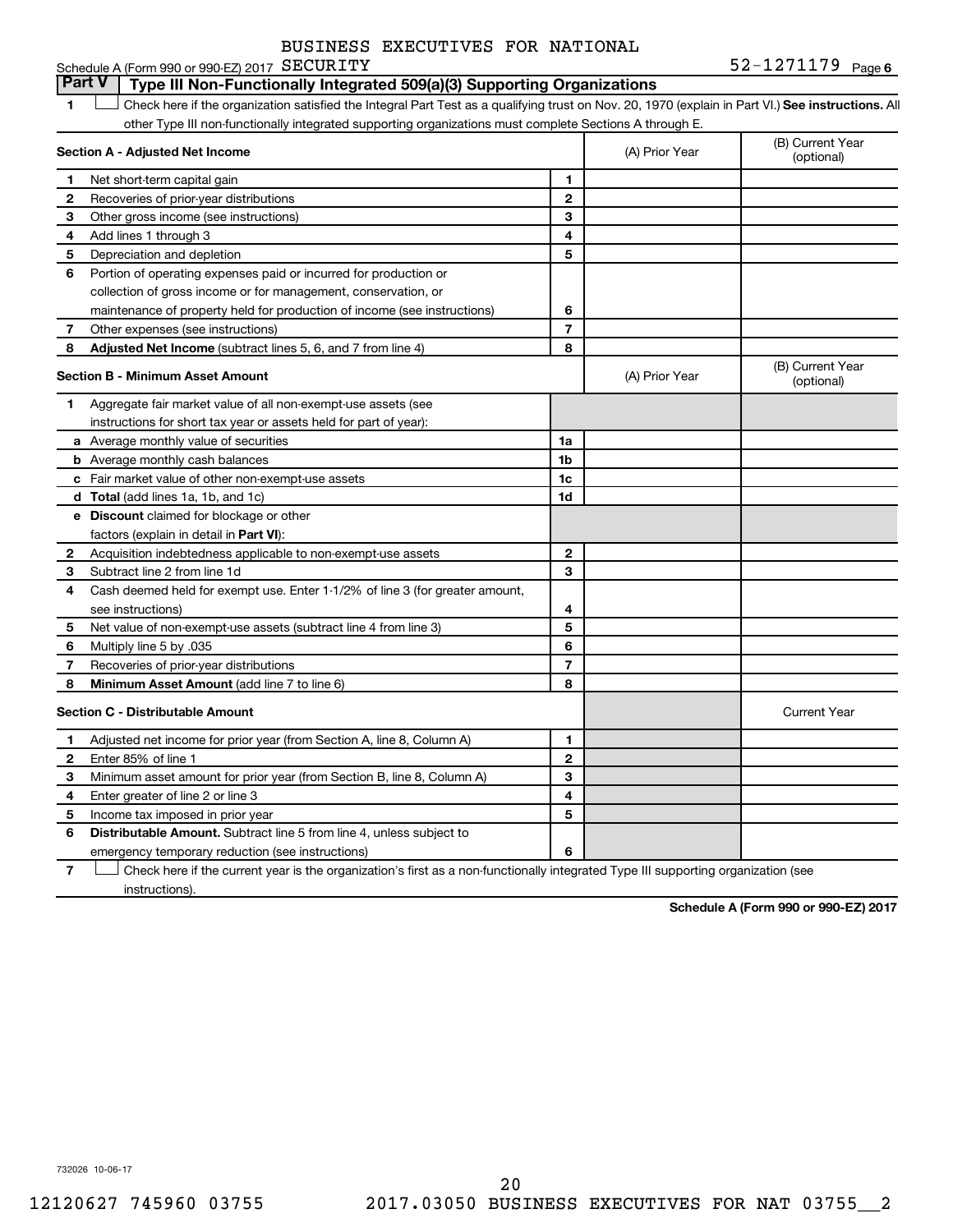BUSINESS EXECUTIVES FOR NATIONAL SECURITY

Schedule A (Form 990 or 990-EZ) 2017 SECURITY 52-1271179 Page 6

## Part V Type III Non-Functionally Integrated 509(a)(3) Supporting Organizations

1 ☐ Check here if the organization satisfied the Integral Part Test as a qualifying trust on Nov. 20, 1970 (explain in Part VI.) **See instructions.** All other Type III non-functionally integrated supporting organizations must complete Sections A through E.

| **Section A - Adjusted Net Income** | | | (A) Prior Year | (B) Current Year (optional) |
|---|---|---|---|---|
| 1 | Net short-term capital gain | 1 | | |
| 2 | Recoveries of prior-year distributions | 2 | | |
| 3 | Other gross income (see instructions) | 3 | | |
| 4 | Add lines 1 through 3 | 4 | | |
| 5 | Depreciation and depletion | 5 | | |
| 6 | Portion of operating expenses paid or incurred for production or collection of gross income or for management, conservation, or maintenance of property held for production of income (see instructions) | 6 | | |
| 7 | Other expenses (see instructions) | 7 | | |
| 8 | **Adjusted Net Income** (subtract lines 5, 6, and 7 from line 4) | 8 | | |

| **Section B - Minimum Asset Amount** | | | (A) Prior Year | (B) Current Year (optional) |
|---|---|---|---|---|
| 1 | Aggregate fair market value of all non-exempt-use assets (see instructions for short tax year or assets held for part of year): | | | |
| a | Average monthly value of securities | 1a | | |
| b | Average monthly cash balances | 1b | | |
| c | Fair market value of other non-exempt-use assets | 1c | | |
| d | **Total** (add lines 1a, 1b, and 1c) | 1d | | |
| e | **Discount** claimed for blockage or other factors (explain in detail in **Part VI**): | | | |
| 2 | Acquisition indebtedness applicable to non-exempt-use assets | 2 | | |
| 3 | Subtract line 2 from line 1d | 3 | | |
| 4 | Cash deemed held for exempt use. Enter 1-1/2% of line 3 (for greater amount, see instructions) | 4 | | |
| 5 | Net value of non-exempt-use assets (subtract line 4 from line 3) | 5 | | |
| 6 | Multiply line 5 by .035 | 6 | | |
| 7 | Recoveries of prior-year distributions | 7 | | |
| 8 | **Minimum Asset Amount** (add line 7 to line 6) | 8 | | |

| **Section C - Distributable Amount** | | | | Current Year |
|---|---|---|---|---|
| 1 | Adjusted net income for prior year (from Section A, line 8, Column A) | 1 | | |
| 2 | Enter 85% of line 1 | 2 | | |
| 3 | Minimum asset amount for prior year (from Section B, line 8, Column A) | 3 | | |
| 4 | Enter greater of line 2 or line 3 | 4 | | |
| 5 | Income tax imposed in prior year | 5 | | |
| 6 | **Distributable Amount.** Subtract line 5 from line 4, unless subject to emergency temporary reduction (see instructions) | 6 | | |

7 ☐ Check here if the current year is the organization's first as a non-functionally integrated Type III supporting organization (see instructions).

**Schedule A (Form 990 or 990-EZ) 2017**

732026 10-06-17

12120627 745960 03755 2017.03050 BUSINESS EXECUTIVES FOR NAT 03755__2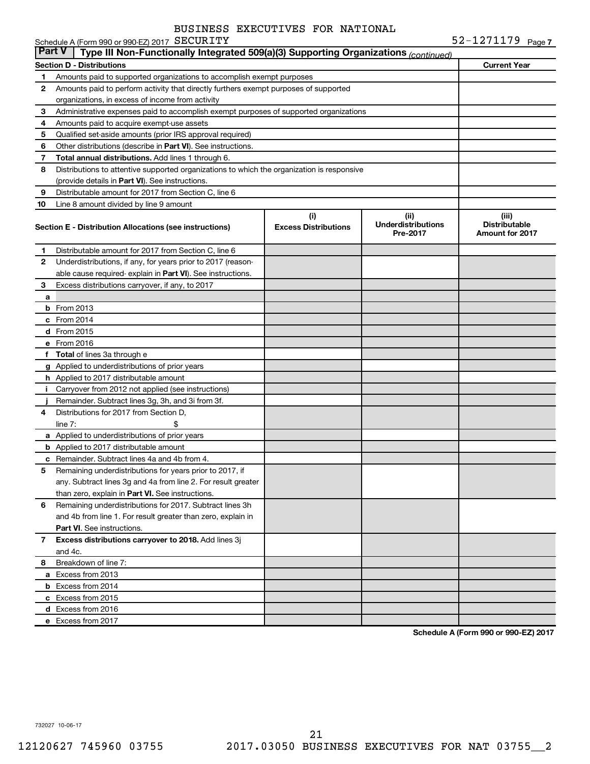BUSINESS EXECUTIVES FOR NATIONAL

Schedule A (Form 990 or 990-EZ) 2017 SECURITY 52-1271179 Page 7

## Part V | Type III Non-Functionally Integrated 509(a)(3) Supporting Organizations (continued)

| Section D - Distributions | | Current Year |
|---|---|---|
| 1 | Amounts paid to supported organizations to accomplish exempt purposes | |
| 2 | Amounts paid to perform activity that directly furthers exempt purposes of supported organizations, in excess of income from activity | |
| 3 | Administrative expenses paid to accomplish exempt purposes of supported organizations | |
| 4 | Amounts paid to acquire exempt-use assets | |
| 5 | Qualified set-aside amounts (prior IRS approval required) | |
| 6 | Other distributions (describe in **Part VI**). See instructions. | |
| 7 | **Total annual distributions.** Add lines 1 through 6. | |
| 8 | Distributions to attentive supported organizations to which the organization is responsive (provide details in **Part VI**). See instructions. | |
| 9 | Distributable amount for 2017 from Section C, line 6 | |
| 10 | Line 8 amount divided by line 9 amount | |

| Section E - Distribution Allocations (see instructions) | (i) Excess Distributions | (ii) Underdistributions Pre-2017 | (iii) Distributable Amount for 2017 |
|---|---|---|---|
| 1 Distributable amount for 2017 from Section C, line 6 | | | |
| 2 Underdistributions, if any, for years prior to 2017 (reasonable cause required- explain in **Part VI**). See instructions. | | | |
| 3 Excess distributions carryover, if any, to 2017 | | | |
| a | | | |
| b From 2013 | | | |
| c From 2014 | | | |
| d From 2015 | | | |
| e From 2016 | | | |
| f **Total** of lines 3a through e | | | |
| g Applied to underdistributions of prior years | | | |
| h Applied to 2017 distributable amount | | | |
| i Carryover from 2012 not applied (see instructions) | | | |
| j Remainder. Subtract lines 3g, 3h, and 3i from 3f. | | | |
| 4 Distributions for 2017 from Section D, line 7: $ | | | |
| a Applied to underdistributions of prior years | | | |
| b Applied to 2017 distributable amount | | | |
| c Remainder. Subtract lines 4a and 4b from 4. | | | |
| 5 Remaining underdistributions for years prior to 2017, if any. Subtract lines 3g and 4a from line 2. For result greater than zero, explain in **Part VI.** See instructions. | | | |
| 6 Remaining underdistributions for 2017. Subtract lines 3h and 4b from line 1. For result greater than zero, explain in **Part VI**. See instructions. | | | |
| 7 **Excess distributions carryover to 2018.** Add lines 3j and 4c. | | | |
| 8 Breakdown of line 7: | | | |
| a Excess from 2013 | | | |
| b Excess from 2014 | | | |
| c Excess from 2015 | | | |
| d Excess from 2016 | | | |
| e Excess from 2017 | | | |

**Schedule A (Form 990 or 990-EZ) 2017**

732027 10-06-17

12120627 745960 03755 2017.03050 BUSINESS EXECUTIVES FOR NAT 03755__2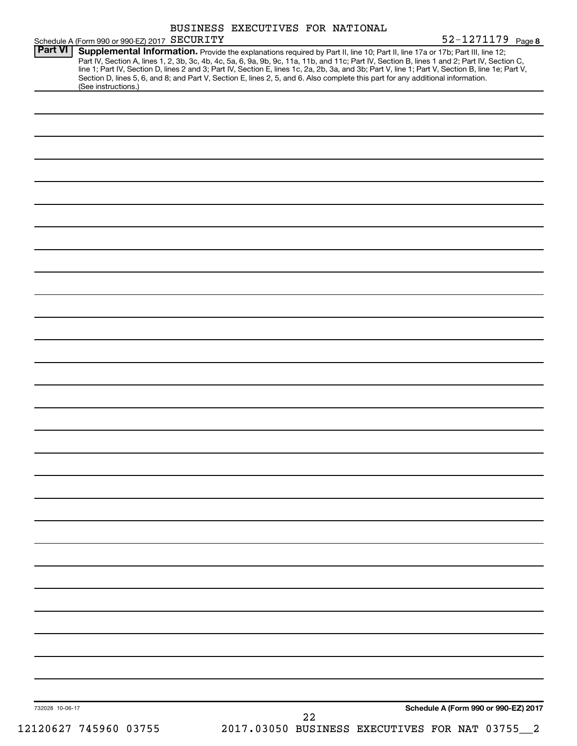BUSINESS EXECUTIVES FOR NATIONAL

Schedule A (Form 990 or 990-EZ) 2017 SECURITY 52-1271179 Page 8

## Part VI Supplemental Information.

Provide the explanations required by Part II, line 10; Part II, line 17a or 17b; Part III, line 12; Part IV, Section A, lines 1, 2, 3b, 3c, 4b, 4c, 5a, 6, 9a, 9b, 9c, 11a, 11b, and 11c; Part IV, Section B, lines 1 and 2; Part IV, Section C, line 1; Part IV, Section D, lines 2 and 3; Part IV, Section E, lines 1c, 2a, 2b, 3a, and 3b; Part V, line 1; Part V, Section B, line 1e; Part V, Section D, lines 5, 6, and 8; and Part V, Section E, lines 2, 5, and 6. Also complete this part for any additional information. (See instructions.)

732028 10-06-17

Schedule A (Form 990 or 990-EZ) 2017

12120627 745960 03755 2017.03050 BUSINESS EXECUTIVES FOR NAT 03755__2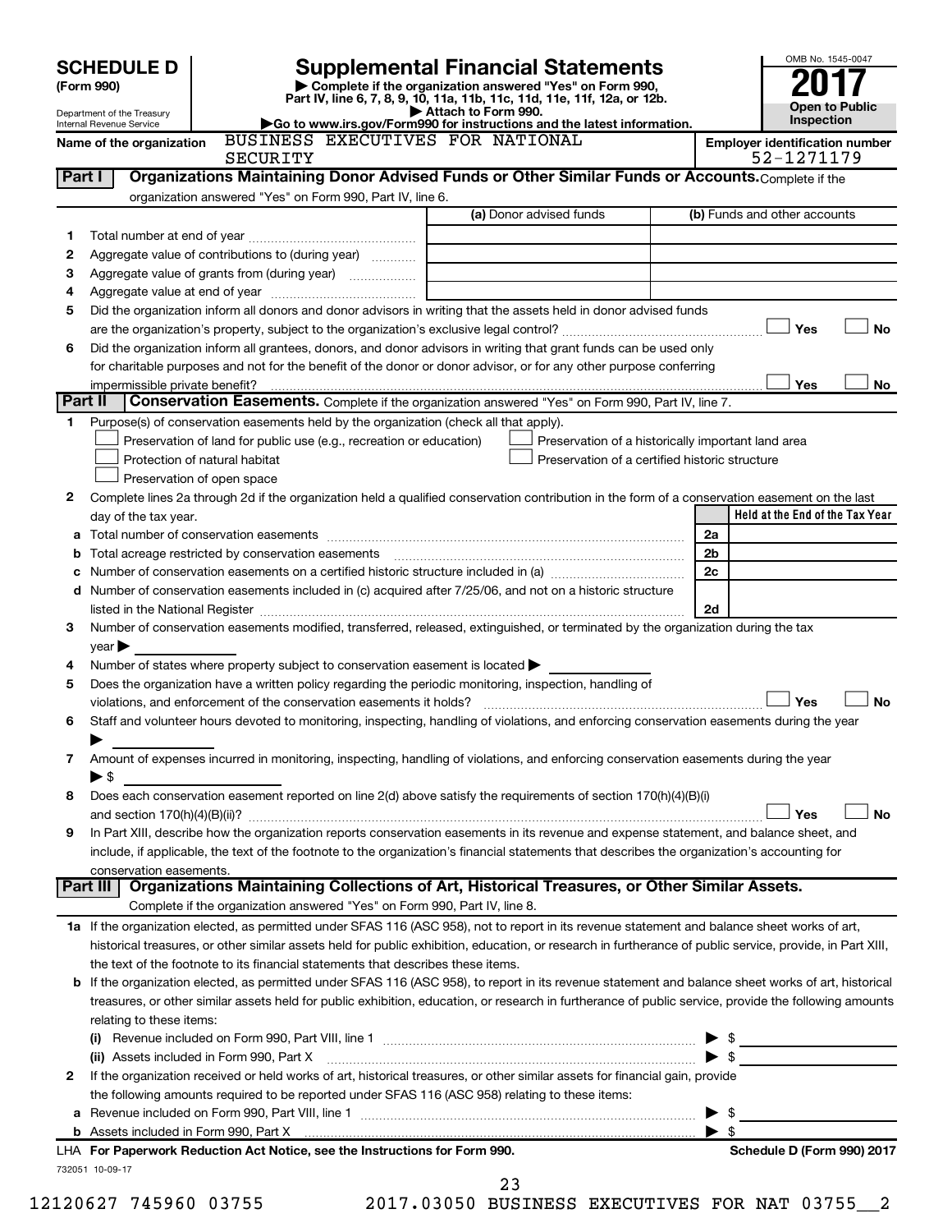# SCHEDULE D (Form 990)

Department of the Treasury
Internal Revenue Service

## Supplemental Financial Statements

▶ Complete if the organization answered "Yes" on Form 990, Part IV, line 6, 7, 8, 9, 10, 11a, 11b, 11c, 11d, 11e, 11f, 12a, or 12b.
▶ Attach to Form 990.
▶Go to www.irs.gov/Form990 for instructions and the latest information.

OMB No. 1545-0047

**2017**

**Open to Public Inspection**

Name of the organization: BUSINESS EXECUTIVES FOR NATIONAL SECURITY

Employer identification number: 52-1271179

### Part I Organizations Maintaining Donor Advised Funds or Other Similar Funds or Accounts. Complete if the organization answered "Yes" on Form 990, Part IV, line 6.

| | | (a) Donor advised funds | (b) Funds and other accounts |
|---|---|---|---|
| 1 | Total number at end of year | | |
| 2 | Aggregate value of contributions to (during year) | | |
| 3 | Aggregate value of grants from (during year) | | |
| 4 | Aggregate value at end of year | | |

5 Did the organization inform all donors and donor advisors in writing that the assets held in donor advised funds are the organization's property, subject to the organization's exclusive legal control? ☐ Yes ☐ No

6 Did the organization inform all grantees, donors, and donor advisors in writing that grant funds can be used only for charitable purposes and not for the benefit of the donor or donor advisor, or for any other purpose conferring impermissible private benefit? ☐ Yes ☐ No

### Part II Conservation Easements. Complete if the organization answered "Yes" on Form 990, Part IV, line 7.

1 Purpose(s) of conservation easements held by the organization (check all that apply).

- ☐ Preservation of land for public use (e.g., recreation or education)
- ☐ Protection of natural habitat
- ☐ Preservation of open space
- ☐ Preservation of a historically important land area
- ☐ Preservation of a certified historic structure

2 Complete lines 2a through 2d if the organization held a qualified conservation contribution in the form of a conservation easement on the last day of the tax year.

| | | | Held at the End of the Tax Year |
|---|---|---|---|
| a | Total number of conservation easements | 2a | |
| b | Total acreage restricted by conservation easements | 2b | |
| c | Number of conservation easements on a certified historic structure included in (a) | 2c | |
| d | Number of conservation easements included in (c) acquired after 7/25/06, and not on a historic structure listed in the National Register | 2d | |

3 Number of conservation easements modified, transferred, released, extinguished, or terminated by the organization during the tax year ▶

4 Number of states where property subject to conservation easement is located ▶

5 Does the organization have a written policy regarding the periodic monitoring, inspection, handling of violations, and enforcement of the conservation easements it holds? ☐ Yes ☐ No

6 Staff and volunteer hours devoted to monitoring, inspecting, handling of violations, and enforcing conservation easements during the year ▶

7 Amount of expenses incurred in monitoring, inspecting, handling of violations, and enforcing conservation easements during the year ▶ $

8 Does each conservation easement reported on line 2(d) above satisfy the requirements of section 170(h)(4)(B)(i) and section 170(h)(4)(B)(ii)? ☐ Yes ☐ No

9 In Part XIII, describe how the organization reports conservation easements in its revenue and expense statement, and balance sheet, and include, if applicable, the text of the footnote to the organization's financial statements that describes the organization's accounting for conservation easements.

### Part III Organizations Maintaining Collections of Art, Historical Treasures, or Other Similar Assets. Complete if the organization answered "Yes" on Form 990, Part IV, line 8.

1a If the organization elected, as permitted under SFAS 116 (ASC 958), not to report in its revenue statement and balance sheet works of art, historical treasures, or other similar assets held for public exhibition, education, or research in furtherance of public service, provide, in Part XIII, the text of the footnote to its financial statements that describes these items.

b If the organization elected, as permitted under SFAS 116 (ASC 958), to report in its revenue statement and balance sheet works of art, historical treasures, or other similar assets held for public exhibition, education, or research in furtherance of public service, provide the following amounts relating to these items:

(i) Revenue included on Form 990, Part VIII, line 1 ▶ $

(ii) Assets included in Form 990, Part X ▶ $

2 If the organization received or held works of art, historical treasures, or other similar assets for financial gain, provide the following amounts required to be reported under SFAS 116 (ASC 958) relating to these items:

a Revenue included on Form 990, Part VIII, line 1 ▶ $

b Assets included in Form 990, Part X ▶ $

LHA For Paperwork Reduction Act Notice, see the Instructions for Form 990. Schedule D (Form 990) 2017

732051 10-09-17

12120627 745960 03755 2017.03050 BUSINESS EXECUTIVES FOR NAT 03755__2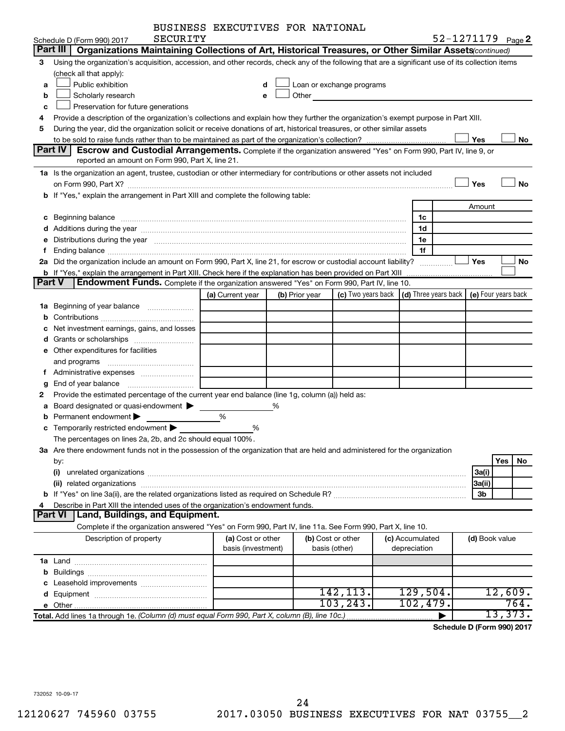BUSINESS EXECUTIVES FOR NATIONAL SECURITY

Schedule D (Form 990) 2017 52-1271179 Page 2

## Part III Organizations Maintaining Collections of Art, Historical Treasures, or Other Similar Assets *(continued)*

**3** Using the organization's acquisition, accession, and other records, check any of the following that are a significant use of its collection items (check all that apply):

- **a** ☐ Public exhibition
- **b** ☐ Scholarly research
- **c** ☐ Preservation for future generations
- **d** ☐ Loan or exchange programs
- **e** ☐ Other

**4** Provide a description of the organization's collections and explain how they further the organization's exempt purpose in Part XIII.

**5** During the year, did the organization solicit or receive donations of art, historical treasures, or other similar assets to be sold to raise funds rather than to be maintained as part of the organization's collection? ☐ Yes ☐ No

## Part IV Escrow and Custodial Arrangements.

Complete if the organization answered "Yes" on Form 990, Part IV, line 9, or reported an amount on Form 990, Part X, line 21.

**1a** Is the organization an agent, trustee, custodian or other intermediary for contributions or other assets not included on Form 990, Part X? ☐ Yes ☐ No

**b** If "Yes," explain the arrangement in Part XIII and complete the following table:

| | | Amount |
|---|---|---|
| **c** Beginning balance | 1c | |
| **d** Additions during the year | 1d | |
| **e** Distributions during the year | 1e | |
| **f** Ending balance | 1f | |

**2a** Did the organization include an amount on Form 990, Part X, line 21, for escrow or custodial account liability? ☐ Yes ☐ No

**b** If "Yes," explain the arrangement in Part XIII. Check here if the explanation has been provided on Part XIII ☐

## Part V Endowment Funds.

Complete if the organization answered "Yes" on Form 990, Part IV, line 10.

| | (a) Current year | (b) Prior year | (c) Two years back | (d) Three years back | (e) Four years back |
|---|---|---|---|---|---|
| **1a** Beginning of year balance | | | | | |
| **b** Contributions | | | | | |
| **c** Net investment earnings, gains, and losses | | | | | |
| **d** Grants or scholarships | | | | | |
| **e** Other expenditures for facilities and programs | | | | | |
| **f** Administrative expenses | | | | | |
| **g** End of year balance | | | | | |

**2** Provide the estimated percentage of the current year end balance (line 1g, column (a)) held as:

- **a** Board designated or quasi-endowment ▶ %
- **b** Permanent endowment ▶ %
- **c** Temporarily restricted endowment ▶ %

The percentages on lines 2a, 2b, and 2c should equal 100%.

**3a** Are there endowment funds not in the possession of the organization that are held and administered for the organization by:

| | | Yes | No |
|---|---|---|---|
| **(i)** unrelated organizations | 3a(i) | | |
| **(ii)** related organizations | 3a(ii) | | |
| **b** If "Yes" on line 3a(ii), are the related organizations listed as required on Schedule R? | 3b | | |

**4** Describe in Part XIII the intended uses of the organization's endowment funds.

## Part VI Land, Buildings, and Equipment.

Complete if the organization answered "Yes" on Form 990, Part IV, line 11a. See Form 990, Part X, line 10.

| Description of property | (a) Cost or other basis (investment) | (b) Cost or other basis (other) | (c) Accumulated depreciation | (d) Book value |
|---|---|---|---|---|
| **1a** Land | | | | |
| **b** Buildings | | | | |
| **c** Leasehold improvements | | | | |
| **d** Equipment | | 142,113. | 129,504. | 12,609. |
| **e** Other | | 103,243. | 102,479. | 764. |
| **Total.** Add lines 1a through 1e. *(Column (d) must equal Form 990, Part X, column (B), line 10c.)* ▶ | | | | 13,373. |

**Schedule D (Form 990) 2017**

732052 10-09-17

12120627 745960 03755 2017.03050 BUSINESS EXECUTIVES FOR NAT 03755__2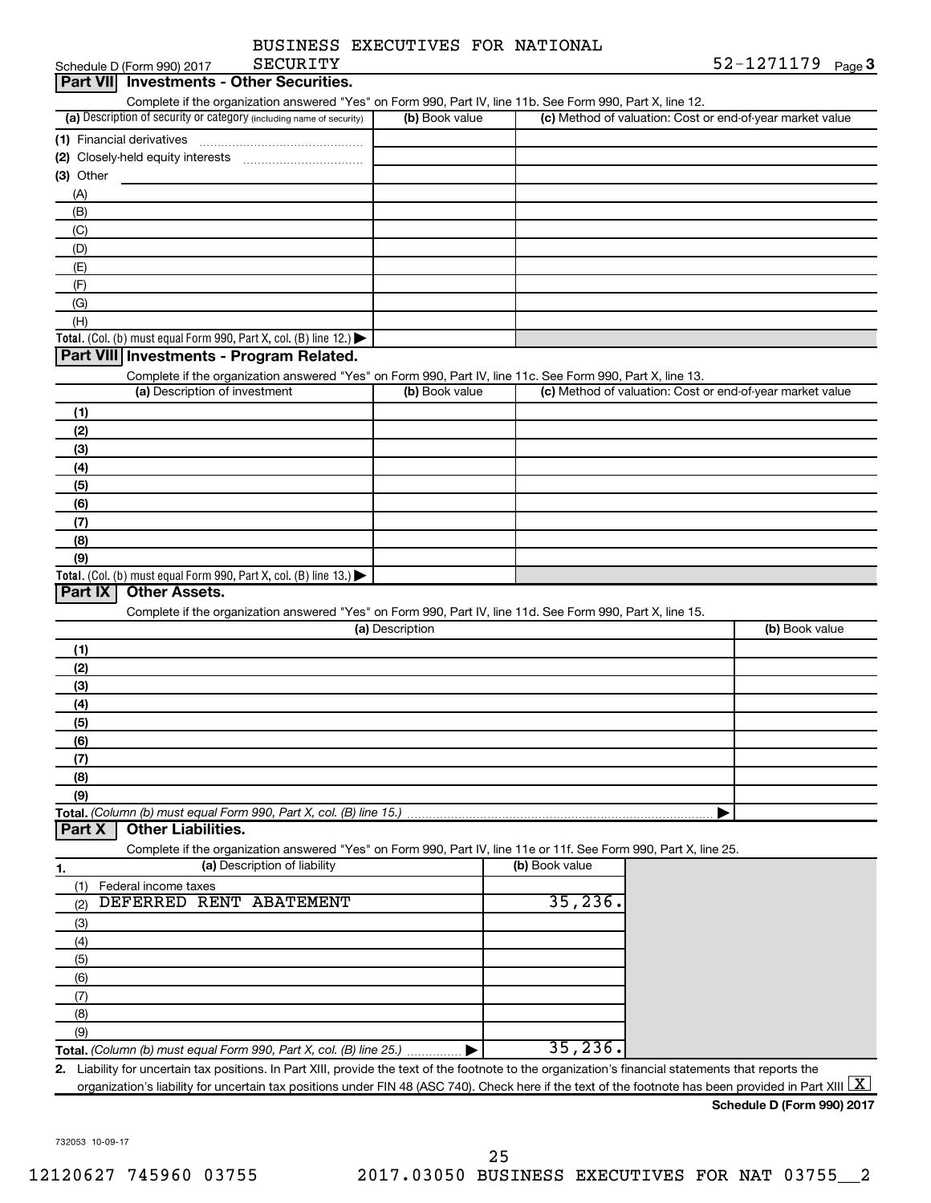BUSINESS EXECUTIVES FOR NATIONAL SECURITY

Schedule D (Form 990) 2017 SECURITY 52-1271179 Page 3

## Part VII Investments - Other Securities.

Complete if the organization answered "Yes" on Form 990, Part IV, line 11b. See Form 990, Part X, line 12.

| (a) Description of security or category (including name of security) | (b) Book value | (c) Method of valuation: Cost or end-of-year market value |
|---|---|---|
| (1) Financial derivatives | | |
| (2) Closely-held equity interests | | |
| (3) Other | | |
| (A) | | |
| (B) | | |
| (C) | | |
| (D) | | |
| (E) | | |
| (F) | | |
| (G) | | |
| (H) | | |
| **Total.** (Col. (b) must equal Form 990, Part X, col. (B) line 12.) ▶ | | |

## Part VIII Investments - Program Related.

Complete if the organization answered "Yes" on Form 990, Part IV, line 11c. See Form 990, Part X, line 13.

| (a) Description of investment | (b) Book value | (c) Method of valuation: Cost or end-of-year market value |
|---|---|---|
| (1) | | |
| (2) | | |
| (3) | | |
| (4) | | |
| (5) | | |
| (6) | | |
| (7) | | |
| (8) | | |
| (9) | | |
| **Total.** (Col. (b) must equal Form 990, Part X, col. (B) line 13.) ▶ | | |

## Part IX Other Assets.

Complete if the organization answered "Yes" on Form 990, Part IV, line 11d. See Form 990, Part X, line 15.

| (a) Description | (b) Book value |
|---|---|
| (1) | |
| (2) | |
| (3) | |
| (4) | |
| (5) | |
| (6) | |
| (7) | |
| (8) | |
| (9) | |
| **Total.** *(Column (b) must equal Form 990, Part X, col. (B) line 15.)* ▶ | |

## Part X Other Liabilities.

Complete if the organization answered "Yes" on Form 990, Part IV, line 11e or 11f. See Form 990, Part X, line 25.

| 1. (a) Description of liability | (b) Book value |
|---|---|
| (1) Federal income taxes | |
| (2) DEFERRED RENT ABATEMENT | 35,236. |
| (3) | |
| (4) | |
| (5) | |
| (6) | |
| (7) | |
| (8) | |
| (9) | |
| **Total.** *(Column (b) must equal Form 990, Part X, col. (B) line 25.)* ▶ | 35,236. |

**2.** Liability for uncertain tax positions. In Part XIII, provide the text of the footnote to the organization's financial statements that reports the organization's liability for uncertain tax positions under FIN 48 (ASC 740). Check here if the text of the footnote has been provided in Part XIII [X]

**Schedule D (Form 990) 2017**

732053 10-09-17

12120627 745960 03755 2017.03050 BUSINESS EXECUTIVES FOR NAT 03755__2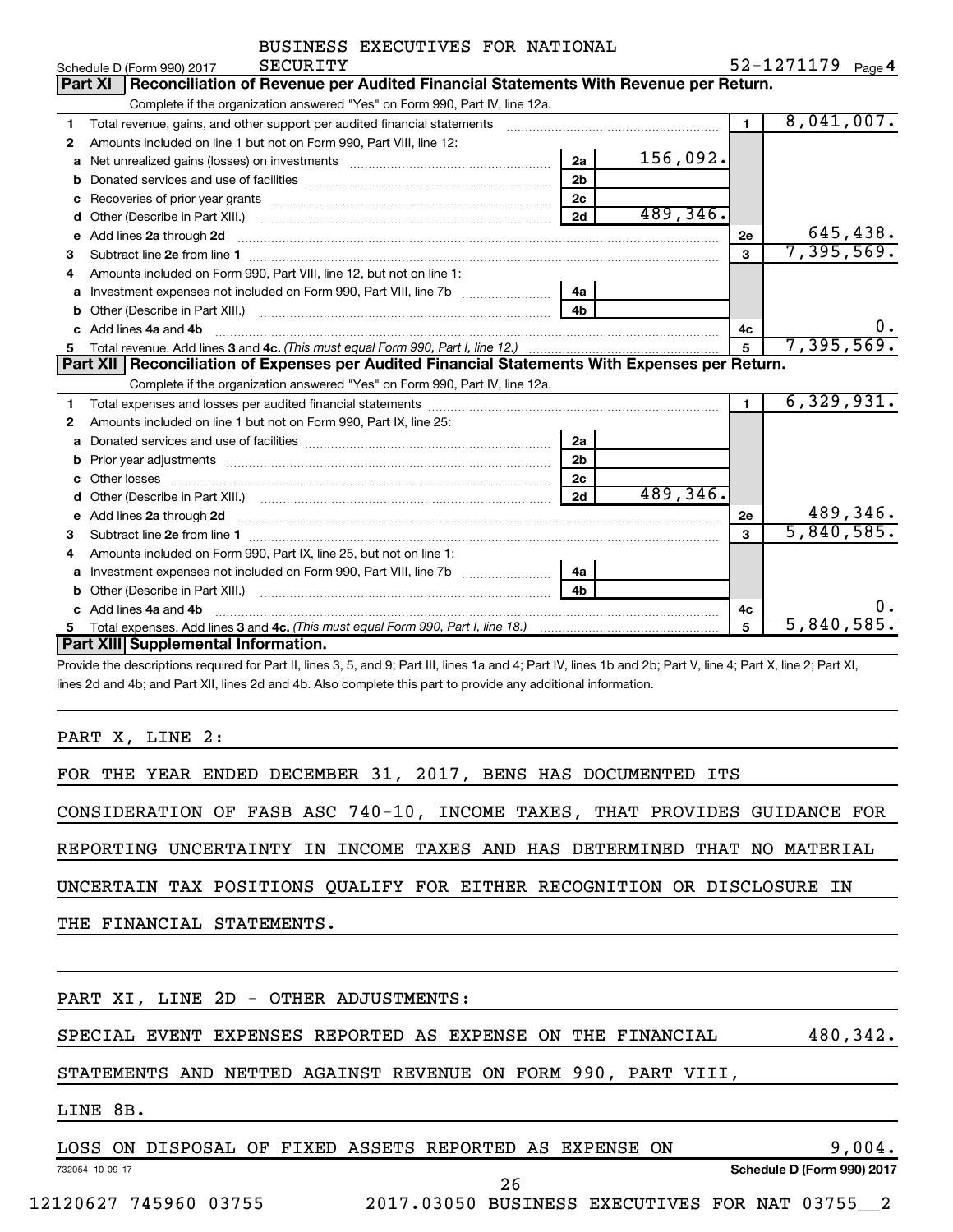BUSINESS EXECUTIVES FOR NATIONAL SECURITY

Schedule D (Form 990) 2017 52-1271179 Page 4

## Part XI Reconciliation of Revenue per Audited Financial Statements With Revenue per Return.

Complete if the organization answered "Yes" on Form 990, Part IV, line 12a.

| | | | | | |
|---|---|---|---|---|---|
| 1 | Total revenue, gains, and other support per audited financial statements | | | 1 | 8,041,007. |
| 2 | Amounts included on line 1 but not on Form 990, Part VIII, line 12: | | | | |
| a | Net unrealized gains (losses) on investments | 2a | 156,092. | | |
| b | Donated services and use of facilities | 2b | | | |
| c | Recoveries of prior year grants | 2c | | | |
| d | Other (Describe in Part XIII.) | 2d | 489,346. | | |
| e | Add lines 2a through 2d | | | 2e | 645,438. |
| 3 | Subtract line 2e from line 1 | | | 3 | 7,395,569. |
| 4 | Amounts included on Form 990, Part VIII, line 12, but not on line 1: | | | | |
| a | Investment expenses not included on Form 990, Part VIII, line 7b | 4a | | | |
| b | Other (Describe in Part XIII.) | 4b | | | |
| c | Add lines 4a and 4b | | | 4c | 0. |
| 5 | Total revenue. Add lines 3 and 4c. *(This must equal Form 990, Part I, line 12.)* | | | 5 | 7,395,569. |

## Part XII Reconciliation of Expenses per Audited Financial Statements With Expenses per Return.

Complete if the organization answered "Yes" on Form 990, Part IV, line 12a.

| | | | | | |
|---|---|---|---|---|---|
| 1 | Total expenses and losses per audited financial statements | | | 1 | 6,329,931. |
| 2 | Amounts included on line 1 but not on Form 990, Part IX, line 25: | | | | |
| a | Donated services and use of facilities | 2a | | | |
| b | Prior year adjustments | 2b | | | |
| c | Other losses | 2c | | | |
| d | Other (Describe in Part XIII.) | 2d | 489,346. | | |
| e | Add lines 2a through 2d | | | 2e | 489,346. |
| 3 | Subtract line 2e from line 1 | | | 3 | 5,840,585. |
| 4 | Amounts included on Form 990, Part IX, line 25, but not on line 1: | | | | |
| a | Investment expenses not included on Form 990, Part VIII, line 7b | 4a | | | |
| b | Other (Describe in Part XIII.) | 4b | | | |
| c | Add lines 4a and 4b | | | 4c | 0. |
| 5 | Total expenses. Add lines 3 and 4c. *(This must equal Form 990, Part I, line 18.)* | | | 5 | 5,840,585. |

## Part XIII Supplemental Information.

Provide the descriptions required for Part II, lines 3, 5, and 9; Part III, lines 1a and 4; Part IV, lines 1b and 2b; Part V, line 4; Part X, line 2; Part XI, lines 2d and 4b; and Part XII, lines 2d and 4b. Also complete this part to provide any additional information.

PART X, LINE 2:

FOR THE YEAR ENDED DECEMBER 31, 2017, BENS HAS DOCUMENTED ITS CONSIDERATION OF FASB ASC 740-10, INCOME TAXES, THAT PROVIDES GUIDANCE FOR REPORTING UNCERTAINTY IN INCOME TAXES AND HAS DETERMINED THAT NO MATERIAL UNCERTAIN TAX POSITIONS QUALIFY FOR EITHER RECOGNITION OR DISCLOSURE IN THE FINANCIAL STATEMENTS.

PART XI, LINE 2D - OTHER ADJUSTMENTS:

SPECIAL EVENT EXPENSES REPORTED AS EXPENSE ON THE FINANCIAL STATEMENTS AND NETTED AGAINST REVENUE ON FORM 990, PART VIII, LINE 8B. 480,342.

LOSS ON DISPOSAL OF FIXED ASSETS REPORTED AS EXPENSE ON 9,004.

732054 10-09-17 Schedule D (Form 990) 2017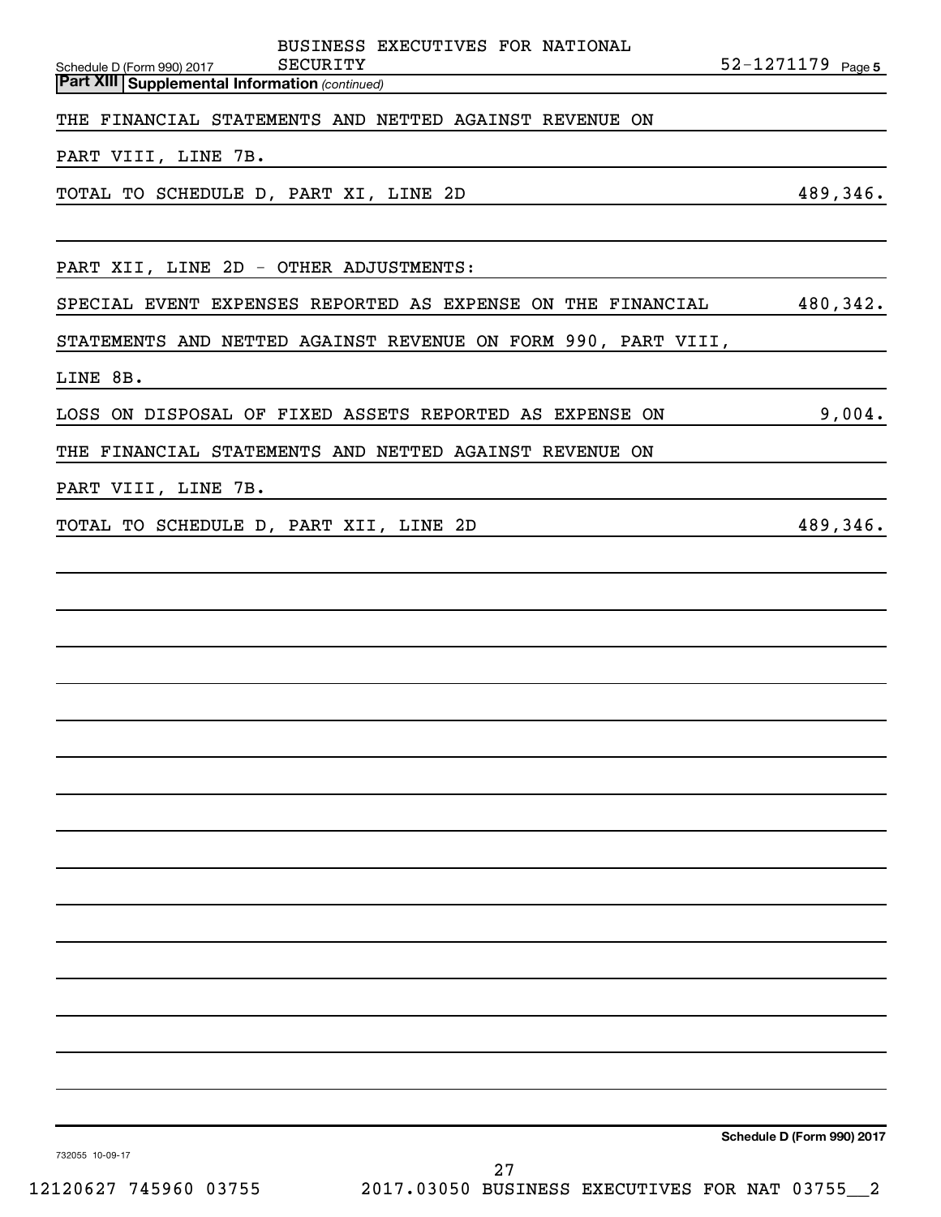**Part XIII** **Supplemental Information** *(continued)*

THE FINANCIAL STATEMENTS AND NETTED AGAINST REVENUE ON

PART VIII, LINE 7B.

| | |
|---|---|
| TOTAL TO SCHEDULE D, PART XI, LINE 2D | 489,346. |

PART XII, LINE 2D - OTHER ADJUSTMENTS:

| | |
|---|---|
| SPECIAL EVENT EXPENSES REPORTED AS EXPENSE ON THE FINANCIAL STATEMENTS AND NETTED AGAINST REVENUE ON FORM 990, PART VIII, LINE 8B. | 480,342. |
| LOSS ON DISPOSAL OF FIXED ASSETS REPORTED AS EXPENSE ON THE FINANCIAL STATEMENTS AND NETTED AGAINST REVENUE ON PART VIII, LINE 7B. | 9,004. |
| TOTAL TO SCHEDULE D, PART XII, LINE 2D | 489,346. |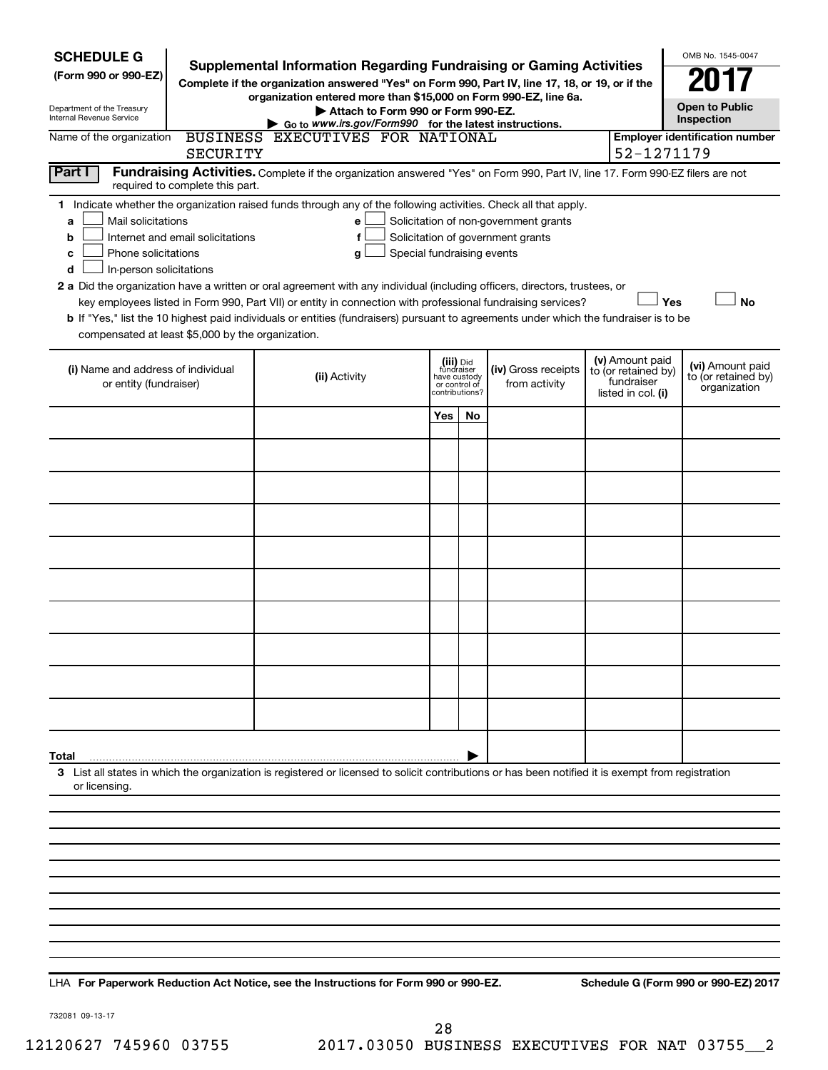**SCHEDULE G**
**(Form 990 or 990-EZ)**

Department of the Treasury
Internal Revenue Service

# Supplemental Information Regarding Fundraising or Gaming Activities

**Complete if the organization answered "Yes" on Form 990, Part IV, line 17, 18, or 19, or if the organization entered more than $15,000 on Form 990-EZ, line 6a.**

**▶ Attach to Form 990 or Form 990-EZ.**

**▶ Go to www.irs.gov/Form990 for the latest instructions.**

OMB No. 1545-0047

**2017**

**Open to Public Inspection**

Name of the organization: BUSINESS EXECUTIVES FOR NATIONAL SECURITY

**Employer identification number** 52-1271179

**Part I** **Fundraising Activities.** Complete if the organization answered "Yes" on Form 990, Part IV, line 17. Form 990-EZ filers are not required to complete this part.

**1** Indicate whether the organization raised funds through any of the following activities. Check all that apply.

- **a** ☐ Mail solicitations
- **b** ☐ Internet and email solicitations
- **c** ☐ Phone solicitations
- **d** ☐ In-person solicitations
- **e** ☐ Solicitation of non-government grants
- **f** ☐ Solicitation of government grants
- **g** ☐ Special fundraising events

**2 a** Did the organization have a written or oral agreement with any individual (including officers, directors, trustees, or key employees listed in Form 990, Part VII) or entity in connection with professional fundraising services? ☐ **Yes** ☐ **No**

**b** If "Yes," list the 10 highest paid individuals or entities (fundraisers) pursuant to agreements under which the fundraiser is to be compensated at least $5,000 by the organization.

| (i) Name and address of individual or entity (fundraiser) | (ii) Activity | (iii) Did fundraiser have custody or control of contributions? | | (iv) Gross receipts from activity | (v) Amount paid to (or retained by) fundraiser listed in col. (i) | (vi) Amount paid to (or retained by) organization |
|---|---|---|---|---|---|---|
| | | Yes | No | | | |
| | | | | | | |
| | | | | | | |
| | | | | | | |
| | | | | | | |
| | | | | | | |
| | | | | | | |
| | | | | | | |
| | | | | | | |
| | | | | | | |
| | | | | | | |
| **Total** ▶ | | | | | | |

**3** List all states in which the organization is registered or licensed to solicit contributions or has been notified it is exempt from registration or licensing.

LHA **For Paperwork Reduction Act Notice, see the Instructions for Form 990 or 990-EZ.** **Schedule G (Form 990 or 990-EZ) 2017**

732081 09-13-17

12120627 745960 03755 2017.03050 BUSINESS EXECUTIVES FOR NAT 03755__2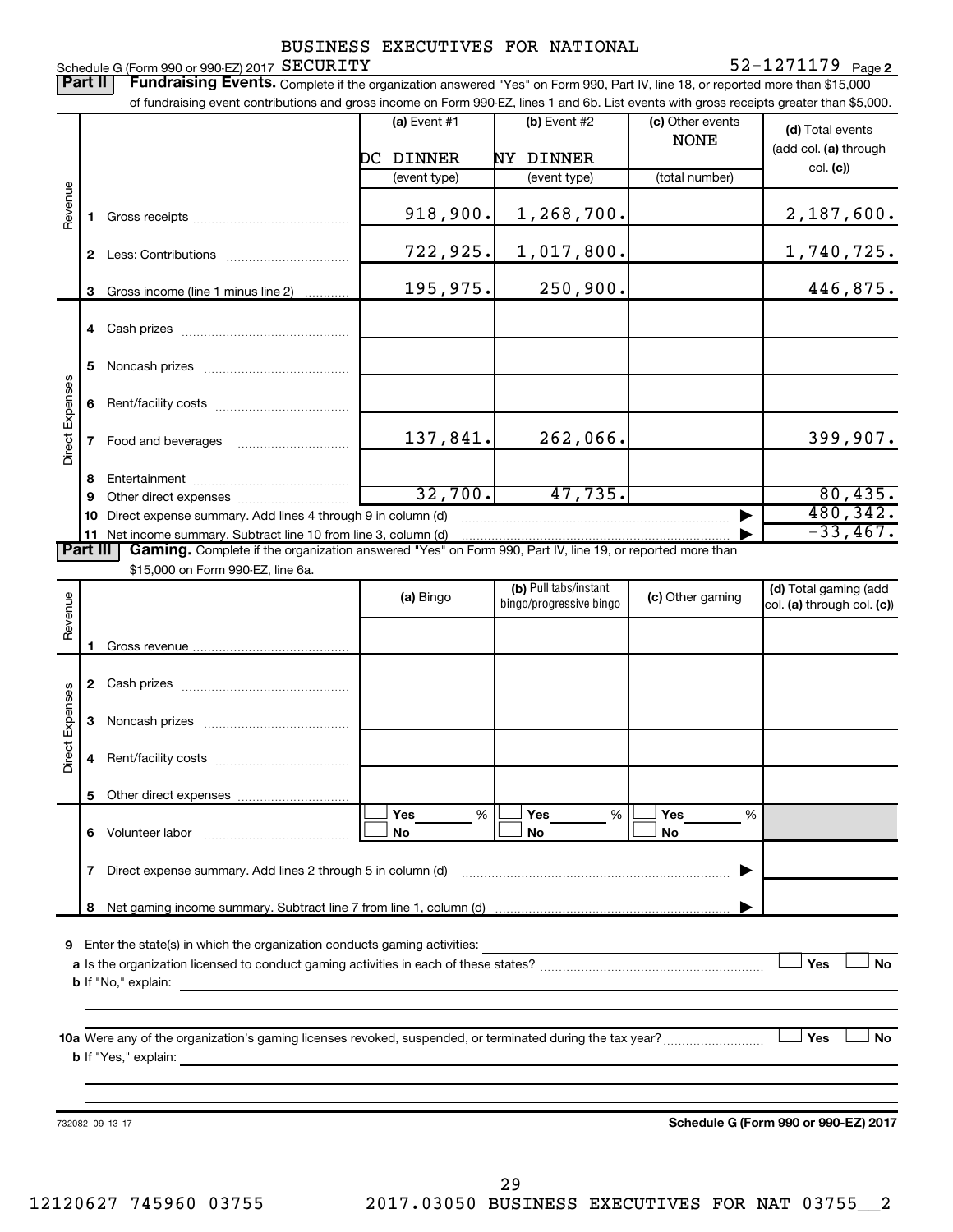BUSINESS EXECUTIVES FOR NATIONAL SECURITY

Schedule G (Form 990 or 990-EZ) 2017 SECURITY 52-1271179 Page 2

**Part II** **Fundraising Events.** Complete if the organization answered "Yes" on Form 990, Part IV, line 18, or reported more than $15,000 of fundraising event contributions and gross income on Form 990-EZ, lines 1 and 6b. List events with gross receipts greater than $5,000.

| | | (a) Event #1 | (b) Event #2 | (c) Other events | (d) Total events (add col. (a) through col. (c)) |
|---|---|---|---|---|---|
| | | DC DINNER | NY DINNER | NONE | |
| | | (event type) | (event type) | (total number) | |
| Revenue | 1 Gross receipts | 918,900. | 1,268,700. | | 2,187,600. |
| | 2 Less: Contributions | 722,925. | 1,017,800. | | 1,740,725. |
| | 3 Gross income (line 1 minus line 2) | 195,975. | 250,900. | | 446,875. |
| Direct Expenses | 4 Cash prizes | | | | |
| | 5 Noncash prizes | | | | |
| | 6 Rent/facility costs | | | | |
| | 7 Food and beverages | 137,841. | 262,066. | | 399,907. |
| | 8 Entertainment | | | | |
| | 9 Other direct expenses | 32,700. | 47,735. | | 80,435. |
| | 10 Direct expense summary. Add lines 4 through 9 in column (d) | | | | 480,342. |
| | 11 Net income summary. Subtract line 10 from line 3, column (d) | | | | -33,467. |

**Part III** **Gaming.** Complete if the organization answered "Yes" on Form 990, Part IV, line 19, or reported more than $15,000 on Form 990-EZ, line 6a.

| | | (a) Bingo | (b) Pull tabs/instant bingo/progressive bingo | (c) Other gaming | (d) Total gaming (add col. (a) through col. (c)) |
|---|---|---|---|---|---|
| Revenue | 1 Gross revenue | | | | |
| Direct Expenses | 2 Cash prizes | | | | |
| | 3 Noncash prizes | | | | |
| | 4 Rent/facility costs | | | | |
| | 5 Other direct expenses | | | | |
| | 6 Volunteer labor | ☐ Yes ___ % ☐ No | ☐ Yes ___ % ☐ No | ☐ Yes ___ % ☐ No | |
| | 7 Direct expense summary. Add lines 2 through 5 in column (d) | | | | |
| | 8 Net gaming income summary. Subtract line 7 from line 1, column (d) | | | | |

9 Enter the state(s) in which the organization conducts gaming activities:

a Is the organization licensed to conduct gaming activities in each of these states? ☐ Yes ☐ No

b If "No," explain:

10a Were any of the organization's gaming licenses revoked, suspended, or terminated during the tax year? ☐ Yes ☐ No

b If "Yes," explain:

732082 09-13-17 **Schedule G (Form 990 or 990-EZ) 2017**

12120627 745960 03755 2017.03050 BUSINESS EXECUTIVES FOR NAT 03755__2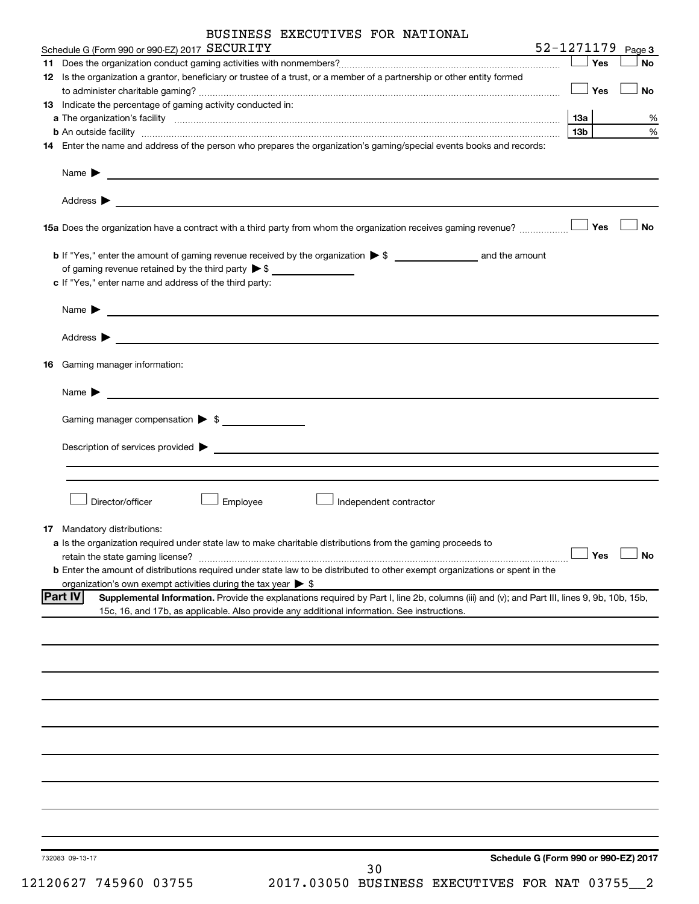BUSINESS EXECUTIVES FOR NATIONAL

Schedule G (Form 990 or 990-EZ) 2017 SECURITY 52-1271179 Page 3

**11** Does the organization conduct gaming activities with nonmembers? ☐ Yes ☐ No

**12** Is the organization a grantor, beneficiary or trustee of a trust, or a member of a partnership or other entity formed to administer charitable gaming? ☐ Yes ☐ No

**13** Indicate the percentage of gaming activity conducted in:

**a** The organization's facility **13a** %

**b** An outside facility **13b** %

**14** Enter the name and address of the person who prepares the organization's gaming/special events books and records:

Name ▶

Address ▶

**15a** Does the organization have a contract with a third party from whom the organization receives gaming revenue? ☐ Yes ☐ No

**b** If "Yes," enter the amount of gaming revenue received by the organization ▶ $ ______ and the amount of gaming revenue retained by the third party ▶ $ ______

**c** If "Yes," enter name and address of the third party:

Name ▶

Address ▶

**16** Gaming manager information:

Name ▶

Gaming manager compensation ▶ $

Description of services provided ▶

☐ Director/officer ☐ Employee ☐ Independent contractor

**17** Mandatory distributions:

**a** Is the organization required under state law to make charitable distributions from the gaming proceeds to retain the state gaming license? ☐ Yes ☐ No

**b** Enter the amount of distributions required under state law to be distributed to other exempt organizations or spent in the organization's own exempt activities during the tax year ▶ $

**Part IV** **Supplemental Information.** Provide the explanations required by Part I, line 2b, columns (iii) and (v); and Part III, lines 9, 9b, 10b, 15b, 15c, 16, and 17b, as applicable. Also provide any additional information. See instructions.

732083 09-13-17

**Schedule G (Form 990 or 990-EZ) 2017**

12120627 745960 03755 2017.03050 BUSINESS EXECUTIVES FOR NAT 03755__2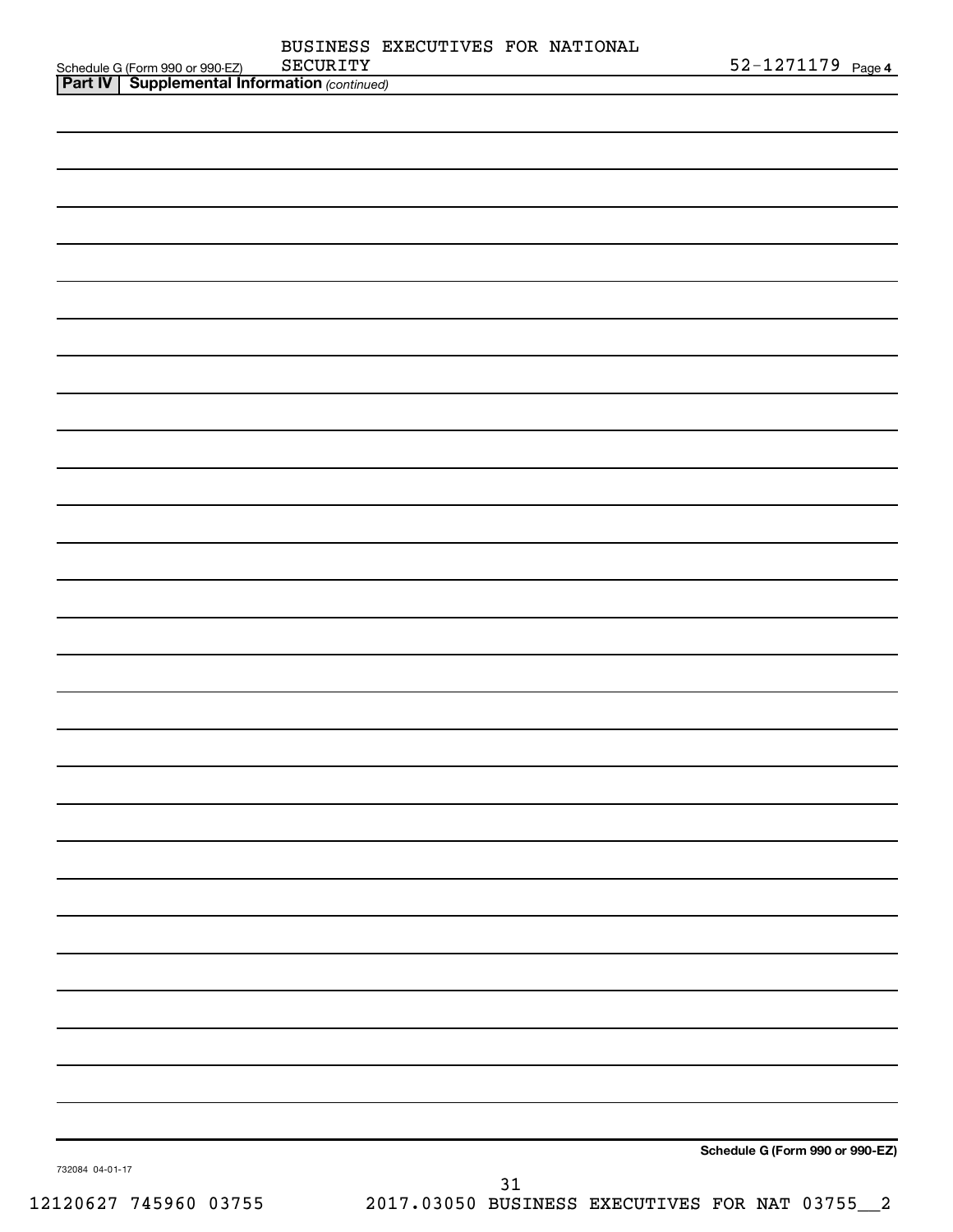Schedule G (Form 990 or 990-EZ) BUSINESS EXECUTIVES FOR NATIONAL SECURITY 52-1271179 Page 4

**Part IV | Supplemental Information** *(continued)*

**Schedule G (Form 990 or 990-EZ)**

732084 04-01-17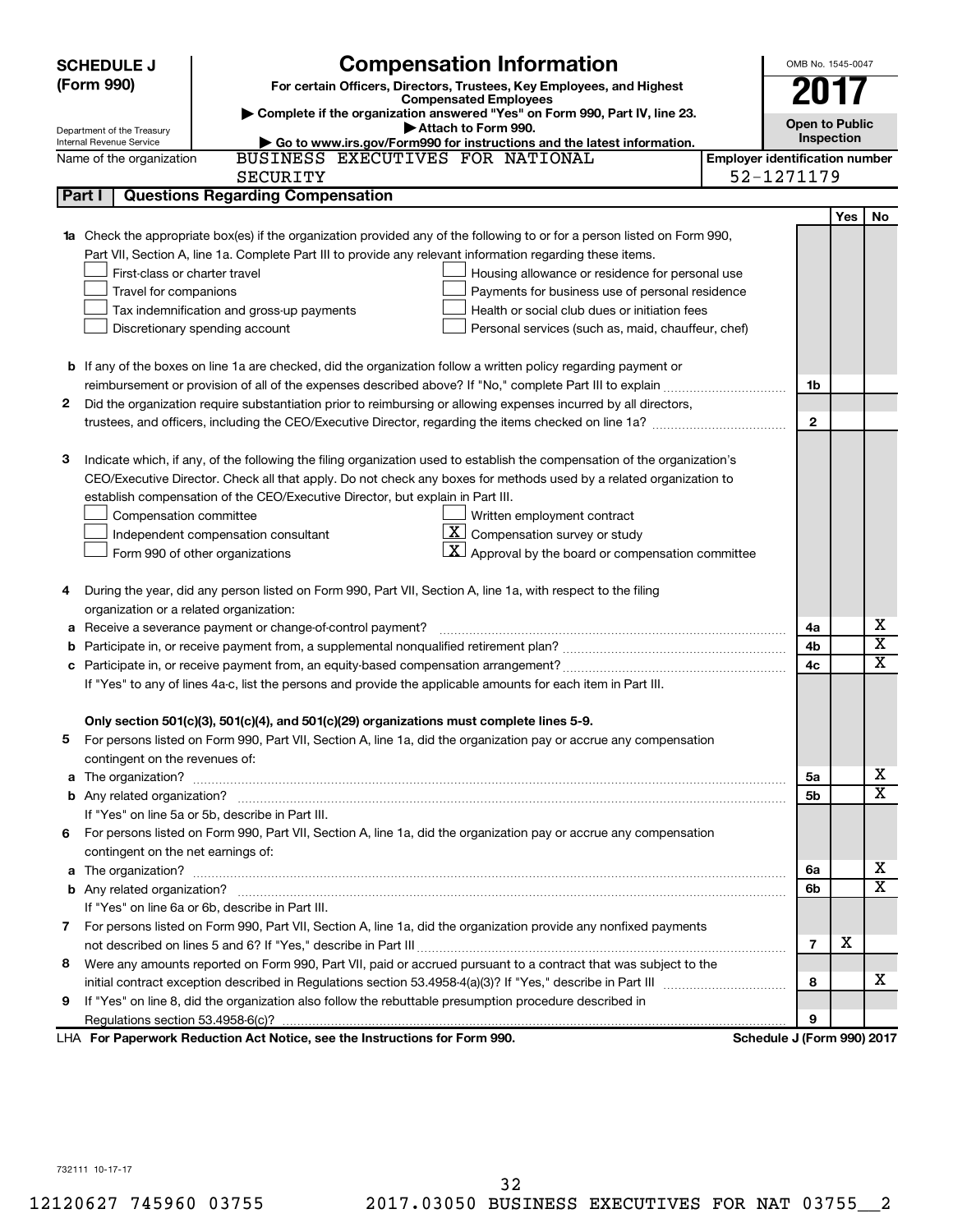**SCHEDULE J (Form 990)**

Department of the Treasury
Internal Revenue Service

# Compensation Information

**For certain Officers, Directors, Trustees, Key Employees, and Highest Compensated Employees**

▶ Complete if the organization answered "Yes" on Form 990, Part IV, line 23.
▶ Attach to Form 990.
▶ Go to www.irs.gov/Form990 for instructions and the latest information.

OMB No. 1545-0047

**2017**

**Open to Public Inspection**

Name of the organization: BUSINESS EXECUTIVES FOR NATIONAL SECURITY

**Employer identification number:** 52-1271179

## Part I Questions Regarding Compensation

| | | | Yes | No |
|---|---|---|---|---|
| **1a** | Check the appropriate box(es) if the organization provided any of the following to or for a person listed on Form 990, Part VII, Section A, line 1a. Complete Part III to provide any relevant information regarding these items.<br>☐ First-class or charter travel ☐ Housing allowance or residence for personal use<br>☐ Travel for companions ☐ Payments for business use of personal residence<br>☐ Tax indemnification and gross-up payments ☐ Health or social club dues or initiation fees<br>☐ Discretionary spending account ☐ Personal services (such as, maid, chauffeur, chef) | | | |
| **b** | If any of the boxes on line 1a are checked, did the organization follow a written policy regarding payment or reimbursement or provision of all of the expenses described above? If "No," complete Part III to explain | 1b | | |
| **2** | Did the organization require substantiation prior to reimbursing or allowing expenses incurred by all directors, trustees, and officers, including the CEO/Executive Director, regarding the items checked on line 1a? | 2 | | |
| **3** | Indicate which, if any, of the following the filing organization used to establish the compensation of the organization's CEO/Executive Director. Check all that apply. Do not check any boxes for methods used by a related organization to establish compensation of the CEO/Executive Director, but explain in Part III.<br>☐ Compensation committee ☐ Written employment contract<br>☐ Independent compensation consultant ☒ Compensation survey or study<br>☐ Form 990 of other organizations ☒ Approval by the board or compensation committee | | | |
| **4** | During the year, did any person listed on Form 990, Part VII, Section A, line 1a, with respect to the filing organization or a related organization: | | | |
| **a** | Receive a severance payment or change-of-control payment? | 4a | | X |
| **b** | Participate in, or receive payment from, a supplemental nonqualified retirement plan? | 4b | | X |
| **c** | Participate in, or receive payment from, an equity-based compensation arrangement? | 4c | | X |
| | If "Yes" to any of lines 4a-c, list the persons and provide the applicable amounts for each item in Part III. | | | |
| | **Only section 501(c)(3), 501(c)(4), and 501(c)(29) organizations must complete lines 5-9.** | | | |
| **5** | For persons listed on Form 990, Part VII, Section A, line 1a, did the organization pay or accrue any compensation contingent on the revenues of: | | | |
| **a** | The organization? | 5a | | X |
| **b** | Any related organization? | 5b | | X |
| | If "Yes" on line 5a or 5b, describe in Part III. | | | |
| **6** | For persons listed on Form 990, Part VII, Section A, line 1a, did the organization pay or accrue any compensation contingent on the net earnings of: | | | |
| **a** | The organization? | 6a | | X |
| **b** | Any related organization? | 6b | | X |
| | If "Yes" on line 6a or 6b, describe in Part III. | | | |
| **7** | For persons listed on Form 990, Part VII, Section A, line 1a, did the organization provide any nonfixed payments not described on lines 5 and 6? If "Yes," describe in Part III | 7 | X | |
| **8** | Were any amounts reported on Form 990, Part VII, paid or accrued pursuant to a contract that was subject to the initial contract exception described in Regulations section 53.4958-4(a)(3)? If "Yes," describe in Part III | 8 | | X |
| **9** | If "Yes" on line 8, did the organization also follow the rebuttable presumption procedure described in Regulations section 53.4958-6(c)? | 9 | | |

LHA **For Paperwork Reduction Act Notice, see the Instructions for Form 990.** **Schedule J (Form 990) 2017**

732111 10-17-17

12120627 745960 03755 2017.03050 BUSINESS EXECUTIVES FOR NAT 03755__2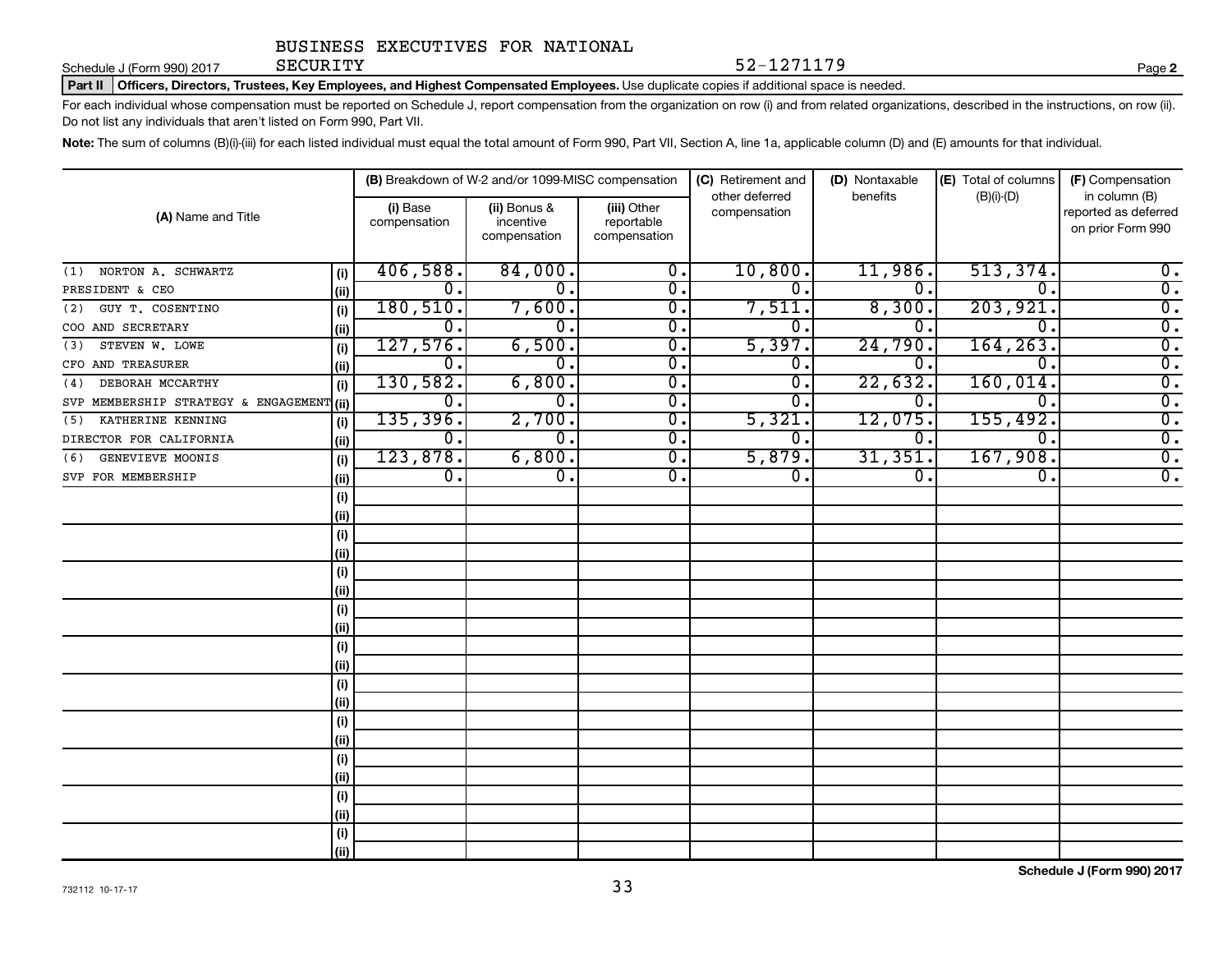BUSINESS EXECUTIVES FOR NATIONAL SECURITY 52-1271179

Schedule J (Form 990) 2017 Page 2

**Part II Officers, Directors, Trustees, Key Employees, and Highest Compensated Employees.** Use duplicate copies if additional space is needed.

For each individual whose compensation must be reported on Schedule J, report compensation from the organization on row (i) and from related organizations, described in the instructions, on row (ii). Do not list any individuals that aren't listed on Form 990, Part VII.

**Note:** The sum of columns (B)(i)-(iii) for each listed individual must equal the total amount of Form 990, Part VII, Section A, line 1a, applicable column (D) and (E) amounts for that individual.

| (A) Name and Title | | (B) Breakdown of W-2 and/or 1099-MISC compensation | | | (C) Retirement and other deferred compensation | (D) Nontaxable benefits | (E) Total of columns (B)(i)-(D) | (F) Compensation in column (B) reported as deferred on prior Form 990 |
|---|---|---|---|---|---|---|---|---|
| | | (i) Base compensation | (ii) Bonus & incentive compensation | (iii) Other reportable compensation | | | | |
| (1) NORTON A. SCHWARTZ | (i) | 406,588. | 84,000. | 0. | 10,800. | 11,986. | 513,374. | 0. |
| PRESIDENT & CEO | (ii) | 0. | 0. | 0. | 0. | 0. | 0. | 0. |
| (2) GUY T. COSENTINO | (i) | 180,510. | 7,600. | 0. | 7,511. | 8,300. | 203,921. | 0. |
| COO AND SECRETARY | (ii) | 0. | 0. | 0. | 0. | 0. | 0. | 0. |
| (3) STEVEN W. LOWE | (i) | 127,576. | 6,500. | 0. | 5,397. | 24,790. | 164,263. | 0. |
| CFO AND TREASURER | (ii) | 0. | 0. | 0. | 0. | 0. | 0. | 0. |
| (4) DEBORAH MCCARTHY | (i) | 130,582. | 6,800. | 0. | 0. | 22,632. | 160,014. | 0. |
| SVP MEMBERSHIP STRATEGY & ENGAGEMENT | (ii) | 0. | 0. | 0. | 0. | 0. | 0. | 0. |
| (5) KATHERINE KENNING | (i) | 135,396. | 2,700. | 0. | 5,321. | 12,075. | 155,492. | 0. |
| DIRECTOR FOR CALIFORNIA | (ii) | 0. | 0. | 0. | 0. | 0. | 0. | 0. |
| (6) GENEVIEVE MOONIS | (i) | 123,878. | 6,800. | 0. | 5,879. | 31,351. | 167,908. | 0. |
| SVP FOR MEMBERSHIP | (ii) | 0. | 0. | 0. | 0. | 0. | 0. | 0. |

Schedule J (Form 990) 2017

732112 10-17-17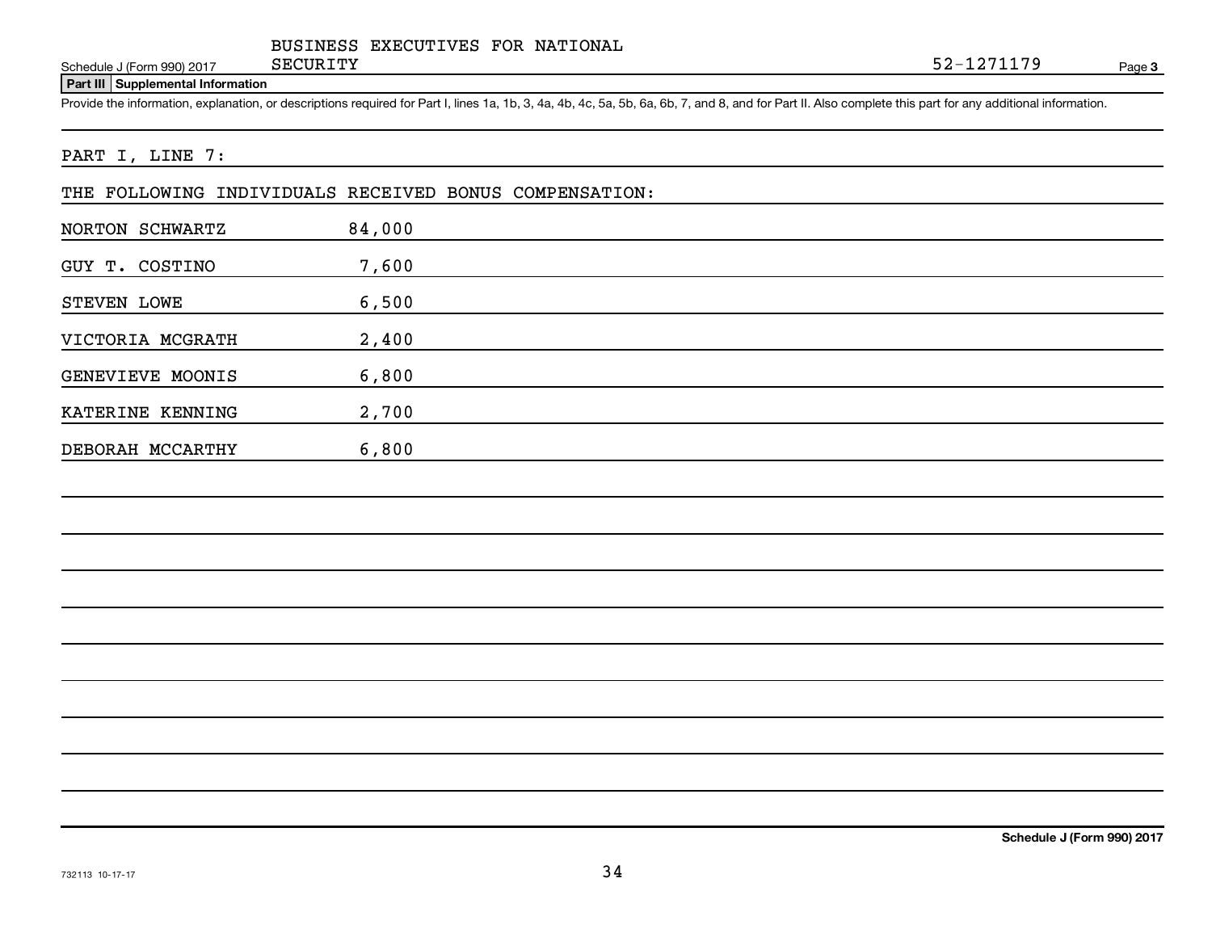BUSINESS EXECUTIVES FOR NATIONAL SECURITY

Schedule J (Form 990) 2017 — 52-1271179 — Page 3

**Part III | Supplemental Information**

Provide the information, explanation, or descriptions required for Part I, lines 1a, 1b, 3, 4a, 4b, 4c, 5a, 5b, 6a, 6b, 7, and 8, and for Part II. Also complete this part for any additional information.

PART I, LINE 7:

THE FOLLOWING INDIVIDUALS RECEIVED BONUS COMPENSATION:

| Name | Amount |
|---|---|
| NORTON SCHWARTZ | 84,000 |
| GUY T. COSTINO | 7,600 |
| STEVEN LOWE | 6,500 |
| VICTORIA MCGRATH | 2,400 |
| GENEVIEVE MOONIS | 6,800 |
| KATERINE KENNING | 2,700 |
| DEBORAH MCCARTHY | 6,800 |

Schedule J (Form 990) 2017

732113 10-17-17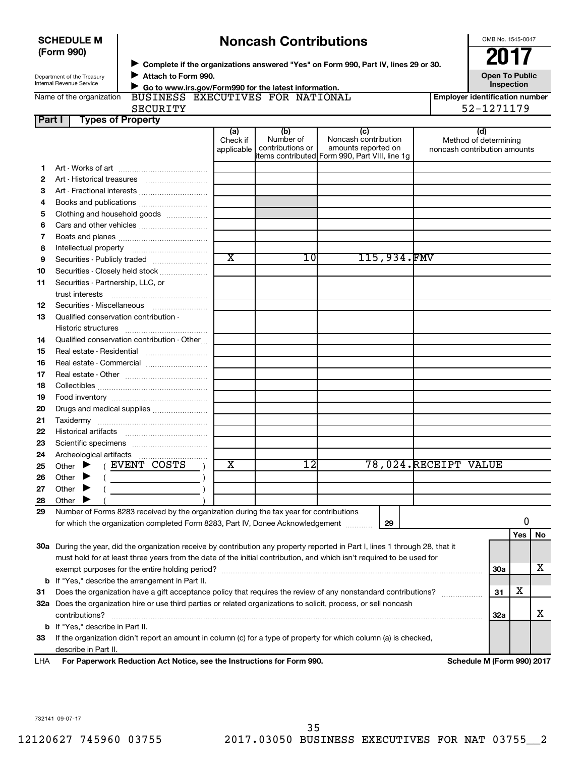**SCHEDULE M (Form 990)**

Department of the Treasury
Internal Revenue Service

# Noncash Contributions

▶ Complete if the organizations answered "Yes" on Form 990, Part IV, lines 29 or 30.
▶ Attach to Form 990.
▶ Go to www.irs.gov/Form990 for the latest information.

OMB No. 1545-0047

**2017**

**Open To Public Inspection**

Name of the organization: BUSINESS EXECUTIVES FOR NATIONAL SECURITY

Employer identification number: 52-1271179

**Part I — Types of Property**

| | | (a) Check if applicable | (b) Number of contributions or items contributed | (c) Noncash contribution amounts reported on Form 990, Part VIII, line 1g | (d) Method of determining noncash contribution amounts |
|---|---|---|---|---|---|
| 1 | Art - Works of art | | | | |
| 2 | Art - Historical treasures | | | | |
| 3 | Art - Fractional interests | | | | |
| 4 | Books and publications | | | | |
| 5 | Clothing and household goods | | | | |
| 6 | Cars and other vehicles | | | | |
| 7 | Boats and planes | | | | |
| 8 | Intellectual property | | | | |
| 9 | Securities - Publicly traded | X | 10 | 115,934. | FMV |
| 10 | Securities - Closely held stock | | | | |
| 11 | Securities - Partnership, LLC, or trust interests | | | | |
| 12 | Securities - Miscellaneous | | | | |
| 13 | Qualified conservation contribution - Historic structures | | | | |
| 14 | Qualified conservation contribution - Other | | | | |
| 15 | Real estate - Residential | | | | |
| 16 | Real estate - Commercial | | | | |
| 17 | Real estate - Other | | | | |
| 18 | Collectibles | | | | |
| 19 | Food inventory | | | | |
| 20 | Drugs and medical supplies | | | | |
| 21 | Taxidermy | | | | |
| 22 | Historical artifacts | | | | |
| 23 | Scientific specimens | | | | |
| 24 | Archeological artifacts | | | | |
| 25 | Other ▶ ( EVENT COSTS ) | X | 12 | 78,024. | RECEIPT VALUE |
| 26 | Other ▶ ( ) | | | | |
| 27 | Other ▶ ( ) | | | | |
| 28 | Other ▶ ( ) | | | | |

**29** Number of Forms 8283 received by the organization during the tax year for contributions for which the organization completed Form 8283, Part IV, Donee Acknowledgement ..... **29** | 0

| | | | Yes | No |
|---|---|---|---|---|
| 30a | During the year, did the organization receive by contribution any property reported in Part I, lines 1 through 28, that it must hold for at least three years from the date of the initial contribution, and which isn't required to be used for exempt purposes for the entire holding period? | 30a | | X |
| b | If "Yes," describe the arrangement in Part II. | | | |
| 31 | Does the organization have a gift acceptance policy that requires the review of any nonstandard contributions? | 31 | X | |
| 32a | Does the organization hire or use third parties or related organizations to solicit, process, or sell noncash contributions? | 32a | | X |
| b | If "Yes," describe in Part II. | | | |
| 33 | If the organization didn't report an amount in column (c) for a type of property for which column (a) is checked, describe in Part II. | | | |

LHA **For Paperwork Reduction Act Notice, see the Instructions for Form 990.** **Schedule M (Form 990) 2017**

732141 09-07-17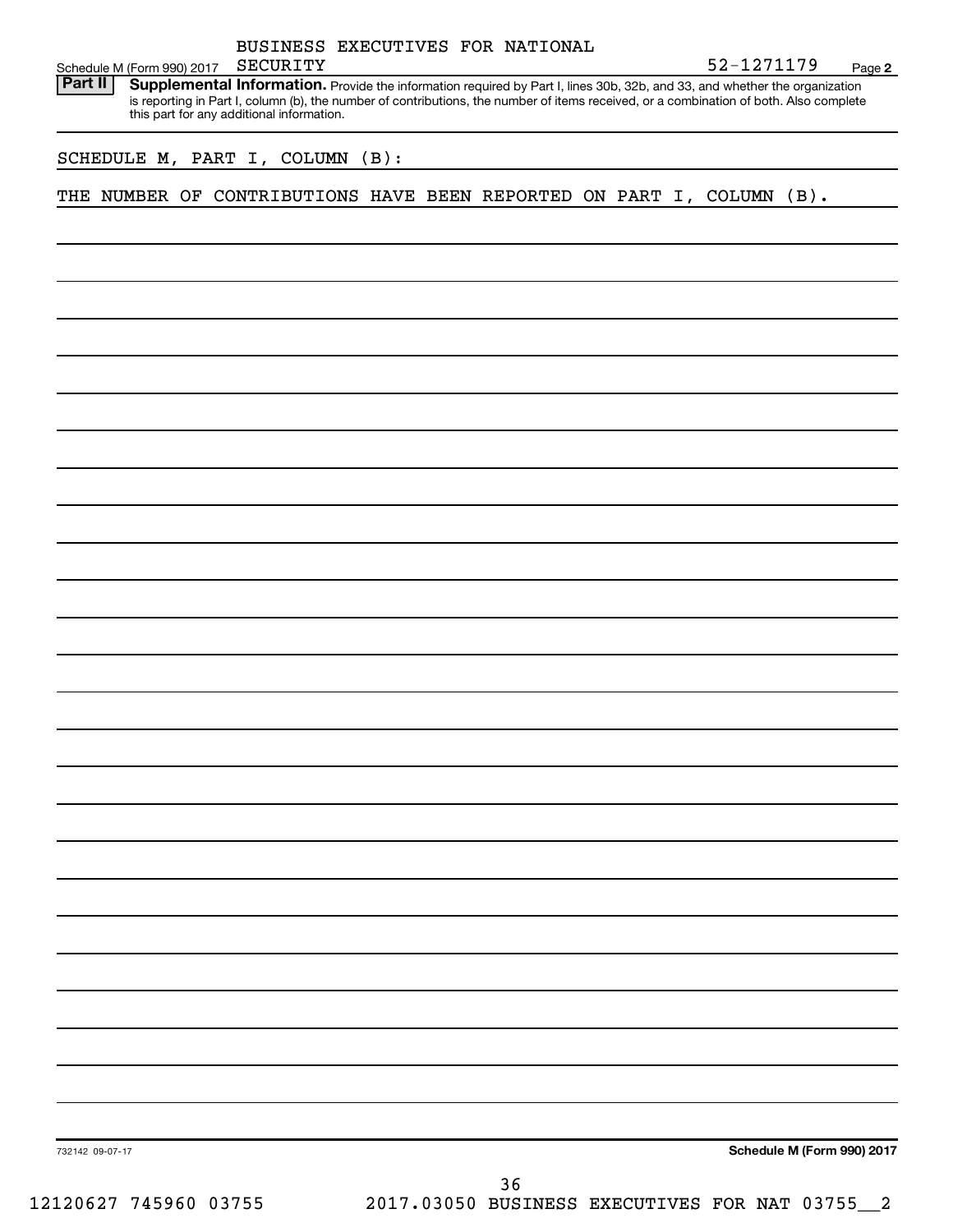Schedule M (Form 990) 2017 BUSINESS EXECUTIVES FOR NATIONAL SECURITY 52-1271179 Page 2

**Part II** **Supplemental Information.** Provide the information required by Part I, lines 30b, 32b, and 33, and whether the organization is reporting in Part I, column (b), the number of contributions, the number of items received, or a combination of both. Also complete this part for any additional information.

SCHEDULE M, PART I, COLUMN (B):

THE NUMBER OF CONTRIBUTIONS HAVE BEEN REPORTED ON PART I, COLUMN (B).

732142 09-07-17

**Schedule M (Form 990) 2017**

12120627 745960 03755 2017.03050 BUSINESS EXECUTIVES FOR NAT 03755__2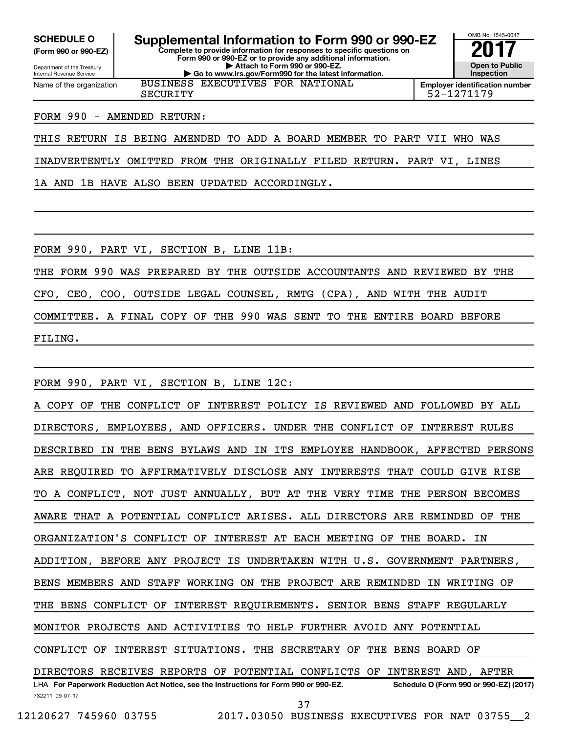**SCHEDULE O**
**(Form 990 or 990-EZ)**

Department of the Treasury
Internal Revenue Service

# Supplemental Information to Form 990 or 990-EZ

**Complete to provide information for responses to specific questions on Form 990 or 990-EZ or to provide any additional information.**
**▶ Attach to Form 990 or 990-EZ.**
**▶ Go to www.irs.gov/Form990 for the latest information.**

OMB No. 1545-0047
**2017**
**Open to Public Inspection**

Name of the organization: BUSINESS EXECUTIVES FOR NATIONAL SECURITY

**Employer identification number:** 52-1271179

FORM 990 - AMENDED RETURN:

THIS RETURN IS BEING AMENDED TO ADD A BOARD MEMBER TO PART VII WHO WAS INADVERTENTLY OMITTED FROM THE ORIGINALLY FILED RETURN. PART VI, LINES 1A AND 1B HAVE ALSO BEEN UPDATED ACCORDINGLY.

FORM 990, PART VI, SECTION B, LINE 11B:

THE FORM 990 WAS PREPARED BY THE OUTSIDE ACCOUNTANTS AND REVIEWED BY THE CFO, CEO, COO, OUTSIDE LEGAL COUNSEL, RMTG (CPA), AND WITH THE AUDIT COMMITTEE. A FINAL COPY OF THE 990 WAS SENT TO THE ENTIRE BOARD BEFORE FILING.

FORM 990, PART VI, SECTION B, LINE 12C:

A COPY OF THE CONFLICT OF INTEREST POLICY IS REVIEWED AND FOLLOWED BY ALL DIRECTORS, EMPLOYEES, AND OFFICERS. UNDER THE CONFLICT OF INTEREST RULES DESCRIBED IN THE BENS BYLAWS AND IN ITS EMPLOYEE HANDBOOK, AFFECTED PERSONS ARE REQUIRED TO AFFIRMATIVELY DISCLOSE ANY INTERESTS THAT COULD GIVE RISE TO A CONFLICT, NOT JUST ANNUALLY, BUT AT THE VERY TIME THE PERSON BECOMES AWARE THAT A POTENTIAL CONFLICT ARISES. ALL DIRECTORS ARE REMINDED OF THE ORGANIZATION'S CONFLICT OF INTEREST AT EACH MEETING OF THE BOARD. IN ADDITION, BEFORE ANY PROJECT IS UNDERTAKEN WITH U.S. GOVERNMENT PARTNERS, BENS MEMBERS AND STAFF WORKING ON THE PROJECT ARE REMINDED IN WRITING OF THE BENS CONFLICT OF INTEREST REQUIREMENTS. SENIOR BENS STAFF REGULARLY MONITOR PROJECTS AND ACTIVITIES TO HELP FURTHER AVOID ANY POTENTIAL CONFLICT OF INTEREST SITUATIONS. THE SECRETARY OF THE BENS BOARD OF DIRECTORS RECEIVES REPORTS OF POTENTIAL CONFLICTS OF INTEREST AND, AFTER

LHA **For Paperwork Reduction Act Notice, see the Instructions for Form 990 or 990-EZ.** **Schedule O (Form 990 or 990-EZ) (2017)**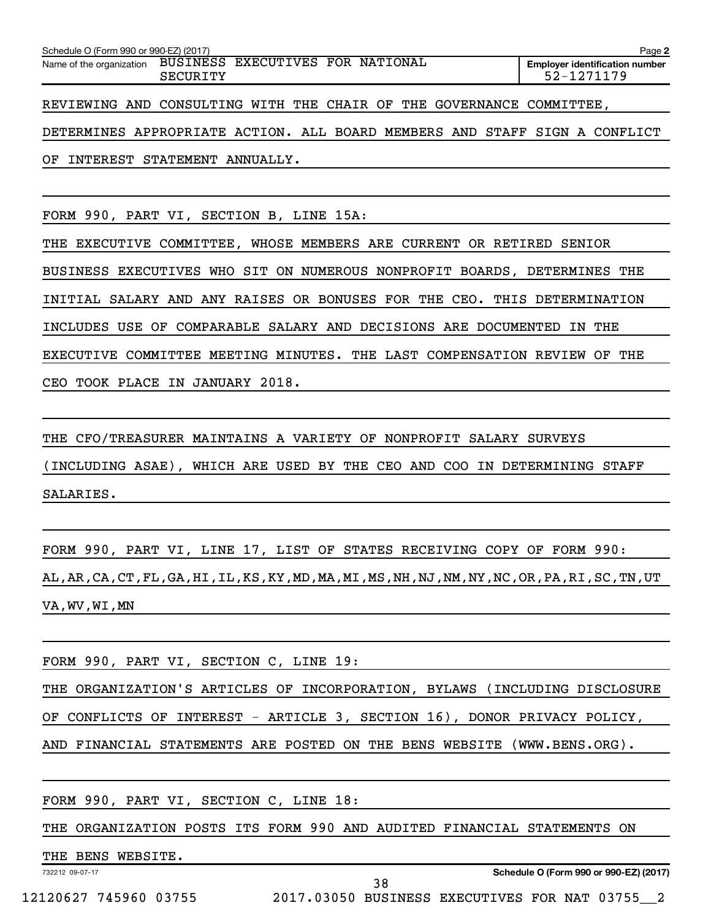Schedule O (Form 990 or 990-EZ) (2017)

Name of the organization: BUSINESS EXECUTIVES FOR NATIONAL SECURITY

**Employer identification number** 52-1271179

REVIEWING AND CONSULTING WITH THE CHAIR OF THE GOVERNANCE COMMITTEE, DETERMINES APPROPRIATE ACTION. ALL BOARD MEMBERS AND STAFF SIGN A CONFLICT OF INTEREST STATEMENT ANNUALLY.

FORM 990, PART VI, SECTION B, LINE 15A:

THE EXECUTIVE COMMITTEE, WHOSE MEMBERS ARE CURRENT OR RETIRED SENIOR BUSINESS EXECUTIVES WHO SIT ON NUMEROUS NONPROFIT BOARDS, DETERMINES THE INITIAL SALARY AND ANY RAISES OR BONUSES FOR THE CEO. THIS DETERMINATION INCLUDES USE OF COMPARABLE SALARY AND DECISIONS ARE DOCUMENTED IN THE EXECUTIVE COMMITTEE MEETING MINUTES. THE LAST COMPENSATION REVIEW OF THE CEO TOOK PLACE IN JANUARY 2018.

THE CFO/TREASURER MAINTAINS A VARIETY OF NONPROFIT SALARY SURVEYS (INCLUDING ASAE), WHICH ARE USED BY THE CEO AND COO IN DETERMINING STAFF SALARIES.

FORM 990, PART VI, LINE 17, LIST OF STATES RECEIVING COPY OF FORM 990:

AL,AR,CA,CT,FL,GA,HI,IL,KS,KY,MD,MA,MI,MS,NH,NJ,NM,NY,NC,OR,PA,RI,SC,TN,UT VA,WV,WI,MN

FORM 990, PART VI, SECTION C, LINE 19:

THE ORGANIZATION'S ARTICLES OF INCORPORATION, BYLAWS (INCLUDING DISCLOSURE OF CONFLICTS OF INTEREST - ARTICLE 3, SECTION 16), DONOR PRIVACY POLICY, AND FINANCIAL STATEMENTS ARE POSTED ON THE BENS WEBSITE (WWW.BENS.ORG).

FORM 990, PART VI, SECTION C, LINE 18:

THE ORGANIZATION POSTS ITS FORM 990 AND AUDITED FINANCIAL STATEMENTS ON THE BENS WEBSITE.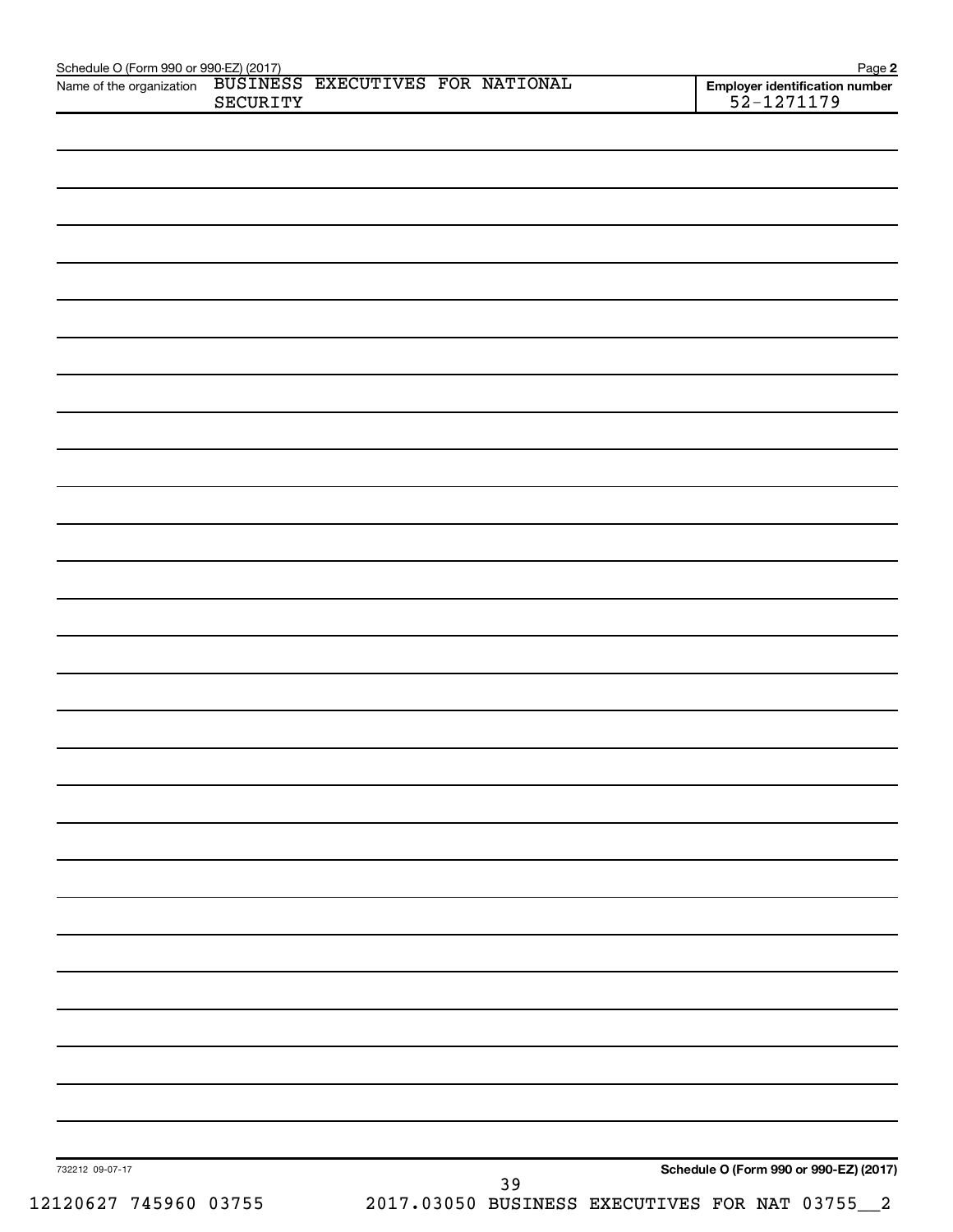Schedule O (Form 990 or 990-EZ) (2017)

Name of the organization BUSINESS EXECUTIVES FOR NATIONAL SECURITY

**Employer identification number** 52-1271179